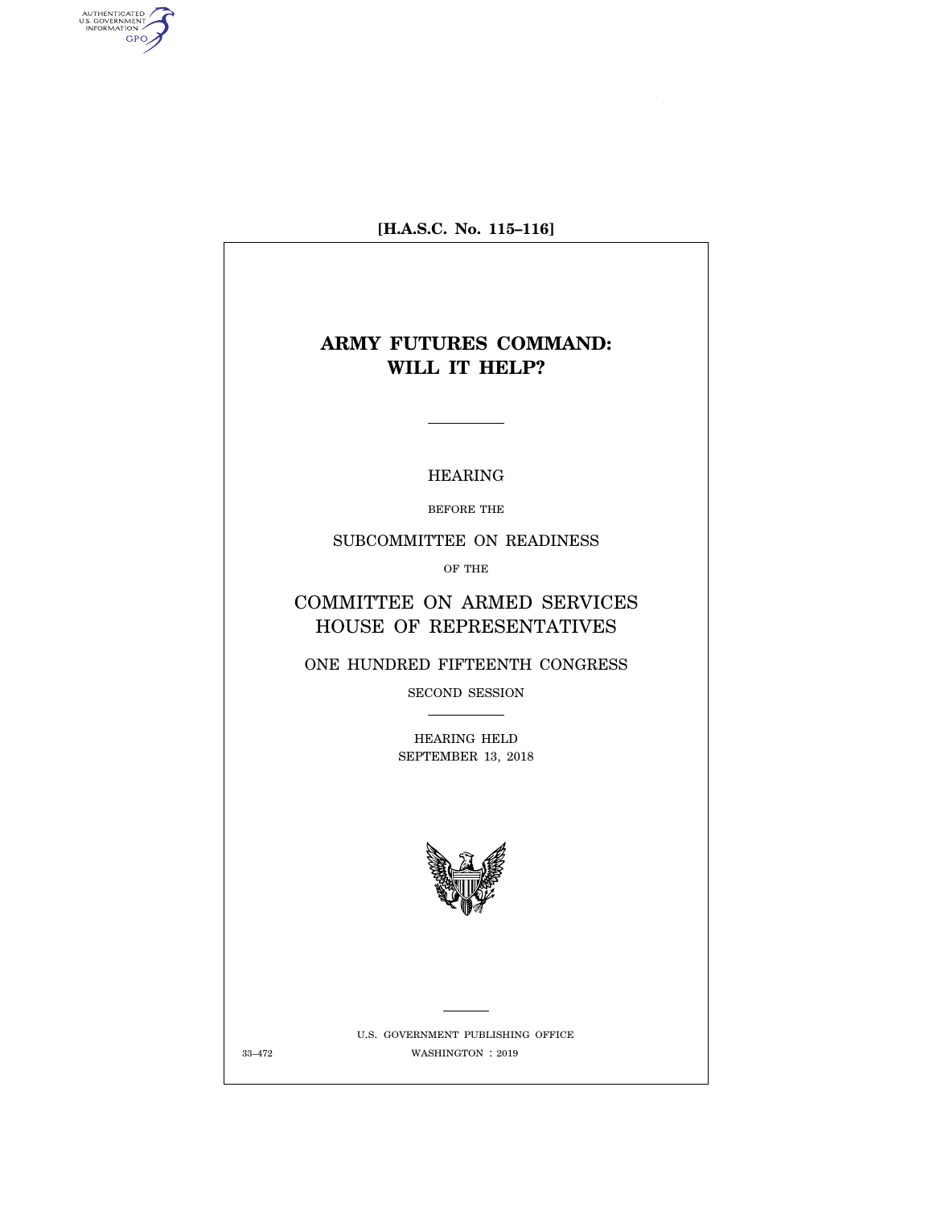[H.A.S.C. No. 115–116]

# ARMY FUTURES COMMAND: WILL IT HELP?

HEARING

BEFORE THE

SUBCOMMITTEE ON READINESS

OF THE

COMMITTEE ON ARMED SERVICES
HOUSE OF REPRESENTATIVES

ONE HUNDRED FIFTEENTH CONGRESS

SECOND SESSION

HEARING HELD
SEPTEMBER 13, 2018

U.S. GOVERNMENT PUBLISHING OFFICE

33–472 WASHINGTON : 2019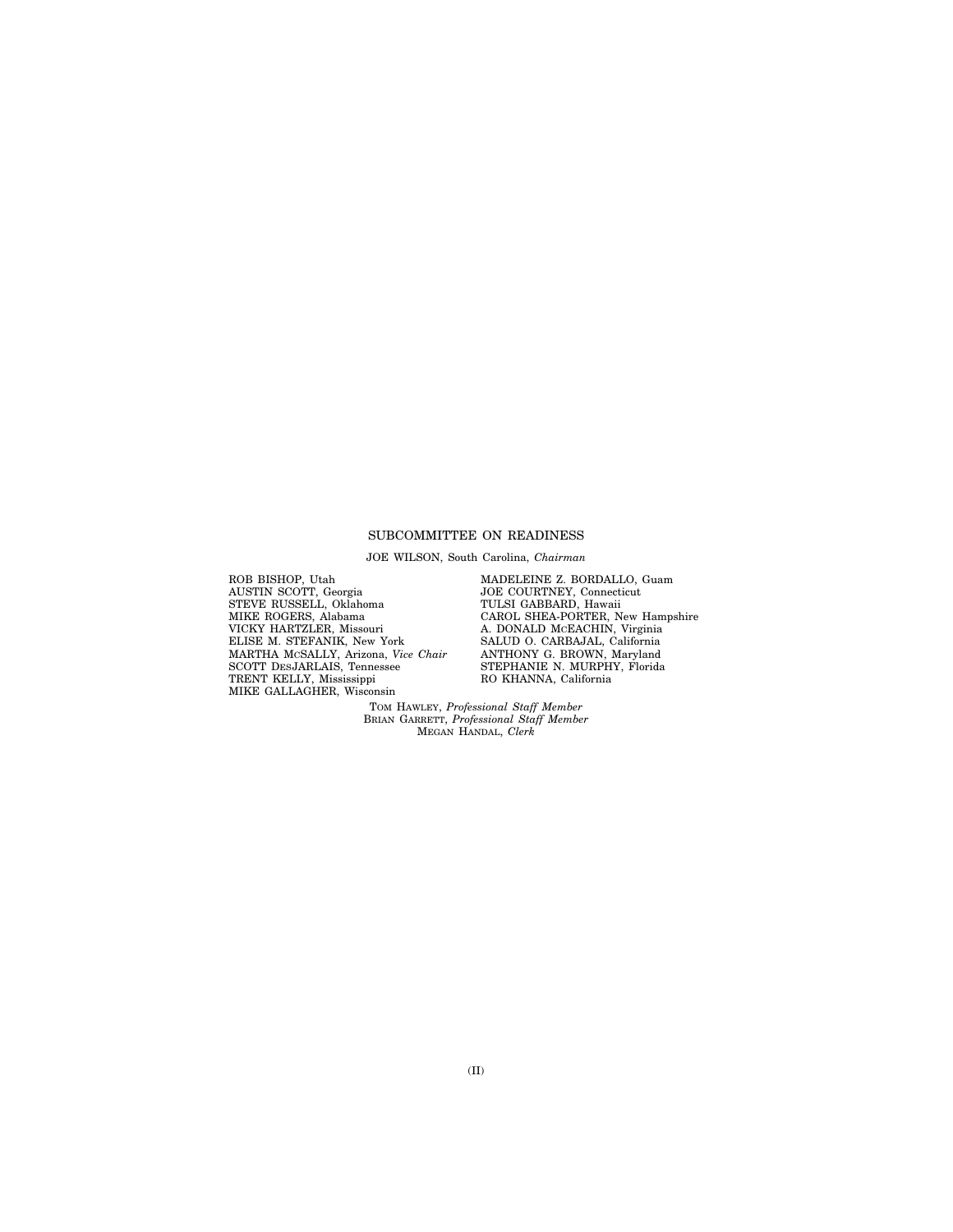## SUBCOMMITTEE ON READINESS

JOE WILSON, South Carolina, *Chairman*

ROB BISHOP, Utah
AUSTIN SCOTT, Georgia
STEVE RUSSELL, Oklahoma
MIKE ROGERS, Alabama
VICKY HARTZLER, Missouri
ELISE M. STEFANIK, New York
MARTHA MCSALLY, Arizona, *Vice Chair*
SCOTT DESJARLAIS, Tennessee
TRENT KELLY, Mississippi
MIKE GALLAGHER, Wisconsin

MADELEINE Z. BORDALLO, Guam
JOE COURTNEY, Connecticut
TULSI GABBARD, Hawaii
CAROL SHEA-PORTER, New Hampshire
A. DONALD MCEACHIN, Virginia
SALUD O. CARBAJAL, California
ANTHONY G. BROWN, Maryland
STEPHANIE N. MURPHY, Florida
RO KHANNA, California

TOM HAWLEY, *Professional Staff Member*
BRIAN GARRETT, *Professional Staff Member*
MEGAN HANDAL, *Clerk*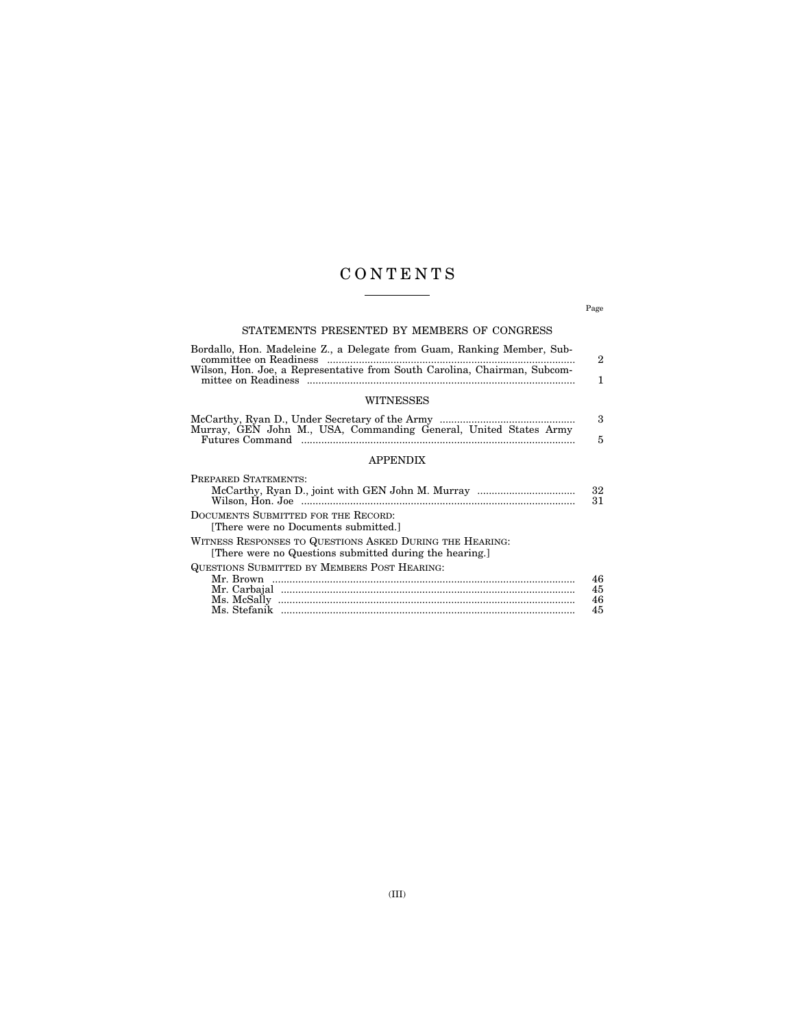# CONTENTS

Page

## STATEMENTS PRESENTED BY MEMBERS OF CONGRESS

Bordallo, Hon. Madeleine Z., a Delegate from Guam, Ranking Member, Subcommittee on Readiness ..... 2

Wilson, Hon. Joe, a Representative from South Carolina, Chairman, Subcommittee on Readiness ..... 1

## WITNESSES

McCarthy, Ryan D., Under Secretary of the Army ..... 3

Murray, GEN John M., USA, Commanding General, United States Army Futures Command ..... 5

## APPENDIX

PREPARED STATEMENTS:

- McCarthy, Ryan D., joint with GEN John M. Murray ..... 32
- Wilson, Hon. Joe ..... 31

DOCUMENTS SUBMITTED FOR THE RECORD:

[There were no Documents submitted.]

WITNESS RESPONSES TO QUESTIONS ASKED DURING THE HEARING:

[There were no Questions submitted during the hearing.]

QUESTIONS SUBMITTED BY MEMBERS POST HEARING:

- Mr. Brown ..... 46
- Mr. Carbajal ..... 45
- Ms. McSally ..... 46
- Ms. Stefanik ..... 45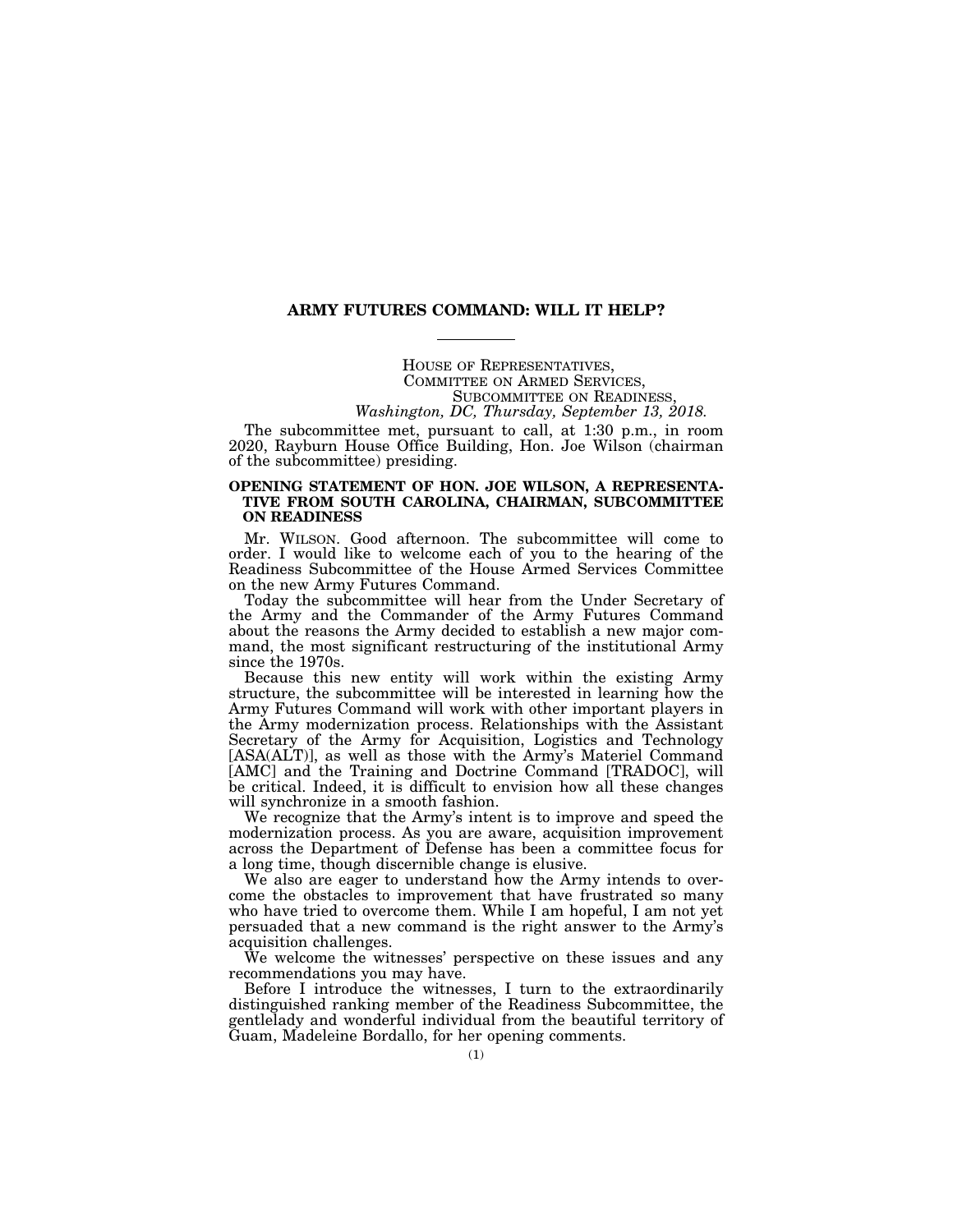# ARMY FUTURES COMMAND: WILL IT HELP?

HOUSE OF REPRESENTATIVES,
COMMITTEE ON ARMED SERVICES,
SUBCOMMITTEE ON READINESS,
*Washington, DC, Thursday, September 13, 2018.*

The subcommittee met, pursuant to call, at 1:30 p.m., in room 2020, Rayburn House Office Building, Hon. Joe Wilson (chairman of the subcommittee) presiding.

## OPENING STATEMENT OF HON. JOE WILSON, A REPRESENTATIVE FROM SOUTH CAROLINA, CHAIRMAN, SUBCOMMITTEE ON READINESS

Mr. WILSON. Good afternoon. The subcommittee will come to order. I would like to welcome each of you to the hearing of the Readiness Subcommittee of the House Armed Services Committee on the new Army Futures Command.

Today the subcommittee will hear from the Under Secretary of the Army and the Commander of the Army Futures Command about the reasons the Army decided to establish a new major command, the most significant restructuring of the institutional Army since the 1970s.

Because this new entity will work within the existing Army structure, the subcommittee will be interested in learning how the Army Futures Command will work with other important players in the Army modernization process. Relationships with the Assistant Secretary of the Army for Acquisition, Logistics and Technology [ASA(ALT)], as well as those with the Army's Materiel Command [AMC] and the Training and Doctrine Command [TRADOC], will be critical. Indeed, it is difficult to envision how all these changes will synchronize in a smooth fashion.

We recognize that the Army's intent is to improve and speed the modernization process. As you are aware, acquisition improvement across the Department of Defense has been a committee focus for a long time, though discernible change is elusive.

We also are eager to understand how the Army intends to overcome the obstacles to improvement that have frustrated so many who have tried to overcome them. While I am hopeful, I am not yet persuaded that a new command is the right answer to the Army's acquisition challenges.

We welcome the witnesses' perspective on these issues and any recommendations you may have.

Before I introduce the witnesses, I turn to the extraordinarily distinguished ranking member of the Readiness Subcommittee, the gentlelady and wonderful individual from the beautiful territory of Guam, Madeleine Bordallo, for her opening comments.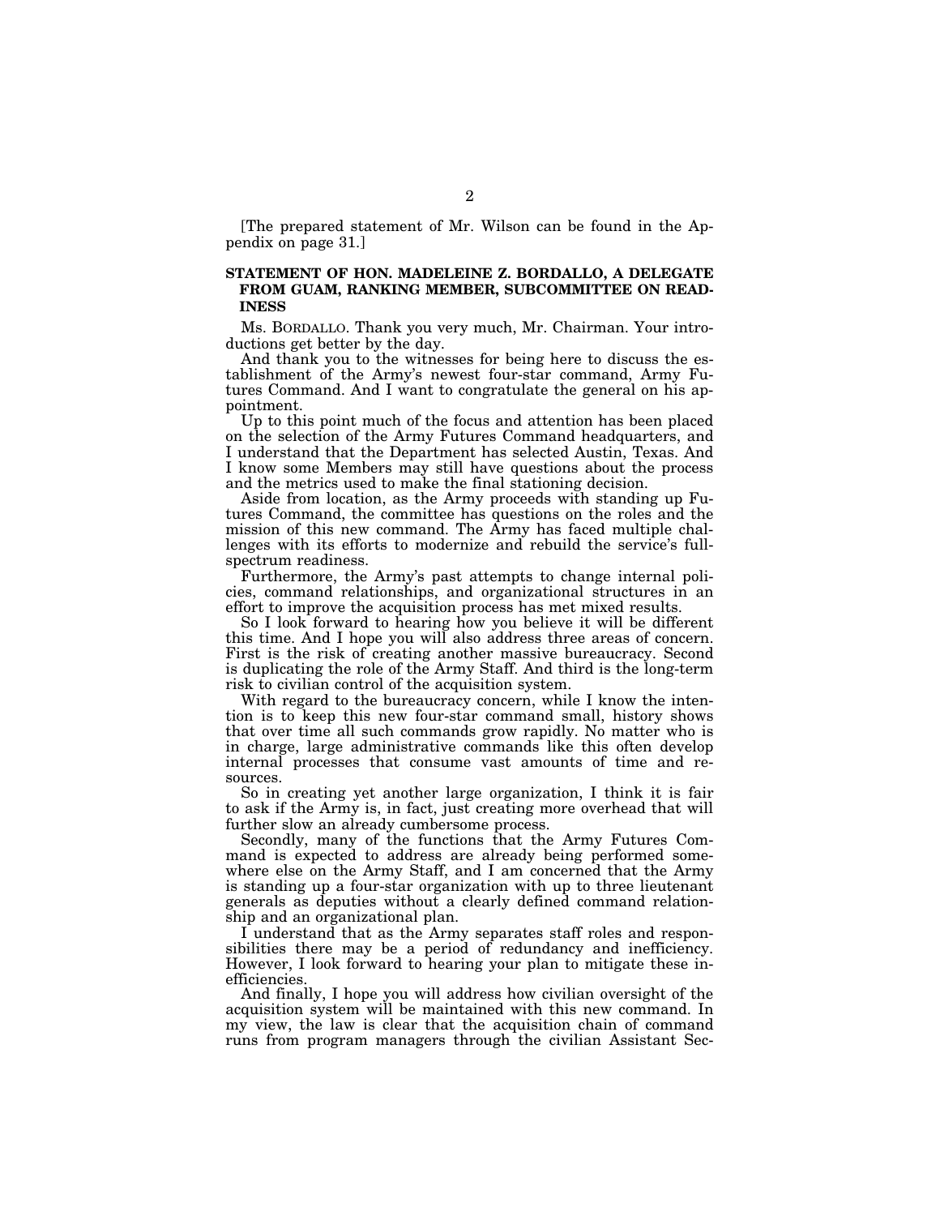[The prepared statement of Mr. Wilson can be found in the Appendix on page 31.]

## STATEMENT OF HON. MADELEINE Z. BORDALLO, A DELEGATE FROM GUAM, RANKING MEMBER, SUBCOMMITTEE ON READINESS

Ms. BORDALLO. Thank you very much, Mr. Chairman. Your introductions get better by the day.

And thank you to the witnesses for being here to discuss the establishment of the Army's newest four-star command, Army Futures Command. And I want to congratulate the general on his appointment.

Up to this point much of the focus and attention has been placed on the selection of the Army Futures Command headquarters, and I understand that the Department has selected Austin, Texas. And I know some Members may still have questions about the process and the metrics used to make the final stationing decision.

Aside from location, as the Army proceeds with standing up Futures Command, the committee has questions on the roles and the mission of this new command. The Army has faced multiple challenges with its efforts to modernize and rebuild the service's full-spectrum readiness.

Furthermore, the Army's past attempts to change internal policies, command relationships, and organizational structures in an effort to improve the acquisition process has met mixed results.

So I look forward to hearing how you believe it will be different this time. And I hope you will also address three areas of concern. First is the risk of creating another massive bureaucracy. Second is duplicating the role of the Army Staff. And third is the long-term risk to civilian control of the acquisition system.

With regard to the bureaucracy concern, while I know the intention is to keep this new four-star command small, history shows that over time all such commands grow rapidly. No matter who is in charge, large administrative commands like this often develop internal processes that consume vast amounts of time and resources.

So in creating yet another large organization, I think it is fair to ask if the Army is, in fact, just creating more overhead that will further slow an already cumbersome process.

Secondly, many of the functions that the Army Futures Command is expected to address are already being performed somewhere else on the Army Staff, and I am concerned that the Army is standing up a four-star organization with up to three lieutenant generals as deputies without a clearly defined command relationship and an organizational plan.

I understand that as the Army separates staff roles and responsibilities there may be a period of redundancy and inefficiency. However, I look forward to hearing your plan to mitigate these inefficiencies.

And finally, I hope you will address how civilian oversight of the acquisition system will be maintained with this new command. In my view, the law is clear that the acquisition chain of command runs from program managers through the civilian Assistant Sec-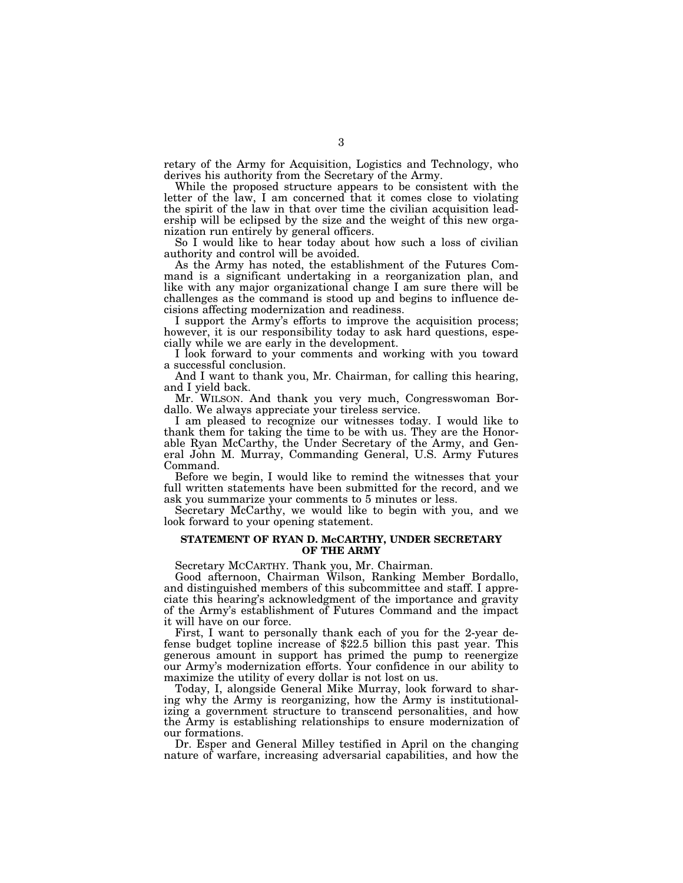retary of the Army for Acquisition, Logistics and Technology, who derives his authority from the Secretary of the Army.

While the proposed structure appears to be consistent with the letter of the law, I am concerned that it comes close to violating the spirit of the law in that over time the civilian acquisition leadership will be eclipsed by the size and the weight of this new organization run entirely by general officers.

So I would like to hear today about how such a loss of civilian authority and control will be avoided.

As the Army has noted, the establishment of the Futures Command is a significant undertaking in a reorganization plan, and like with any major organizational change I am sure there will be challenges as the command is stood up and begins to influence decisions affecting modernization and readiness.

I support the Army's efforts to improve the acquisition process; however, it is our responsibility today to ask hard questions, especially while we are early in the development.

I look forward to your comments and working with you toward a successful conclusion.

And I want to thank you, Mr. Chairman, for calling this hearing, and I yield back.

Mr. WILSON. And thank you very much, Congresswoman Bordallo. We always appreciate your tireless service.

I am pleased to recognize our witnesses today. I would like to thank them for taking the time to be with us. They are the Honorable Ryan McCarthy, the Under Secretary of the Army, and General John M. Murray, Commanding General, U.S. Army Futures Command.

Before we begin, I would like to remind the witnesses that your full written statements have been submitted for the record, and we ask you summarize your comments to 5 minutes or less.

Secretary McCarthy, we would like to begin with you, and we look forward to your opening statement.

## STATEMENT OF RYAN D. McCARTHY, UNDER SECRETARY OF THE ARMY

Secretary MCCARTHY. Thank you, Mr. Chairman.

Good afternoon, Chairman Wilson, Ranking Member Bordallo, and distinguished members of this subcommittee and staff. I appreciate this hearing's acknowledgment of the importance and gravity of the Army's establishment of Futures Command and the impact it will have on our force.

First, I want to personally thank each of you for the 2-year defense budget topline increase of $22.5 billion this past year. This generous amount in support has primed the pump to reenergize our Army's modernization efforts. Your confidence in our ability to maximize the utility of every dollar is not lost on us.

Today, I, alongside General Mike Murray, look forward to sharing why the Army is reorganizing, how the Army is institutionalizing a government structure to transcend personalities, and how the Army is establishing relationships to ensure modernization of our formations.

Dr. Esper and General Milley testified in April on the changing nature of warfare, increasing adversarial capabilities, and how the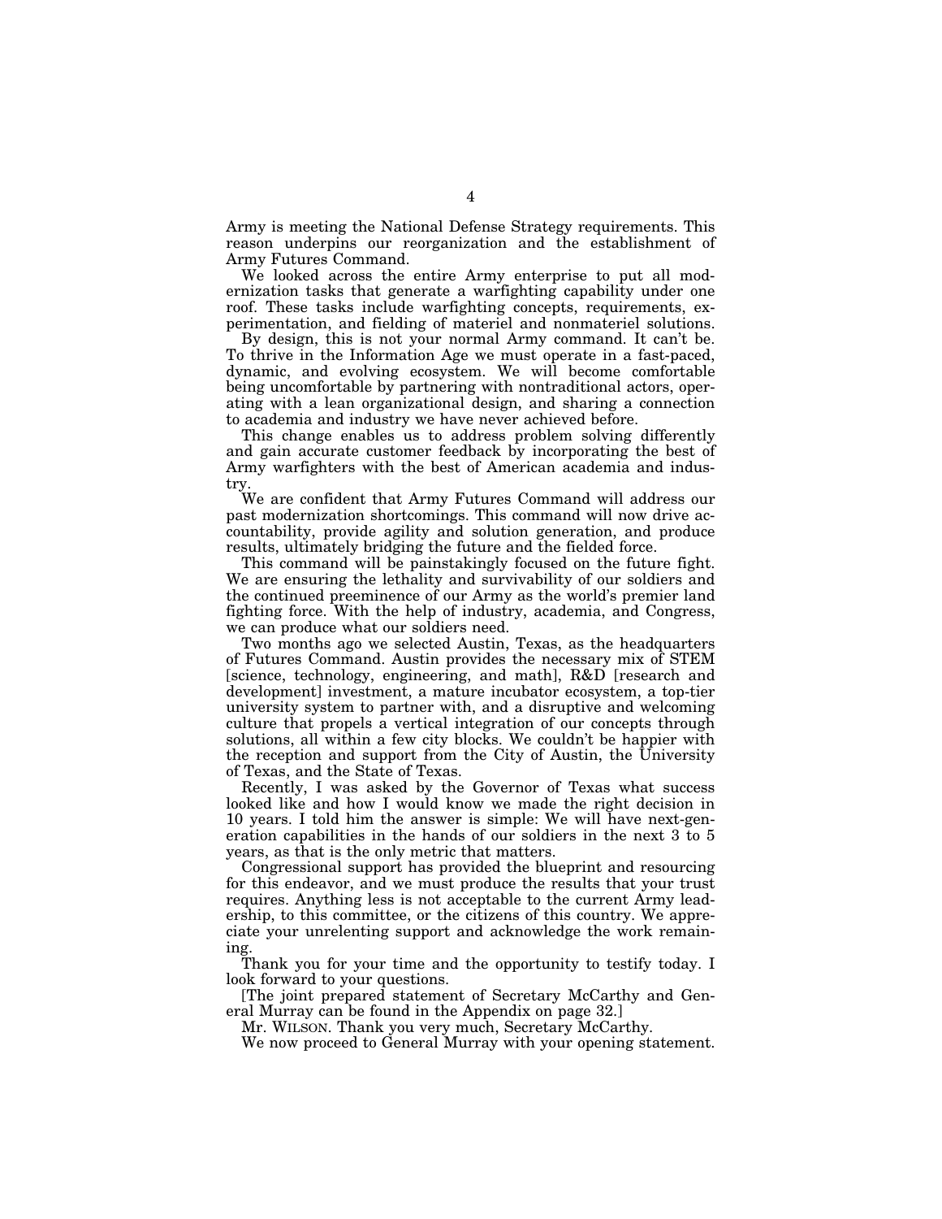Army is meeting the National Defense Strategy requirements. This reason underpins our reorganization and the establishment of Army Futures Command.

We looked across the entire Army enterprise to put all modernization tasks that generate a warfighting capability under one roof. These tasks include warfighting concepts, requirements, experimentation, and fielding of materiel and nonmateriel solutions.

By design, this is not your normal Army command. It can't be. To thrive in the Information Age we must operate in a fast-paced, dynamic, and evolving ecosystem. We will become comfortable being uncomfortable by partnering with nontraditional actors, operating with a lean organizational design, and sharing a connection to academia and industry we have never achieved before.

This change enables us to address problem solving differently and gain accurate customer feedback by incorporating the best of Army warfighters with the best of American academia and industry.

We are confident that Army Futures Command will address our past modernization shortcomings. This command will now drive accountability, provide agility and solution generation, and produce results, ultimately bridging the future and the fielded force.

This command will be painstakingly focused on the future fight. We are ensuring the lethality and survivability of our soldiers and the continued preeminence of our Army as the world's premier land fighting force. With the help of industry, academia, and Congress, we can produce what our soldiers need.

Two months ago we selected Austin, Texas, as the headquarters of Futures Command. Austin provides the necessary mix of STEM [science, technology, engineering, and math], R&D [research and development] investment, a mature incubator ecosystem, a top-tier university system to partner with, and a disruptive and welcoming culture that propels a vertical integration of our concepts through solutions, all within a few city blocks. We couldn't be happier with the reception and support from the City of Austin, the University of Texas, and the State of Texas.

Recently, I was asked by the Governor of Texas what success looked like and how I would know we made the right decision in 10 years. I told him the answer is simple: We will have next-generation capabilities in the hands of our soldiers in the next 3 to 5 years, as that is the only metric that matters.

Congressional support has provided the blueprint and resourcing for this endeavor, and we must produce the results that your trust requires. Anything less is not acceptable to the current Army leadership, to this committee, or the citizens of this country. We appreciate your unrelenting support and acknowledge the work remaining.

Thank you for your time and the opportunity to testify today. I look forward to your questions.

[The joint prepared statement of Secretary McCarthy and General Murray can be found in the Appendix on page 32.]

Mr. WILSON. Thank you very much, Secretary McCarthy.

We now proceed to General Murray with your opening statement.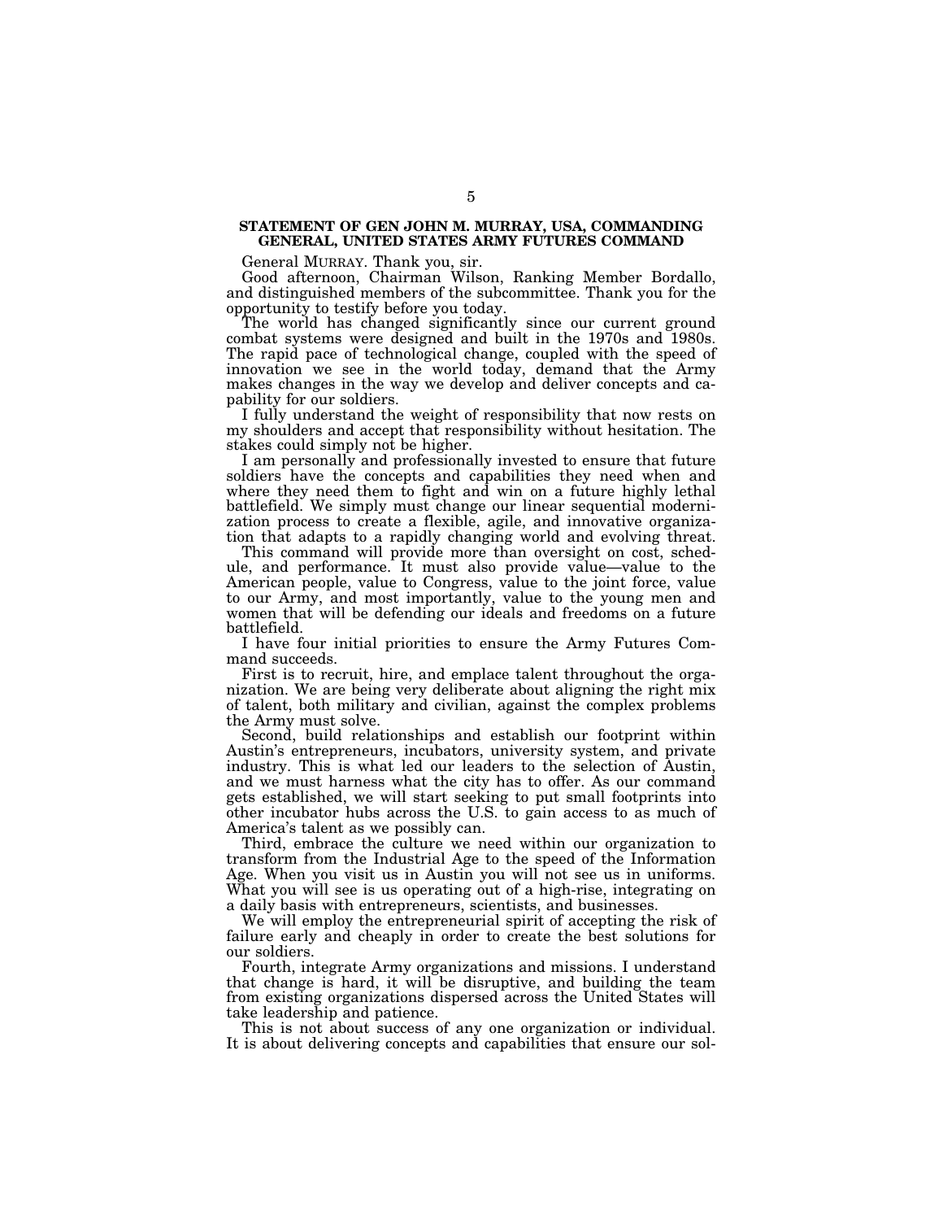## STATEMENT OF GEN JOHN M. MURRAY, USA, COMMANDING GENERAL, UNITED STATES ARMY FUTURES COMMAND

General MURRAY. Thank you, sir.

Good afternoon, Chairman Wilson, Ranking Member Bordallo, and distinguished members of the subcommittee. Thank you for the opportunity to testify before you today.

The world has changed significantly since our current ground combat systems were designed and built in the 1970s and 1980s. The rapid pace of technological change, coupled with the speed of innovation we see in the world today, demand that the Army makes changes in the way we develop and deliver concepts and capability for our soldiers.

I fully understand the weight of responsibility that now rests on my shoulders and accept that responsibility without hesitation. The stakes could simply not be higher.

I am personally and professionally invested to ensure that future soldiers have the concepts and capabilities they need when and where they need them to fight and win on a future highly lethal battlefield. We simply must change our linear sequential modernization process to create a flexible, agile, and innovative organization that adapts to a rapidly changing world and evolving threat.

This command will provide more than oversight on cost, schedule, and performance. It must also provide value—value to the American people, value to Congress, value to the joint force, value to our Army, and most importantly, value to the young men and women that will be defending our ideals and freedoms on a future battlefield.

I have four initial priorities to ensure the Army Futures Command succeeds.

First is to recruit, hire, and emplace talent throughout the organization. We are being very deliberate about aligning the right mix of talent, both military and civilian, against the complex problems the Army must solve.

Second, build relationships and establish our footprint within Austin's entrepreneurs, incubators, university system, and private industry. This is what led our leaders to the selection of Austin, and we must harness what the city has to offer. As our command gets established, we will start seeking to put small footprints into other incubator hubs across the U.S. to gain access to as much of America's talent as we possibly can.

Third, embrace the culture we need within our organization to transform from the Industrial Age to the speed of the Information Age. When you visit us in Austin you will not see us in uniforms. What you will see is us operating out of a high-rise, integrating on a daily basis with entrepreneurs, scientists, and businesses.

We will employ the entrepreneurial spirit of accepting the risk of failure early and cheaply in order to create the best solutions for our soldiers.

Fourth, integrate Army organizations and missions. I understand that change is hard, it will be disruptive, and building the team from existing organizations dispersed across the United States will take leadership and patience.

This is not about success of any one organization or individual. It is about delivering concepts and capabilities that ensure our sol-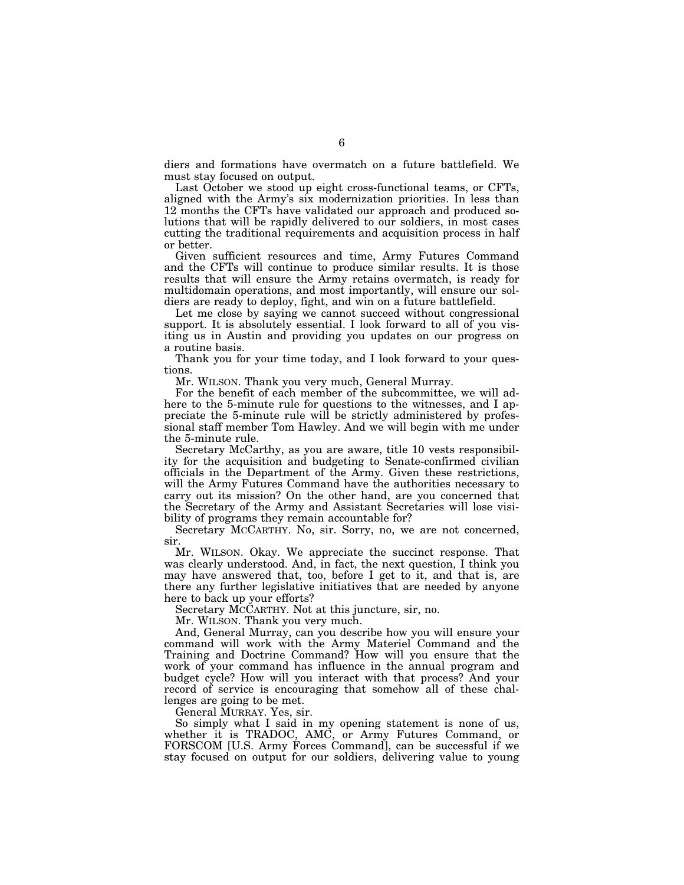diers and formations have overmatch on a future battlefield. We must stay focused on output.

Last October we stood up eight cross-functional teams, or CFTs, aligned with the Army's six modernization priorities. In less than 12 months the CFTs have validated our approach and produced solutions that will be rapidly delivered to our soldiers, in most cases cutting the traditional requirements and acquisition process in half or better.

Given sufficient resources and time, Army Futures Command and the CFTs will continue to produce similar results. It is those results that will ensure the Army retains overmatch, is ready for multidomain operations, and most importantly, will ensure our soldiers are ready to deploy, fight, and win on a future battlefield.

Let me close by saying we cannot succeed without congressional support. It is absolutely essential. I look forward to all of you visiting us in Austin and providing you updates on our progress on a routine basis.

Thank you for your time today, and I look forward to your questions.

Mr. WILSON. Thank you very much, General Murray.

For the benefit of each member of the subcommittee, we will adhere to the 5-minute rule for questions to the witnesses, and I appreciate the 5-minute rule will be strictly administered by professional staff member Tom Hawley. And we will begin with me under the 5-minute rule.

Secretary McCarthy, as you are aware, title 10 vests responsibility for the acquisition and budgeting to Senate-confirmed civilian officials in the Department of the Army. Given these restrictions, will the Army Futures Command have the authorities necessary to carry out its mission? On the other hand, are you concerned that the Secretary of the Army and Assistant Secretaries will lose visibility of programs they remain accountable for?

Secretary MCCARTHY. No, sir. Sorry, no, we are not concerned, sir.

Mr. WILSON. Okay. We appreciate the succinct response. That was clearly understood. And, in fact, the next question, I think you may have answered that, too, before I get to it, and that is, are there any further legislative initiatives that are needed by anyone here to back up your efforts?

Secretary MCCARTHY. Not at this juncture, sir, no.

Mr. WILSON. Thank you very much.

And, General Murray, can you describe how you will ensure your command will work with the Army Materiel Command and the Training and Doctrine Command? How will you ensure that the work of your command has influence in the annual program and budget cycle? How will you interact with that process? And your record of service is encouraging that somehow all of these challenges are going to be met.

General MURRAY. Yes, sir.

So simply what I said in my opening statement is none of us, whether it is TRADOC, AMC, or Army Futures Command, or FORSCOM [U.S. Army Forces Command], can be successful if we stay focused on output for our soldiers, delivering value to young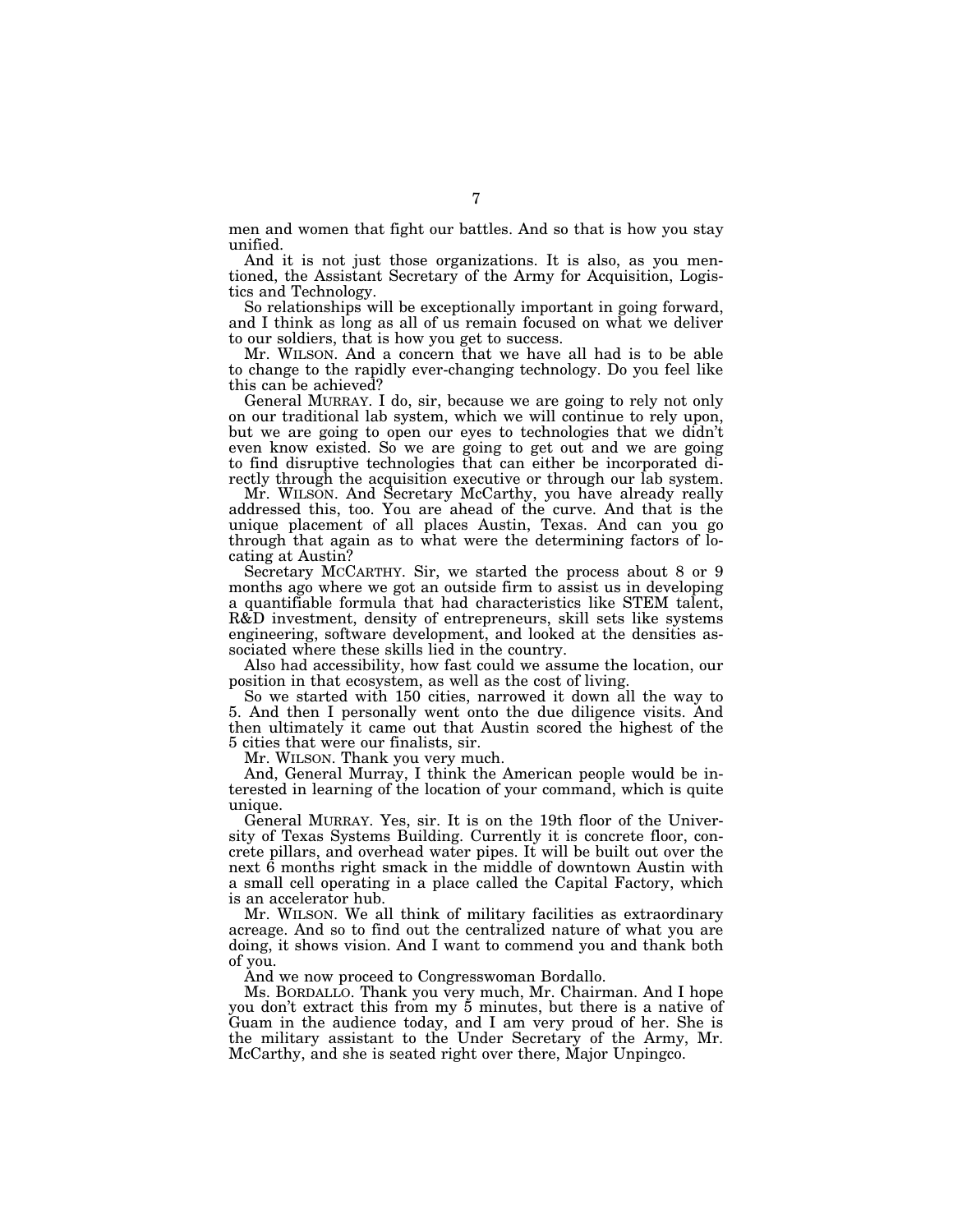men and women that fight our battles. And so that is how you stay unified.

And it is not just those organizations. It is also, as you mentioned, the Assistant Secretary of the Army for Acquisition, Logistics and Technology.

So relationships will be exceptionally important in going forward, and I think as long as all of us remain focused on what we deliver to our soldiers, that is how you get to success.

Mr. WILSON. And a concern that we have all had is to be able to change to the rapidly ever-changing technology. Do you feel like this can be achieved?

General MURRAY. I do, sir, because we are going to rely not only on our traditional lab system, which we will continue to rely upon, but we are going to open our eyes to technologies that we didn't even know existed. So we are going to get out and we are going to find disruptive technologies that can either be incorporated directly through the acquisition executive or through our lab system.

Mr. WILSON. And Secretary McCarthy, you have already really addressed this, too. You are ahead of the curve. And that is the unique placement of all places Austin, Texas. And can you go through that again as to what were the determining factors of locating at Austin?

Secretary MCCARTHY. Sir, we started the process about 8 or 9 months ago where we got an outside firm to assist us in developing a quantifiable formula that had characteristics like STEM talent, R&D investment, density of entrepreneurs, skill sets like systems engineering, software development, and looked at the densities associated where these skills lied in the country.

Also had accessibility, how fast could we assume the location, our position in that ecosystem, as well as the cost of living.

So we started with 150 cities, narrowed it down all the way to 5. And then I personally went onto the due diligence visits. And then ultimately it came out that Austin scored the highest of the 5 cities that were our finalists, sir.

Mr. WILSON. Thank you very much.

And, General Murray, I think the American people would be interested in learning of the location of your command, which is quite unique.

General MURRAY. Yes, sir. It is on the 19th floor of the University of Texas Systems Building. Currently it is concrete floor, concrete pillars, and overhead water pipes. It will be built out over the next 6 months right smack in the middle of downtown Austin with a small cell operating in a place called the Capital Factory, which is an accelerator hub.

Mr. WILSON. We all think of military facilities as extraordinary acreage. And so to find out the centralized nature of what you are doing, it shows vision. And I want to commend you and thank both of you.

And we now proceed to Congresswoman Bordallo.

Ms. BORDALLO. Thank you very much, Mr. Chairman. And I hope you don't extract this from my 5 minutes, but there is a native of Guam in the audience today, and I am very proud of her. She is the military assistant to the Under Secretary of the Army, Mr. McCarthy, and she is seated right over there, Major Unpingco.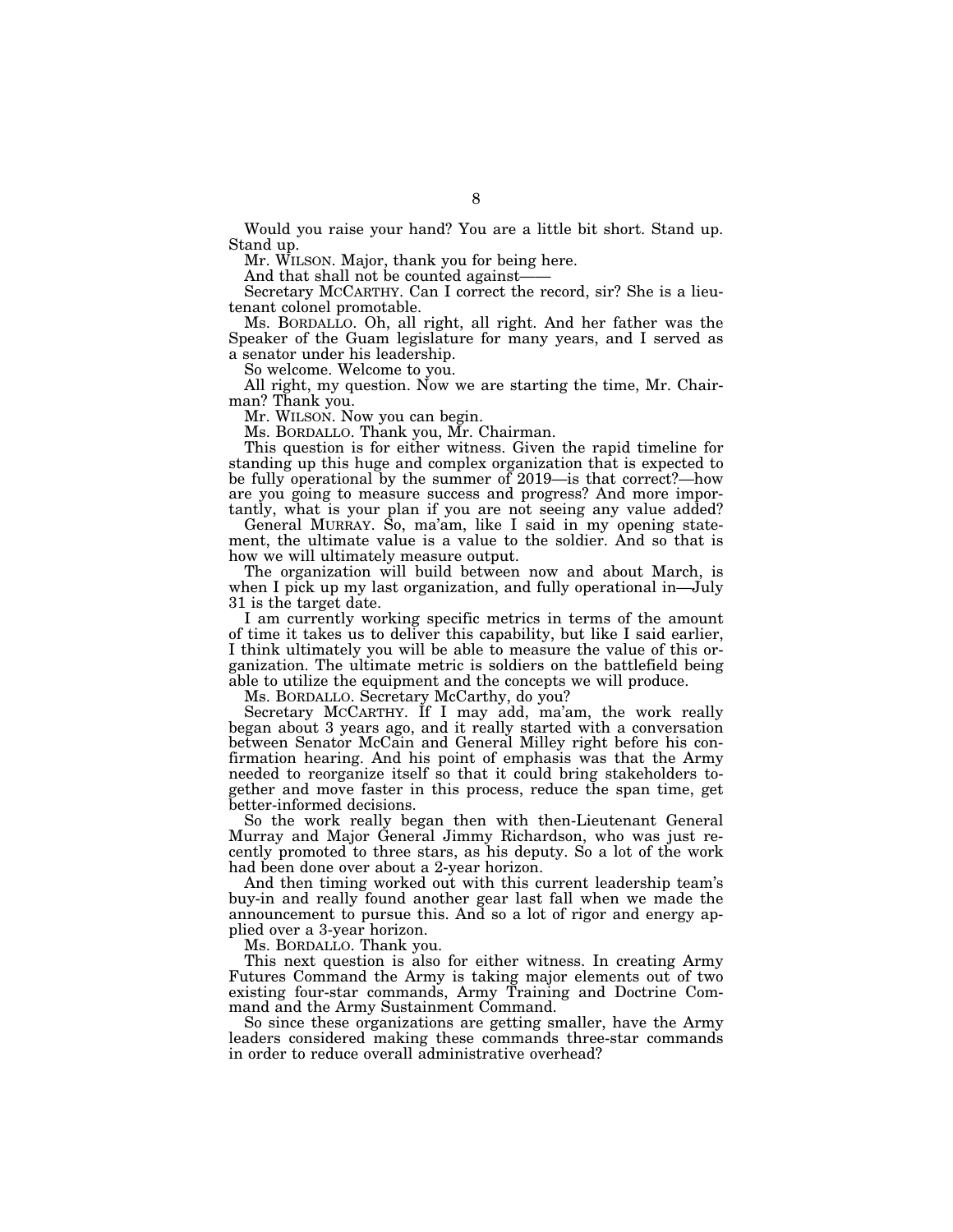Would you raise your hand? You are a little bit short. Stand up. Stand up.

Mr. WILSON. Major, thank you for being here.

And that shall not be counted against——

Secretary MCCARTHY. Can I correct the record, sir? She is a lieutenant colonel promotable.

Ms. BORDALLO. Oh, all right, all right. And her father was the Speaker of the Guam legislature for many years, and I served as a senator under his leadership.

So welcome. Welcome to you.

All right, my question. Now we are starting the time, Mr. Chairman? Thank you.

Mr. WILSON. Now you can begin.

Ms. BORDALLO. Thank you, Mr. Chairman.

This question is for either witness. Given the rapid timeline for standing up this huge and complex organization that is expected to be fully operational by the summer of 2019—is that correct?—how are you going to measure success and progress? And more importantly, what is your plan if you are not seeing any value added?

General MURRAY. So, ma'am, like I said in my opening statement, the ultimate value is a value to the soldier. And so that is how we will ultimately measure output.

The organization will build between now and about March, is when I pick up my last organization, and fully operational in—July 31 is the target date.

I am currently working specific metrics in terms of the amount of time it takes us to deliver this capability, but like I said earlier, I think ultimately you will be able to measure the value of this organization. The ultimate metric is soldiers on the battlefield being able to utilize the equipment and the concepts we will produce.

Ms. BORDALLO. Secretary McCarthy, do you?

Secretary MCCARTHY. If I may add, ma'am, the work really began about 3 years ago, and it really started with a conversation between Senator McCain and General Milley right before his confirmation hearing. And his point of emphasis was that the Army needed to reorganize itself so that it could bring stakeholders together and move faster in this process, reduce the span time, get better-informed decisions.

So the work really began then with then-Lieutenant General Murray and Major General Jimmy Richardson, who was just recently promoted to three stars, as his deputy. So a lot of the work had been done over about a 2-year horizon.

And then timing worked out with this current leadership team's buy-in and really found another gear last fall when we made the announcement to pursue this. And so a lot of rigor and energy applied over a 3-year horizon.

Ms. BORDALLO. Thank you.

This next question is also for either witness. In creating Army Futures Command the Army is taking major elements out of two existing four-star commands, Army Training and Doctrine Command and the Army Sustainment Command.

So since these organizations are getting smaller, have the Army leaders considered making these commands three-star commands in order to reduce overall administrative overhead?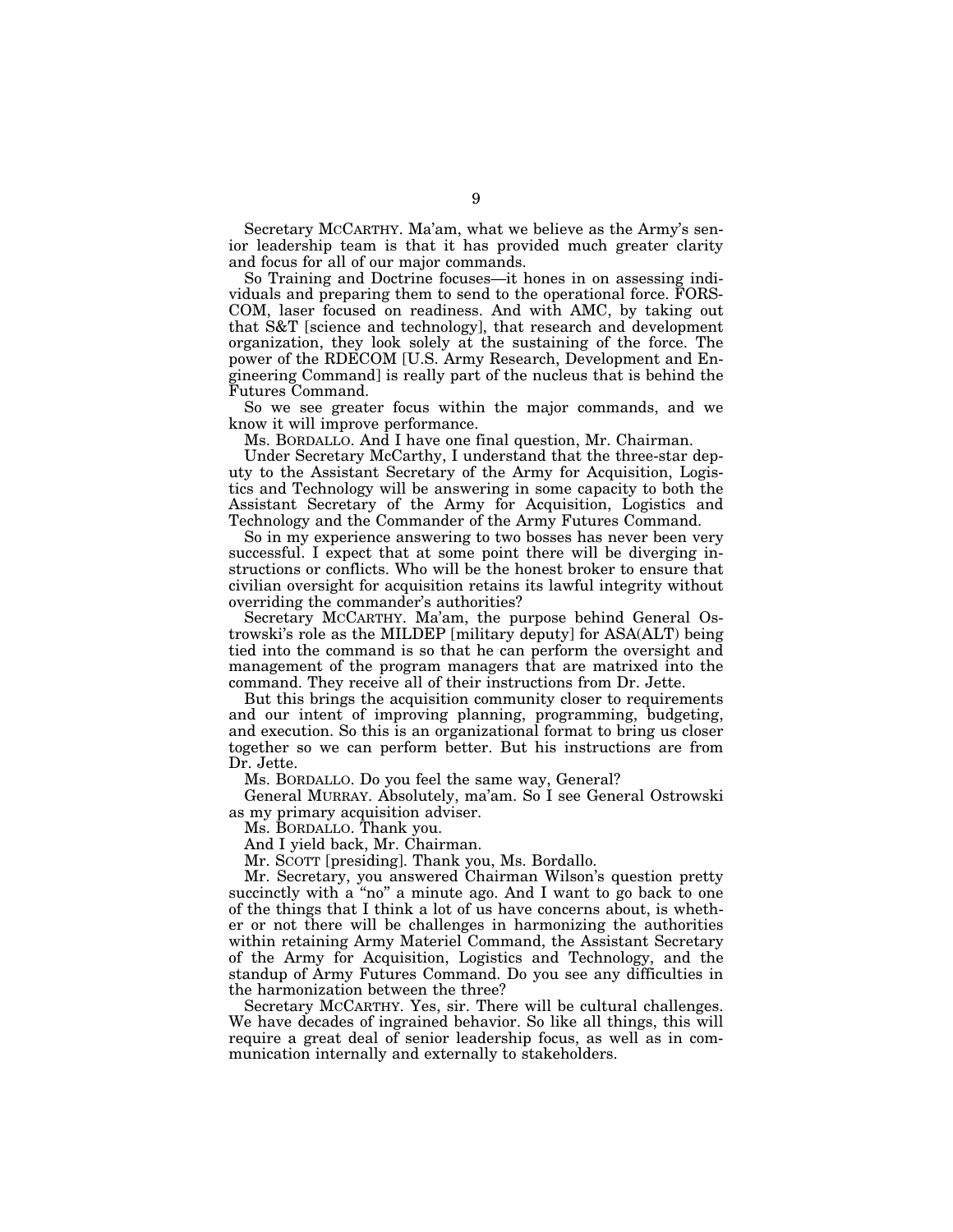Secretary MCCARTHY. Ma'am, what we believe as the Army's senior leadership team is that it has provided much greater clarity and focus for all of our major commands.

So Training and Doctrine focuses—it hones in on assessing individuals and preparing them to send to the operational force. FORSCOM, laser focused on readiness. And with AMC, by taking out that S&T [science and technology], that research and development organization, they look solely at the sustaining of the force. The power of the RDECOM [U.S. Army Research, Development and Engineering Command] is really part of the nucleus that is behind the Futures Command.

So we see greater focus within the major commands, and we know it will improve performance.

Ms. BORDALLO. And I have one final question, Mr. Chairman.

Under Secretary McCarthy, I understand that the three-star deputy to the Assistant Secretary of the Army for Acquisition, Logistics and Technology will be answering in some capacity to both the Assistant Secretary of the Army for Acquisition, Logistics and Technology and the Commander of the Army Futures Command.

So in my experience answering to two bosses has never been very successful. I expect that at some point there will be diverging instructions or conflicts. Who will be the honest broker to ensure that civilian oversight for acquisition retains its lawful integrity without overriding the commander's authorities?

Secretary MCCARTHY. Ma'am, the purpose behind General Ostrowski's role as the MILDEP [military deputy] for ASA(ALT) being tied into the command is so that he can perform the oversight and management of the program managers that are matrixed into the command. They receive all of their instructions from Dr. Jette.

But this brings the acquisition community closer to requirements and our intent of improving planning, programming, budgeting, and execution. So this is an organizational format to bring us closer together so we can perform better. But his instructions are from Dr. Jette.

Ms. BORDALLO. Do you feel the same way, General?

General MURRAY. Absolutely, ma'am. So I see General Ostrowski as my primary acquisition adviser.

Ms. BORDALLO. Thank you.

And I yield back, Mr. Chairman.

Mr. SCOTT [presiding]. Thank you, Ms. Bordallo.

Mr. Secretary, you answered Chairman Wilson's question pretty succinctly with a "no" a minute ago. And I want to go back to one of the things that I think a lot of us have concerns about, is whether or not there will be challenges in harmonizing the authorities within retaining Army Materiel Command, the Assistant Secretary of the Army for Acquisition, Logistics and Technology, and the standup of Army Futures Command. Do you see any difficulties in the harmonization between the three?

Secretary MCCARTHY. Yes, sir. There will be cultural challenges. We have decades of ingrained behavior. So like all things, this will require a great deal of senior leadership focus, as well as in communication internally and externally to stakeholders.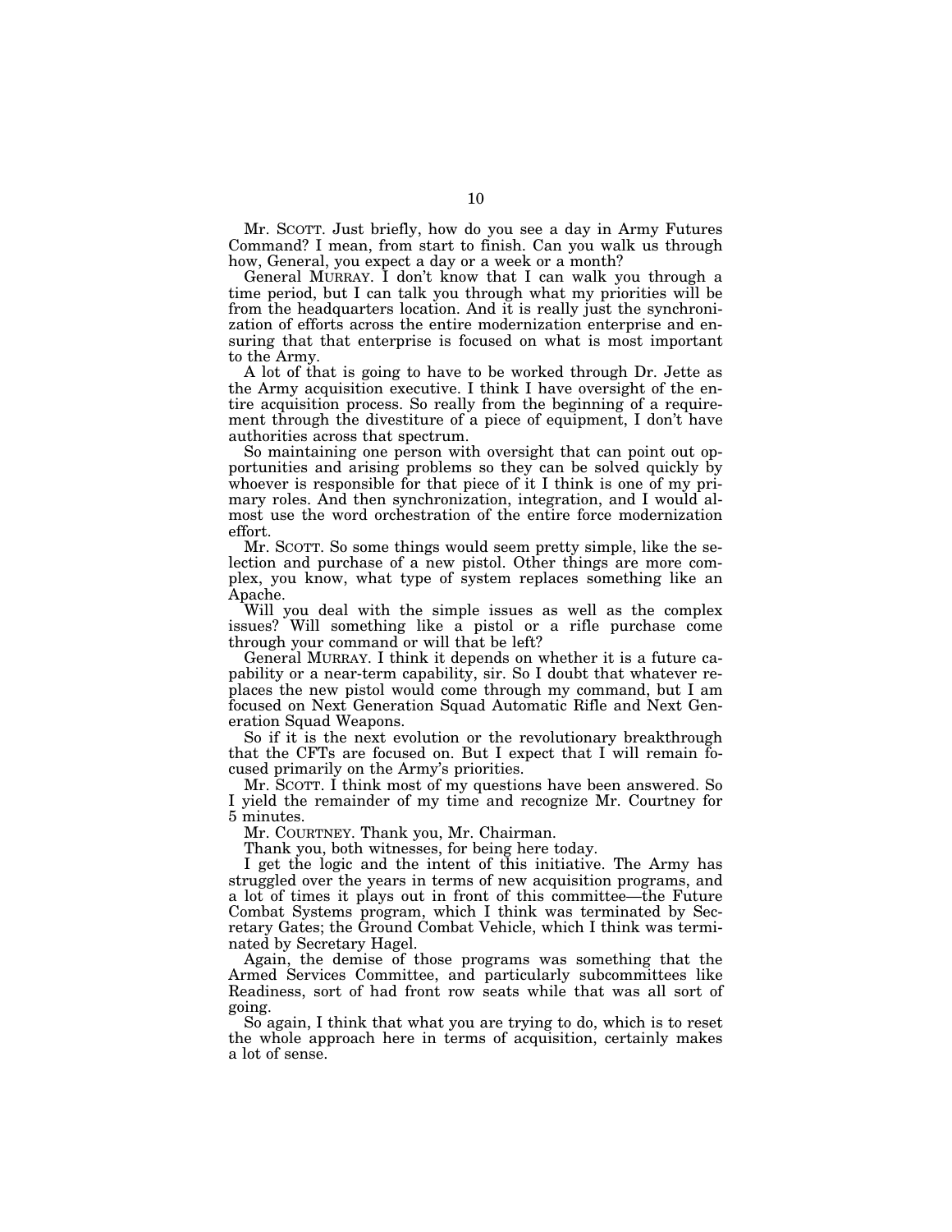Mr. SCOTT. Just briefly, how do you see a day in Army Futures Command? I mean, from start to finish. Can you walk us through how, General, you expect a day or a week or a month?

General MURRAY. I don't know that I can walk you through a time period, but I can talk you through what my priorities will be from the headquarters location. And it is really just the synchronization of efforts across the entire modernization enterprise and ensuring that that enterprise is focused on what is most important to the Army.

A lot of that is going to have to be worked through Dr. Jette as the Army acquisition executive. I think I have oversight of the entire acquisition process. So really from the beginning of a requirement through the divestiture of a piece of equipment, I don't have authorities across that spectrum.

So maintaining one person with oversight that can point out opportunities and arising problems so they can be solved quickly by whoever is responsible for that piece of it I think is one of my primary roles. And then synchronization, integration, and I would almost use the word orchestration of the entire force modernization effort.

Mr. SCOTT. So some things would seem pretty simple, like the selection and purchase of a new pistol. Other things are more complex, you know, what type of system replaces something like an Apache.

Will you deal with the simple issues as well as the complex issues? Will something like a pistol or a rifle purchase come through your command or will that be left?

General MURRAY. I think it depends on whether it is a future capability or a near-term capability, sir. So I doubt that whatever replaces the new pistol would come through my command, but I am focused on Next Generation Squad Automatic Rifle and Next Generation Squad Weapons.

So if it is the next evolution or the revolutionary breakthrough that the CFTs are focused on. But I expect that I will remain focused primarily on the Army's priorities.

Mr. SCOTT. I think most of my questions have been answered. So I yield the remainder of my time and recognize Mr. Courtney for 5 minutes.

Mr. COURTNEY. Thank you, Mr. Chairman.

Thank you, both witnesses, for being here today.

I get the logic and the intent of this initiative. The Army has struggled over the years in terms of new acquisition programs, and a lot of times it plays out in front of this committee—the Future Combat Systems program, which I think was terminated by Secretary Gates; the Ground Combat Vehicle, which I think was terminated by Secretary Hagel.

Again, the demise of those programs was something that the Armed Services Committee, and particularly subcommittees like Readiness, sort of had front row seats while that was all sort of going.

So again, I think that what you are trying to do, which is to reset the whole approach here in terms of acquisition, certainly makes a lot of sense.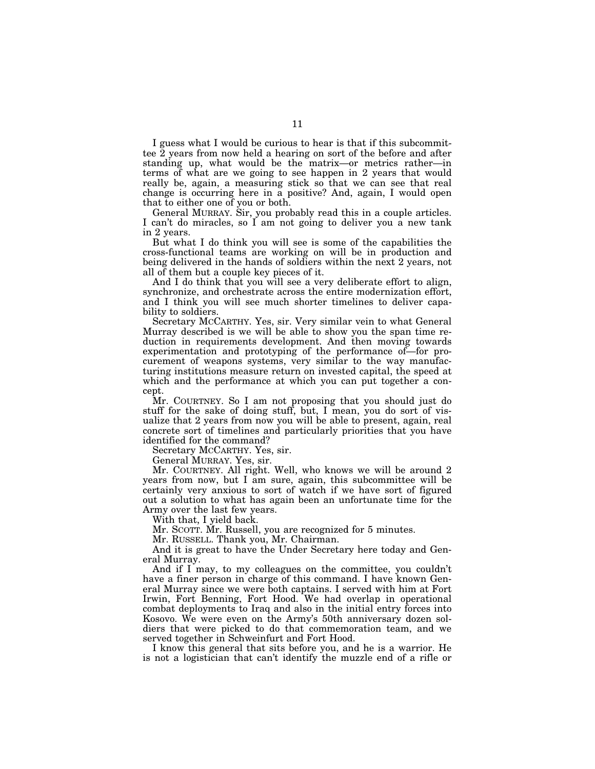I guess what I would be curious to hear is that if this subcommittee 2 years from now held a hearing on sort of the before and after standing up, what would be the matrix—or metrics rather—in terms of what are we going to see happen in 2 years that would really be, again, a measuring stick so that we can see that real change is occurring here in a positive? And, again, I would open that to either one of you or both.

General MURRAY. Sir, you probably read this in a couple articles. I can't do miracles, so I am not going to deliver you a new tank in 2 years.

But what I do think you will see is some of the capabilities the cross-functional teams are working on will be in production and being delivered in the hands of soldiers within the next 2 years, not all of them but a couple key pieces of it.

And I do think that you will see a very deliberate effort to align, synchronize, and orchestrate across the entire modernization effort, and I think you will see much shorter timelines to deliver capability to soldiers.

Secretary MCCARTHY. Yes, sir. Very similar vein to what General Murray described is we will be able to show you the span time reduction in requirements development. And then moving towards experimentation and prototyping of the performance of—for procurement of weapons systems, very similar to the way manufacturing institutions measure return on invested capital, the speed at which and the performance at which you can put together a concept.

Mr. COURTNEY. So I am not proposing that you should just do stuff for the sake of doing stuff, but, I mean, you do sort of visualize that 2 years from now you will be able to present, again, real concrete sort of timelines and particularly priorities that you have identified for the command?

Secretary MCCARTHY. Yes, sir.

General MURRAY. Yes, sir.

Mr. COURTNEY. All right. Well, who knows we will be around 2 years from now, but I am sure, again, this subcommittee will be certainly very anxious to sort of watch if we have sort of figured out a solution to what has again been an unfortunate time for the Army over the last few years.

With that, I yield back.

Mr. SCOTT. Mr. Russell, you are recognized for 5 minutes.

Mr. RUSSELL. Thank you, Mr. Chairman.

And it is great to have the Under Secretary here today and General Murray.

And if I may, to my colleagues on the committee, you couldn't have a finer person in charge of this command. I have known General Murray since we were both captains. I served with him at Fort Irwin, Fort Benning, Fort Hood. We had overlap in operational combat deployments to Iraq and also in the initial entry forces into Kosovo. We were even on the Army's 50th anniversary dozen soldiers that were picked to do that commemoration team, and we served together in Schweinfurt and Fort Hood.

I know this general that sits before you, and he is a warrior. He is not a logistician that can't identify the muzzle end of a rifle or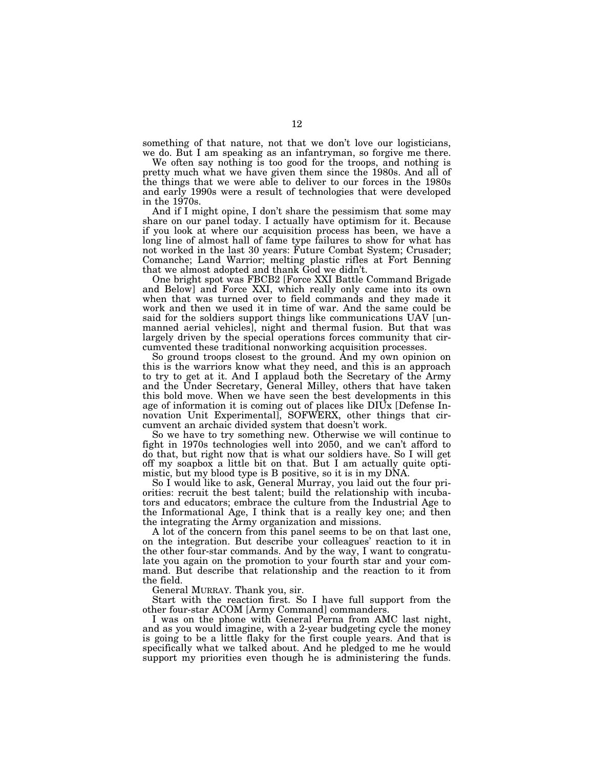something of that nature, not that we don't love our logisticians, we do. But I am speaking as an infantryman, so forgive me there.

We often say nothing is too good for the troops, and nothing is pretty much what we have given them since the 1980s. And all of the things that we were able to deliver to our forces in the 1980s and early 1990s were a result of technologies that were developed in the 1970s.

And if I might opine, I don't share the pessimism that some may share on our panel today. I actually have optimism for it. Because if you look at where our acquisition process has been, we have a long line of almost hall of fame type failures to show for what has not worked in the last 30 years: Future Combat System; Crusader; Comanche; Land Warrior; melting plastic rifles at Fort Benning that we almost adopted and thank God we didn't.

One bright spot was FBCB2 [Force XXI Battle Command Brigade and Below] and Force XXI, which really only came into its own when that was turned over to field commands and they made it work and then we used it in time of war. And the same could be said for the soldiers support things like communications UAV [unmanned aerial vehicles], night and thermal fusion. But that was largely driven by the special operations forces community that circumvented these traditional nonworking acquisition processes.

So ground troops closest to the ground. And my own opinion on this is the warriors know what they need, and this is an approach to try to get at it. And I applaud both the Secretary of the Army and the Under Secretary, General Milley, others that have taken this bold move. When we have seen the best developments in this age of information it is coming out of places like DIUx [Defense Innovation Unit Experimental], SOFWERX, other things that circumvent an archaic divided system that doesn't work.

So we have to try something new. Otherwise we will continue to fight in 1970s technologies well into 2050, and we can't afford to do that, but right now that is what our soldiers have. So I will get off my soapbox a little bit on that. But I am actually quite optimistic, but my blood type is B positive, so it is in my DNA.

So I would like to ask, General Murray, you laid out the four priorities: recruit the best talent; build the relationship with incubators and educators; embrace the culture from the Industrial Age to the Informational Age, I think that is a really key one; and then the integrating the Army organization and missions.

A lot of the concern from this panel seems to be on that last one, on the integration. But describe your colleagues' reaction to it in the other four-star commands. And by the way, I want to congratulate you again on the promotion to your fourth star and your command. But describe that relationship and the reaction to it from the field.

General MURRAY. Thank you, sir.

Start with the reaction first. So I have full support from the other four-star ACOM [Army Command] commanders.

I was on the phone with General Perna from AMC last night, and as you would imagine, with a 2-year budgeting cycle the money is going to be a little flaky for the first couple years. And that is specifically what we talked about. And he pledged to me he would support my priorities even though he is administering the funds.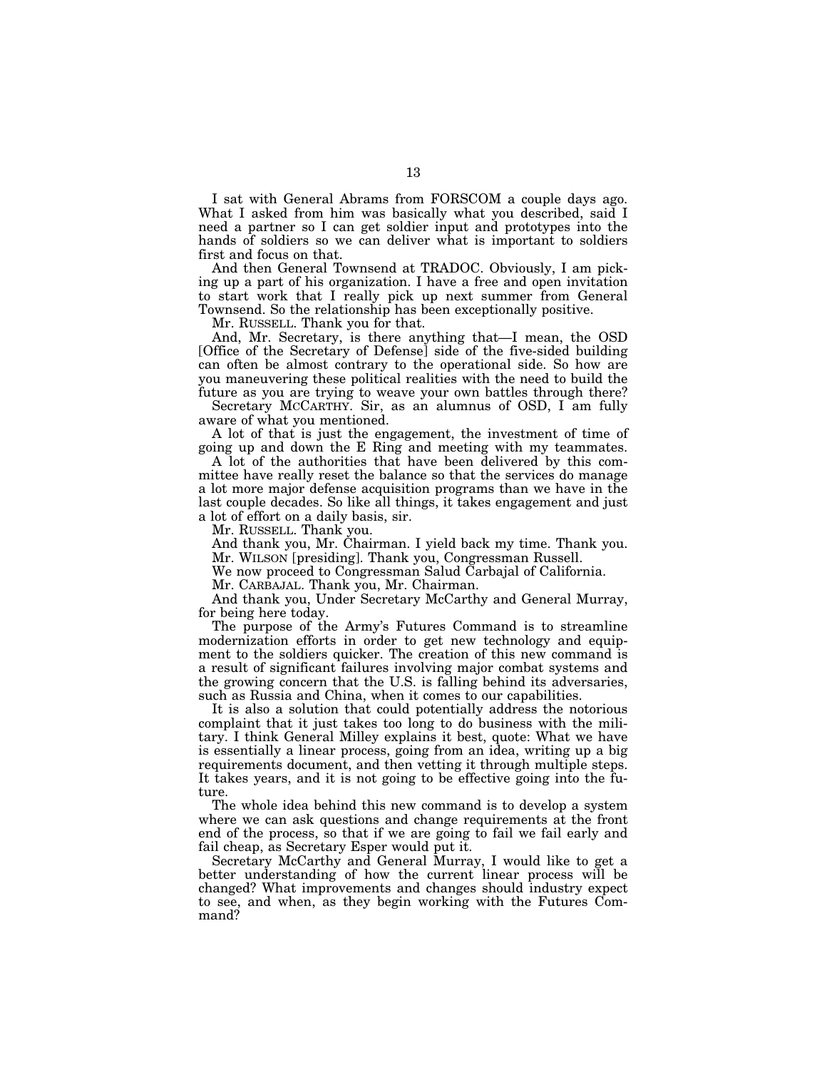I sat with General Abrams from FORSCOM a couple days ago. What I asked from him was basically what you described, said I need a partner so I can get soldier input and prototypes into the hands of soldiers so we can deliver what is important to soldiers first and focus on that.

And then General Townsend at TRADOC. Obviously, I am picking up a part of his organization. I have a free and open invitation to start work that I really pick up next summer from General Townsend. So the relationship has been exceptionally positive.

Mr. RUSSELL. Thank you for that.

And, Mr. Secretary, is there anything that—I mean, the OSD [Office of the Secretary of Defense] side of the five-sided building can often be almost contrary to the operational side. So how are you maneuvering these political realities with the need to build the future as you are trying to weave your own battles through there?

Secretary MCCARTHY. Sir, as an alumnus of OSD, I am fully aware of what you mentioned.

A lot of that is just the engagement, the investment of time of going up and down the E Ring and meeting with my teammates.

A lot of the authorities that have been delivered by this committee have really reset the balance so that the services do manage a lot more major defense acquisition programs than we have in the last couple decades. So like all things, it takes engagement and just a lot of effort on a daily basis, sir.

Mr. RUSSELL. Thank you.

And thank you, Mr. Chairman. I yield back my time. Thank you.

Mr. WILSON [presiding]. Thank you, Congressman Russell.

We now proceed to Congressman Salud Carbajal of California.

Mr. CARBAJAL. Thank you, Mr. Chairman.

And thank you, Under Secretary McCarthy and General Murray, for being here today.

The purpose of the Army's Futures Command is to streamline modernization efforts in order to get new technology and equipment to the soldiers quicker. The creation of this new command is a result of significant failures involving major combat systems and the growing concern that the U.S. is falling behind its adversaries, such as Russia and China, when it comes to our capabilities.

It is also a solution that could potentially address the notorious complaint that it just takes too long to do business with the military. I think General Milley explains it best, quote: What we have is essentially a linear process, going from an idea, writing up a big requirements document, and then vetting it through multiple steps. It takes years, and it is not going to be effective going into the future.

The whole idea behind this new command is to develop a system where we can ask questions and change requirements at the front end of the process, so that if we are going to fail we fail early and fail cheap, as Secretary Esper would put it.

Secretary McCarthy and General Murray, I would like to get a better understanding of how the current linear process will be changed? What improvements and changes should industry expect to see, and when, as they begin working with the Futures Command?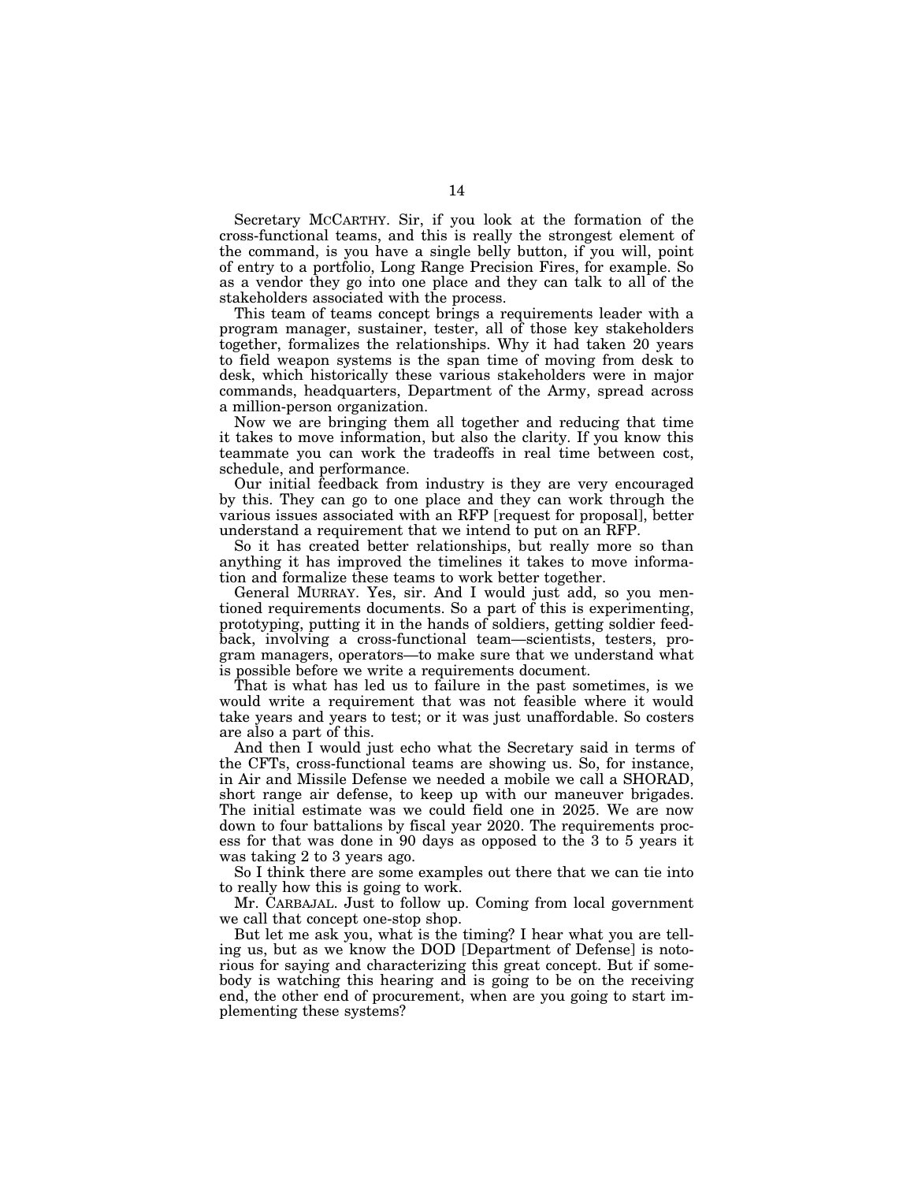Secretary McCarthy. Sir, if you look at the formation of the cross-functional teams, and this is really the strongest element of the command, is you have a single belly button, if you will, point of entry to a portfolio, Long Range Precision Fires, for example. So as a vendor they go into one place and they can talk to all of the stakeholders associated with the process.

This team of teams concept brings a requirements leader with a program manager, sustainer, tester, all of those key stakeholders together, formalizes the relationships. Why it had taken 20 years to field weapon systems is the span time of moving from desk to desk, which historically these various stakeholders were in major commands, headquarters, Department of the Army, spread across a million-person organization.

Now we are bringing them all together and reducing that time it takes to move information, but also the clarity. If you know this teammate you can work the tradeoffs in real time between cost, schedule, and performance.

Our initial feedback from industry is they are very encouraged by this. They can go to one place and they can work through the various issues associated with an RFP [request for proposal], better understand a requirement that we intend to put on an RFP.

So it has created better relationships, but really more so than anything it has improved the timelines it takes to move information and formalize these teams to work better together.

General Murray. Yes, sir. And I would just add, so you mentioned requirements documents. So a part of this is experimenting, prototyping, putting it in the hands of soldiers, getting soldier feedback, involving a cross-functional team—scientists, testers, program managers, operators—to make sure that we understand what is possible before we write a requirements document.

That is what has led us to failure in the past sometimes, is we would write a requirement that was not feasible where it would take years and years to test; or it was just unaffordable. So costers are also a part of this.

And then I would just echo what the Secretary said in terms of the CFTs, cross-functional teams are showing us. So, for instance, in Air and Missile Defense we needed a mobile we call a SHORAD, short range air defense, to keep up with our maneuver brigades. The initial estimate was we could field one in 2025. We are now down to four battalions by fiscal year 2020. The requirements process for that was done in 90 days as opposed to the 3 to 5 years it was taking 2 to 3 years ago.

So I think there are some examples out there that we can tie into to really how this is going to work.

Mr. Carbajal. Just to follow up. Coming from local government we call that concept one-stop shop.

But let me ask you, what is the timing? I hear what you are telling us, but as we know the DOD [Department of Defense] is notorious for saying and characterizing this great concept. But if somebody is watching this hearing and is going to be on the receiving end, the other end of procurement, when are you going to start implementing these systems?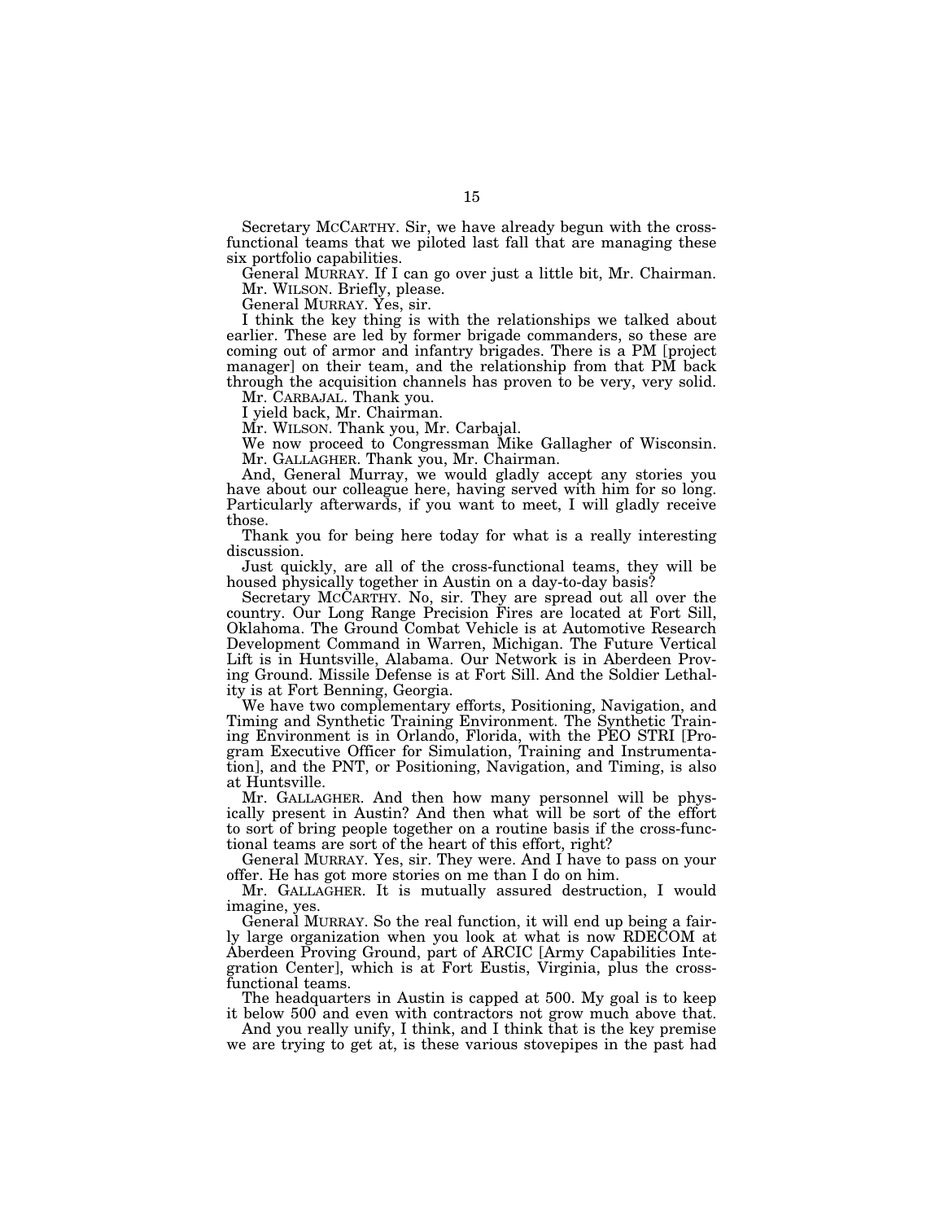Secretary McCARTHY. Sir, we have already begun with the cross-functional teams that we piloted last fall that are managing these six portfolio capabilities.

General MURRAY. If I can go over just a little bit, Mr. Chairman.

Mr. WILSON. Briefly, please.

General MURRAY. Yes, sir.

I think the key thing is with the relationships we talked about earlier. These are led by former brigade commanders, so these are coming out of armor and infantry brigades. There is a PM [project manager] on their team, and the relationship from that PM back through the acquisition channels has proven to be very, very solid.

Mr. CARBAJAL. Thank you.

I yield back, Mr. Chairman.

Mr. WILSON. Thank you, Mr. Carbajal.

We now proceed to Congressman Mike Gallagher of Wisconsin.

Mr. GALLAGHER. Thank you, Mr. Chairman.

And, General Murray, we would gladly accept any stories you have about our colleague here, having served with him for so long. Particularly afterwards, if you want to meet, I will gladly receive those.

Thank you for being here today for what is a really interesting discussion.

Just quickly, are all of the cross-functional teams, they will be housed physically together in Austin on a day-to-day basis?

Secretary McCARTHY. No, sir. They are spread out all over the country. Our Long Range Precision Fires are located at Fort Sill, Oklahoma. The Ground Combat Vehicle is at Automotive Research Development Command in Warren, Michigan. The Future Vertical Lift is in Huntsville, Alabama. Our Network is in Aberdeen Proving Ground. Missile Defense is at Fort Sill. And the Soldier Lethality is at Fort Benning, Georgia.

We have two complementary efforts, Positioning, Navigation, and Timing and Synthetic Training Environment. The Synthetic Training Environment is in Orlando, Florida, with the PEO STRI [Program Executive Officer for Simulation, Training and Instrumentation], and the PNT, or Positioning, Navigation, and Timing, is also at Huntsville.

Mr. GALLAGHER. And then how many personnel will be physically present in Austin? And then what will be sort of the effort to sort of bring people together on a routine basis if the cross-functional teams are sort of the heart of this effort, right?

General MURRAY. Yes, sir. They were. And I have to pass on your offer. He has got more stories on me than I do on him.

Mr. GALLAGHER. It is mutually assured destruction, I would imagine, yes.

General MURRAY. So the real function, it will end up being a fairly large organization when you look at what is now RDECOM at Aberdeen Proving Ground, part of ARCIC [Army Capabilities Integration Center], which is at Fort Eustis, Virginia, plus the cross-functional teams.

The headquarters in Austin is capped at 500. My goal is to keep it below 500 and even with contractors not grow much above that.

And you really unify, I think, and I think that is the key premise we are trying to get at, is these various stovepipes in the past had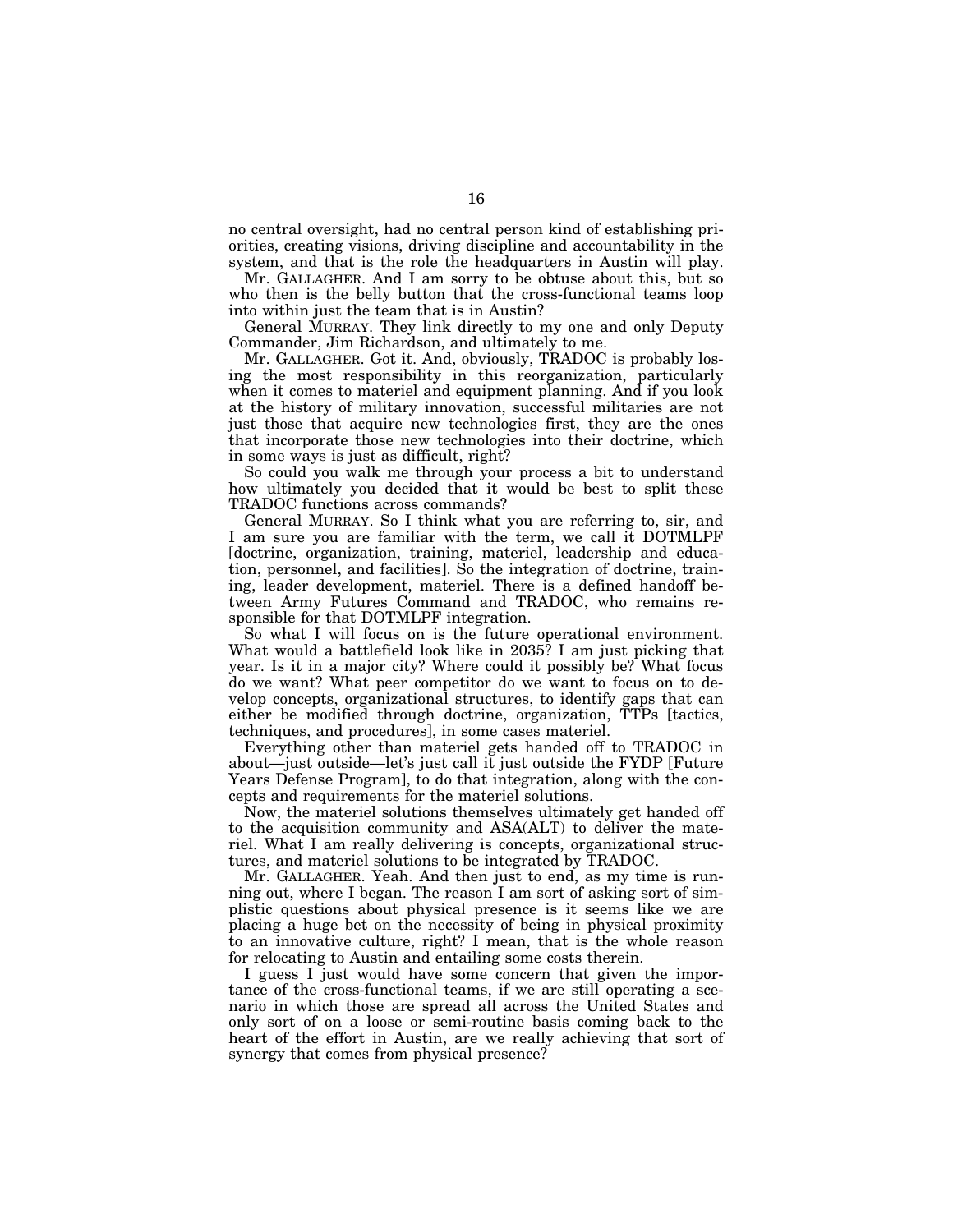no central oversight, had no central person kind of establishing priorities, creating visions, driving discipline and accountability in the system, and that is the role the headquarters in Austin will play.

Mr. GALLAGHER. And I am sorry to be obtuse about this, but so who then is the belly button that the cross-functional teams loop into within just the team that is in Austin?

General MURRAY. They link directly to my one and only Deputy Commander, Jim Richardson, and ultimately to me.

Mr. GALLAGHER. Got it. And, obviously, TRADOC is probably losing the most responsibility in this reorganization, particularly when it comes to materiel and equipment planning. And if you look at the history of military innovation, successful militaries are not just those that acquire new technologies first, they are the ones that incorporate those new technologies into their doctrine, which in some ways is just as difficult, right?

So could you walk me through your process a bit to understand how ultimately you decided that it would be best to split these TRADOC functions across commands?

General MURRAY. So I think what you are referring to, sir, and I am sure you are familiar with the term, we call it DOTMLPF [doctrine, organization, training, materiel, leadership and education, personnel, and facilities]. So the integration of doctrine, training, leader development, materiel. There is a defined handoff between Army Futures Command and TRADOC, who remains responsible for that DOTMLPF integration.

So what I will focus on is the future operational environment. What would a battlefield look like in 2035? I am just picking that year. Is it in a major city? Where could it possibly be? What focus do we want? What peer competitor do we want to focus on to develop concepts, organizational structures, to identify gaps that can either be modified through doctrine, organization, TTPs [tactics, techniques, and procedures], in some cases materiel.

Everything other than materiel gets handed off to TRADOC in about—just outside—let's just call it just outside the FYDP [Future Years Defense Program], to do that integration, along with the concepts and requirements for the materiel solutions.

Now, the materiel solutions themselves ultimately get handed off to the acquisition community and ASA(ALT) to deliver the materiel. What I am really delivering is concepts, organizational structures, and materiel solutions to be integrated by TRADOC.

Mr. GALLAGHER. Yeah. And then just to end, as my time is running out, where I began. The reason I am sort of asking sort of simplistic questions about physical presence is it seems like we are placing a huge bet on the necessity of being in physical proximity to an innovative culture, right? I mean, that is the whole reason for relocating to Austin and entailing some costs therein.

I guess I just would have some concern that given the importance of the cross-functional teams, if we are still operating a scenario in which those are spread all across the United States and only sort of on a loose or semi-routine basis coming back to the heart of the effort in Austin, are we really achieving that sort of synergy that comes from physical presence?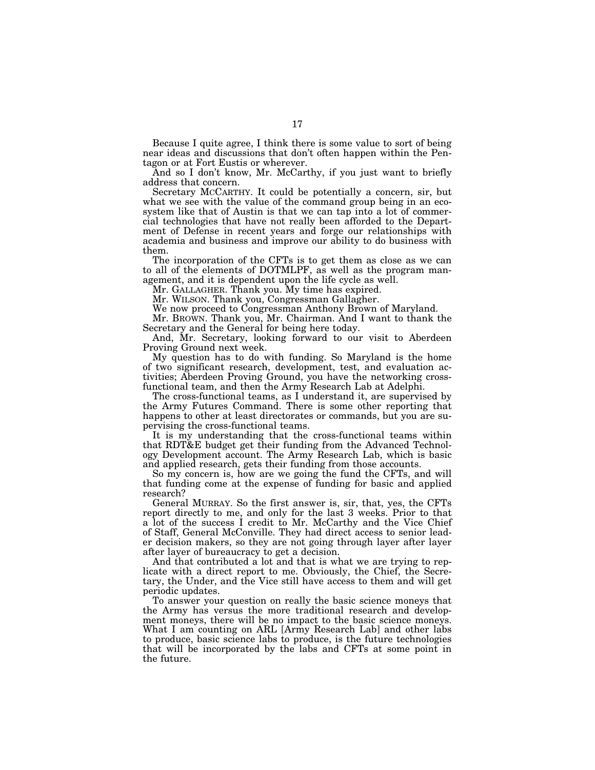Because I quite agree, I think there is some value to sort of being near ideas and discussions that don't often happen within the Pentagon or at Fort Eustis or wherever.

And so I don't know, Mr. McCarthy, if you just want to briefly address that concern.

Secretary MCCARTHY. It could be potentially a concern, sir, but what we see with the value of the command group being in an ecosystem like that of Austin is that we can tap into a lot of commercial technologies that have not really been afforded to the Department of Defense in recent years and forge our relationships with academia and business and improve our ability to do business with them.

The incorporation of the CFTs is to get them as close as we can to all of the elements of DOTMLPF, as well as the program management, and it is dependent upon the life cycle as well.

Mr. GALLAGHER. Thank you. My time has expired.

Mr. WILSON. Thank you, Congressman Gallagher.

We now proceed to Congressman Anthony Brown of Maryland.

Mr. BROWN. Thank you, Mr. Chairman. And I want to thank the Secretary and the General for being here today.

And, Mr. Secretary, looking forward to our visit to Aberdeen Proving Ground next week.

My question has to do with funding. So Maryland is the home of two significant research, development, test, and evaluation activities; Aberdeen Proving Ground, you have the networking cross-functional team, and then the Army Research Lab at Adelphi.

The cross-functional teams, as I understand it, are supervised by the Army Futures Command. There is some other reporting that happens to other at least directorates or commands, but you are supervising the cross-functional teams.

It is my understanding that the cross-functional teams within that RDT&E budget get their funding from the Advanced Technology Development account. The Army Research Lab, which is basic and applied research, gets their funding from those accounts.

So my concern is, how are we going the fund the CFTs, and will that funding come at the expense of funding for basic and applied research?

General MURRAY. So the first answer is, sir, that, yes, the CFTs report directly to me, and only for the last 3 weeks. Prior to that a lot of the success I credit to Mr. McCarthy and the Vice Chief of Staff, General McConville. They had direct access to senior leader decision makers, so they are not going through layer after layer after layer of bureaucracy to get a decision.

And that contributed a lot and that is what we are trying to replicate with a direct report to me. Obviously, the Chief, the Secretary, the Under, and the Vice still have access to them and will get periodic updates.

To answer your question on really the basic science moneys that the Army has versus the more traditional research and development moneys, there will be no impact to the basic science moneys. What I am counting on ARL [Army Research Lab] and other labs to produce, basic science labs to produce, is the future technologies that will be incorporated by the labs and CFTs at some point in the future.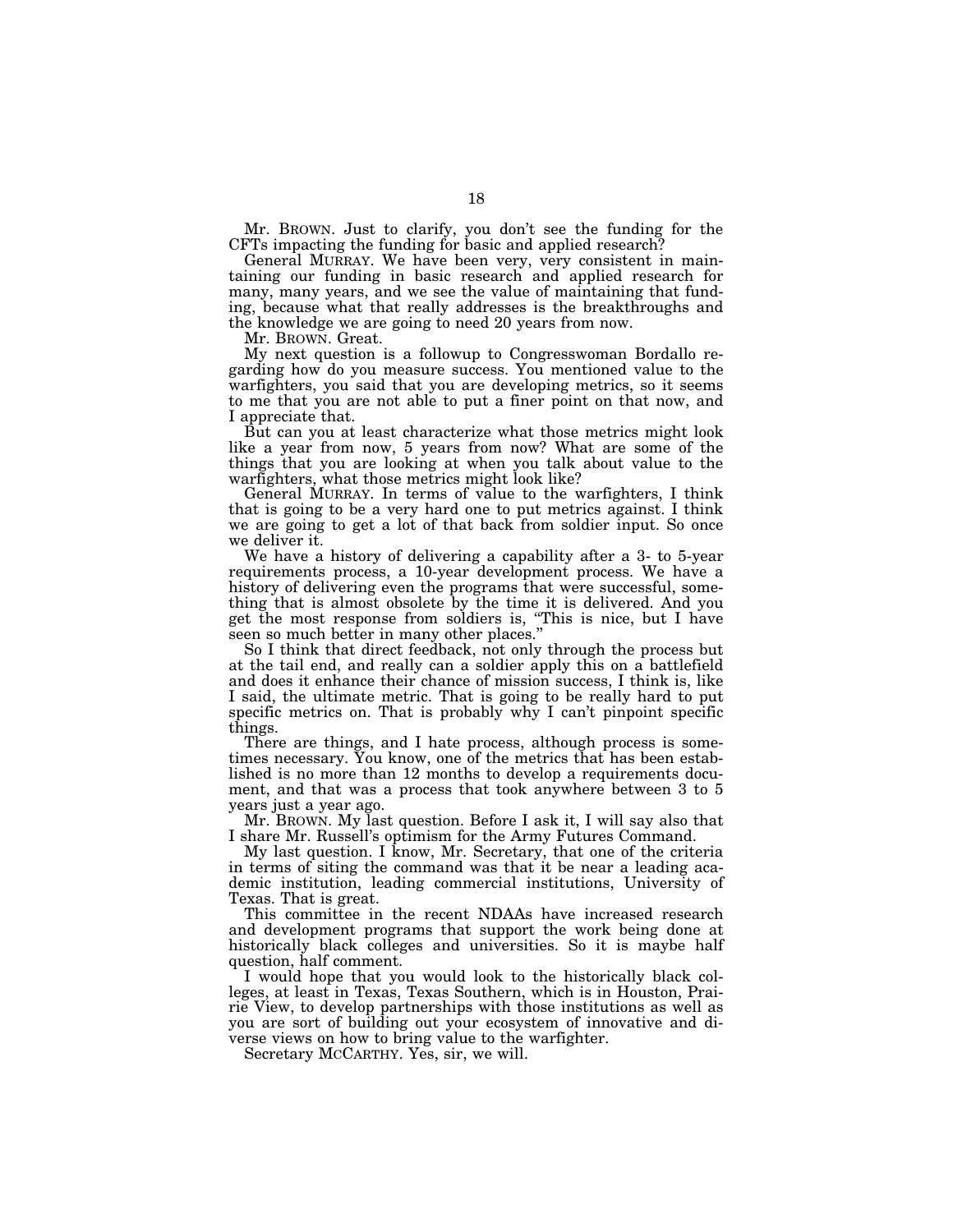Mr. BROWN. Just to clarify, you don't see the funding for the CFTs impacting the funding for basic and applied research?

General MURRAY. We have been very, very consistent in maintaining our funding in basic research and applied research for many, many years, and we see the value of maintaining that funding, because what that really addresses is the breakthroughs and the knowledge we are going to need 20 years from now.

Mr. BROWN. Great.

My next question is a followup to Congresswoman Bordallo regarding how do you measure success. You mentioned value to the warfighters, you said that you are developing metrics, so it seems to me that you are not able to put a finer point on that now, and I appreciate that.

But can you at least characterize what those metrics might look like a year from now, 5 years from now? What are some of the things that you are looking at when you talk about value to the warfighters, what those metrics might look like?

General MURRAY. In terms of value to the warfighters, I think that is going to be a very hard one to put metrics against. I think we are going to get a lot of that back from soldier input. So once we deliver it.

We have a history of delivering a capability after a 3- to 5-year requirements process, a 10-year development process. We have a history of delivering even the programs that were successful, something that is almost obsolete by the time it is delivered. And you get the most response from soldiers is, "This is nice, but I have seen so much better in many other places."

So I think that direct feedback, not only through the process but at the tail end, and really can a soldier apply this on a battlefield and does it enhance their chance of mission success, I think is, like I said, the ultimate metric. That is going to be really hard to put specific metrics on. That is probably why I can't pinpoint specific things.

There are things, and I hate process, although process is sometimes necessary. You know, one of the metrics that has been established is no more than 12 months to develop a requirements document, and that was a process that took anywhere between 3 to 5 years just a year ago.

Mr. BROWN. My last question. Before I ask it, I will say also that I share Mr. Russell's optimism for the Army Futures Command.

My last question. I know, Mr. Secretary, that one of the criteria in terms of siting the command was that it be near a leading academic institution, leading commercial institutions, University of Texas. That is great.

This committee in the recent NDAAs have increased research and development programs that support the work being done at historically black colleges and universities. So it is maybe half question, half comment.

I would hope that you would look to the historically black colleges, at least in Texas, Texas Southern, which is in Houston, Prairie View, to develop partnerships with those institutions as well as you are sort of building out your ecosystem of innovative and diverse views on how to bring value to the warfighter.

Secretary MCCARTHY. Yes, sir, we will.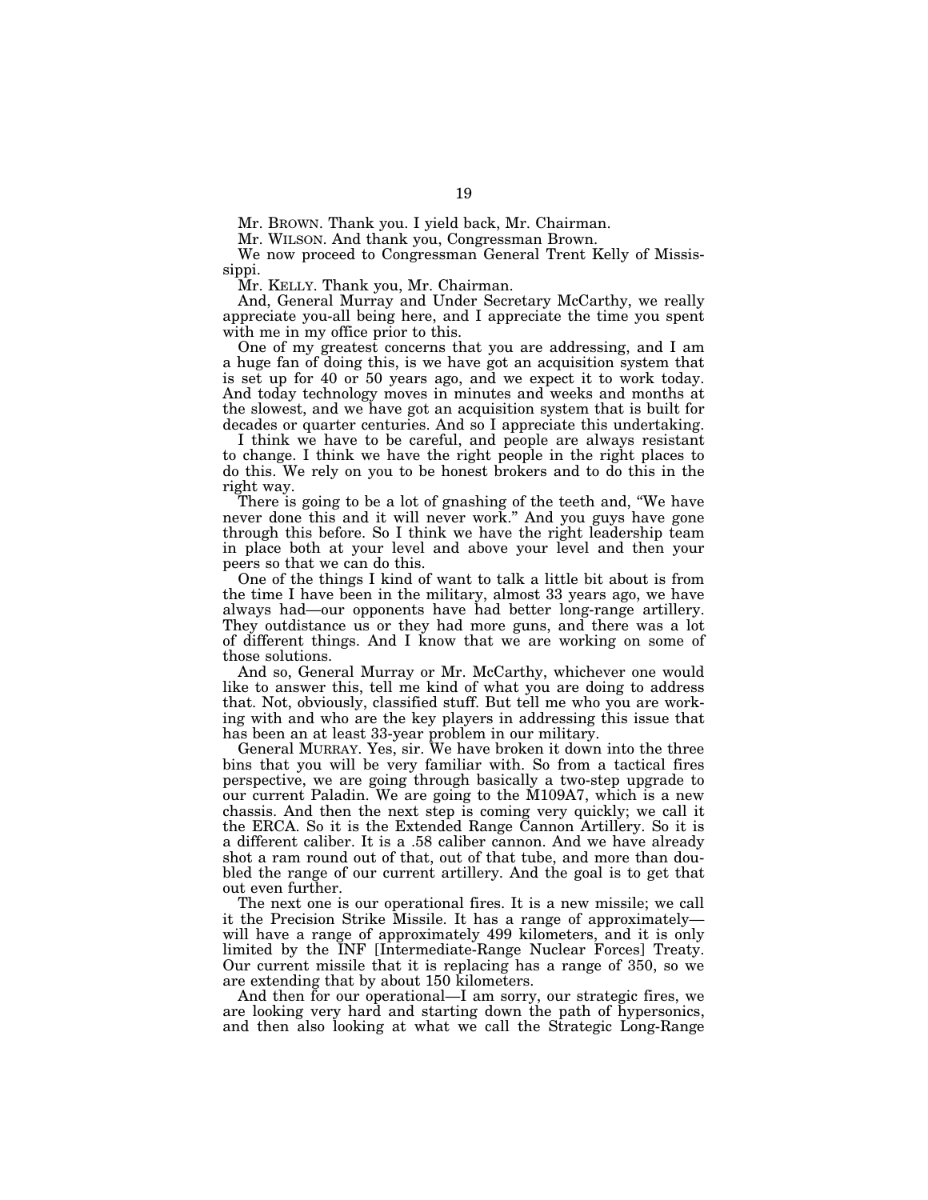Mr. BROWN. Thank you. I yield back, Mr. Chairman.

Mr. WILSON. And thank you, Congressman Brown.

We now proceed to Congressman General Trent Kelly of Mississippi.

Mr. KELLY. Thank you, Mr. Chairman.

And, General Murray and Under Secretary McCarthy, we really appreciate you-all being here, and I appreciate the time you spent with me in my office prior to this.

One of my greatest concerns that you are addressing, and I am a huge fan of doing this, is we have got an acquisition system that is set up for 40 or 50 years ago, and we expect it to work today. And today technology moves in minutes and weeks and months at the slowest, and we have got an acquisition system that is built for decades or quarter centuries. And so I appreciate this undertaking.

I think we have to be careful, and people are always resistant to change. I think we have the right people in the right places to do this. We rely on you to be honest brokers and to do this in the right way.

There is going to be a lot of gnashing of the teeth and, "We have never done this and it will never work." And you guys have gone through this before. So I think we have the right leadership team in place both at your level and above your level and then your peers so that we can do this.

One of the things I kind of want to talk a little bit about is from the time I have been in the military, almost 33 years ago, we have always had—our opponents have had better long-range artillery. They outdistance us or they had more guns, and there was a lot of different things. And I know that we are working on some of those solutions.

And so, General Murray or Mr. McCarthy, whichever one would like to answer this, tell me kind of what you are doing to address that. Not, obviously, classified stuff. But tell me who you are working with and who are the key players in addressing this issue that has been an at least 33-year problem in our military.

General MURRAY. Yes, sir. We have broken it down into the three bins that you will be very familiar with. So from a tactical fires perspective, we are going through basically a two-step upgrade to our current Paladin. We are going to the M109A7, which is a new chassis. And then the next step is coming very quickly; we call it the ERCA. So it is the Extended Range Cannon Artillery. So it is a different caliber. It is a .58 caliber cannon. And we have already shot a ram round out of that, out of that tube, and more than doubled the range of our current artillery. And the goal is to get that out even further.

The next one is our operational fires. It is a new missile; we call it the Precision Strike Missile. It has a range of approximately—will have a range of approximately 499 kilometers, and it is only limited by the INF [Intermediate-Range Nuclear Forces] Treaty. Our current missile that it is replacing has a range of 350, so we are extending that by about 150 kilometers.

And then for our operational—I am sorry, our strategic fires, we are looking very hard and starting down the path of hypersonics, and then also looking at what we call the Strategic Long-Range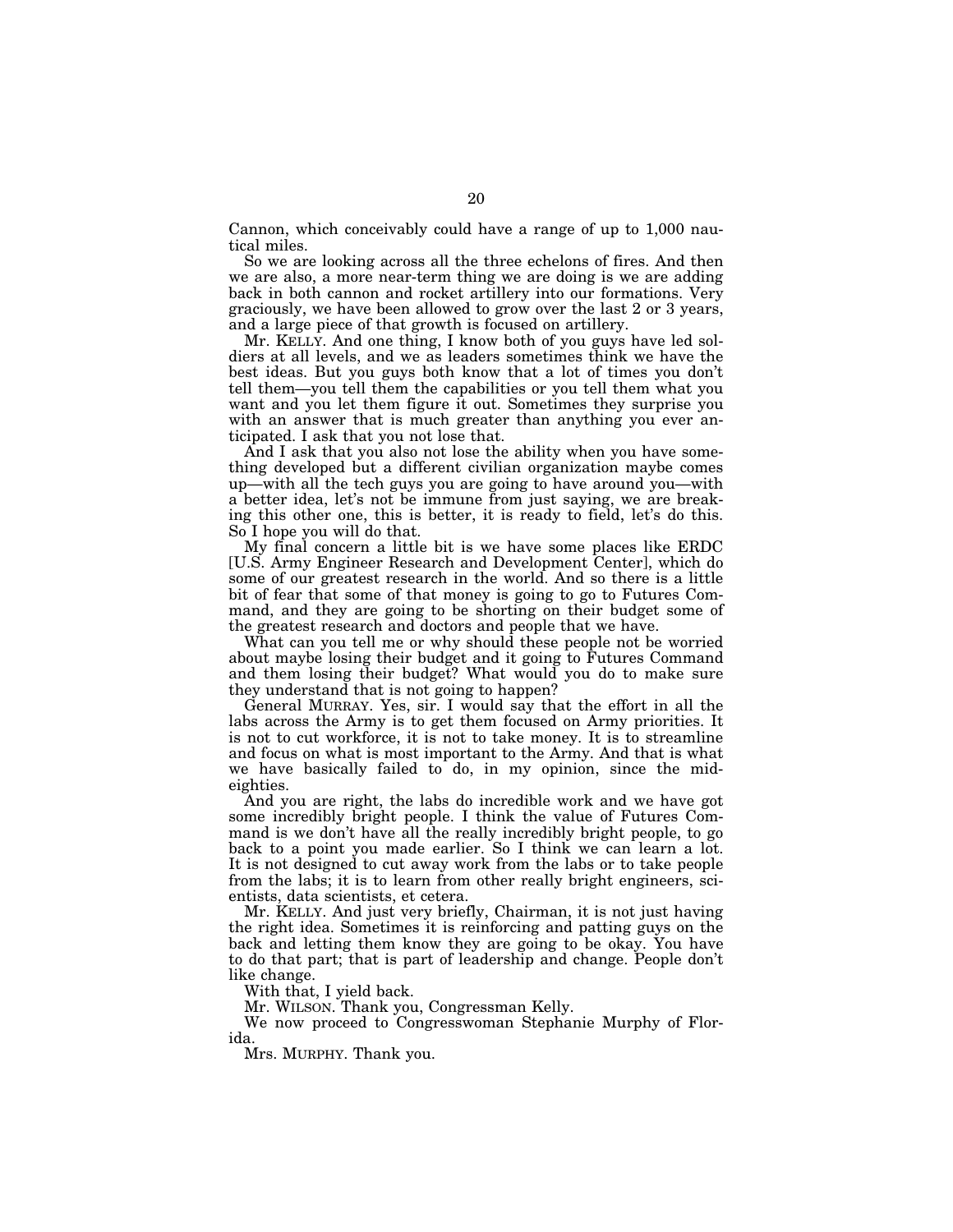Cannon, which conceivably could have a range of up to 1,000 nautical miles.

So we are looking across all the three echelons of fires. And then we are also, a more near-term thing we are doing is we are adding back in both cannon and rocket artillery into our formations. Very graciously, we have been allowed to grow over the last 2 or 3 years, and a large piece of that growth is focused on artillery.

Mr. KELLY. And one thing, I know both of you guys have led soldiers at all levels, and we as leaders sometimes think we have the best ideas. But you guys both know that a lot of times you don't tell them—you tell them the capabilities or you tell them what you want and you let them figure it out. Sometimes they surprise you with an answer that is much greater than anything you ever anticipated. I ask that you not lose that.

And I ask that you also not lose the ability when you have something developed but a different civilian organization maybe comes up—with all the tech guys you are going to have around you—with a better idea, let's not be immune from just saying, we are breaking this other one, this is better, it is ready to field, let's do this. So I hope you will do that.

My final concern a little bit is we have some places like ERDC [U.S. Army Engineer Research and Development Center], which do some of our greatest research in the world. And so there is a little bit of fear that some of that money is going to go to Futures Command, and they are going to be shorting on their budget some of the greatest research and doctors and people that we have.

What can you tell me or why should these people not be worried about maybe losing their budget and it going to Futures Command and them losing their budget? What would you do to make sure they understand that is not going to happen?

General MURRAY. Yes, sir. I would say that the effort in all the labs across the Army is to get them focused on Army priorities. It is not to cut workforce, it is not to take money. It is to streamline and focus on what is most important to the Army. And that is what we have basically failed to do, in my opinion, since the mid-eighties.

And you are right, the labs do incredible work and we have got some incredibly bright people. I think the value of Futures Command is we don't have all the really incredibly bright people, to go back to a point you made earlier. So I think we can learn a lot. It is not designed to cut away work from the labs or to take people from the labs; it is to learn from other really bright engineers, scientists, data scientists, et cetera.

Mr. KELLY. And just very briefly, Chairman, it is not just having the right idea. Sometimes it is reinforcing and patting guys on the back and letting them know they are going to be okay. You have to do that part; that is part of leadership and change. People don't like change.

With that, I yield back.

Mr. WILSON. Thank you, Congressman Kelly.

We now proceed to Congresswoman Stephanie Murphy of Florida.

Mrs. MURPHY. Thank you.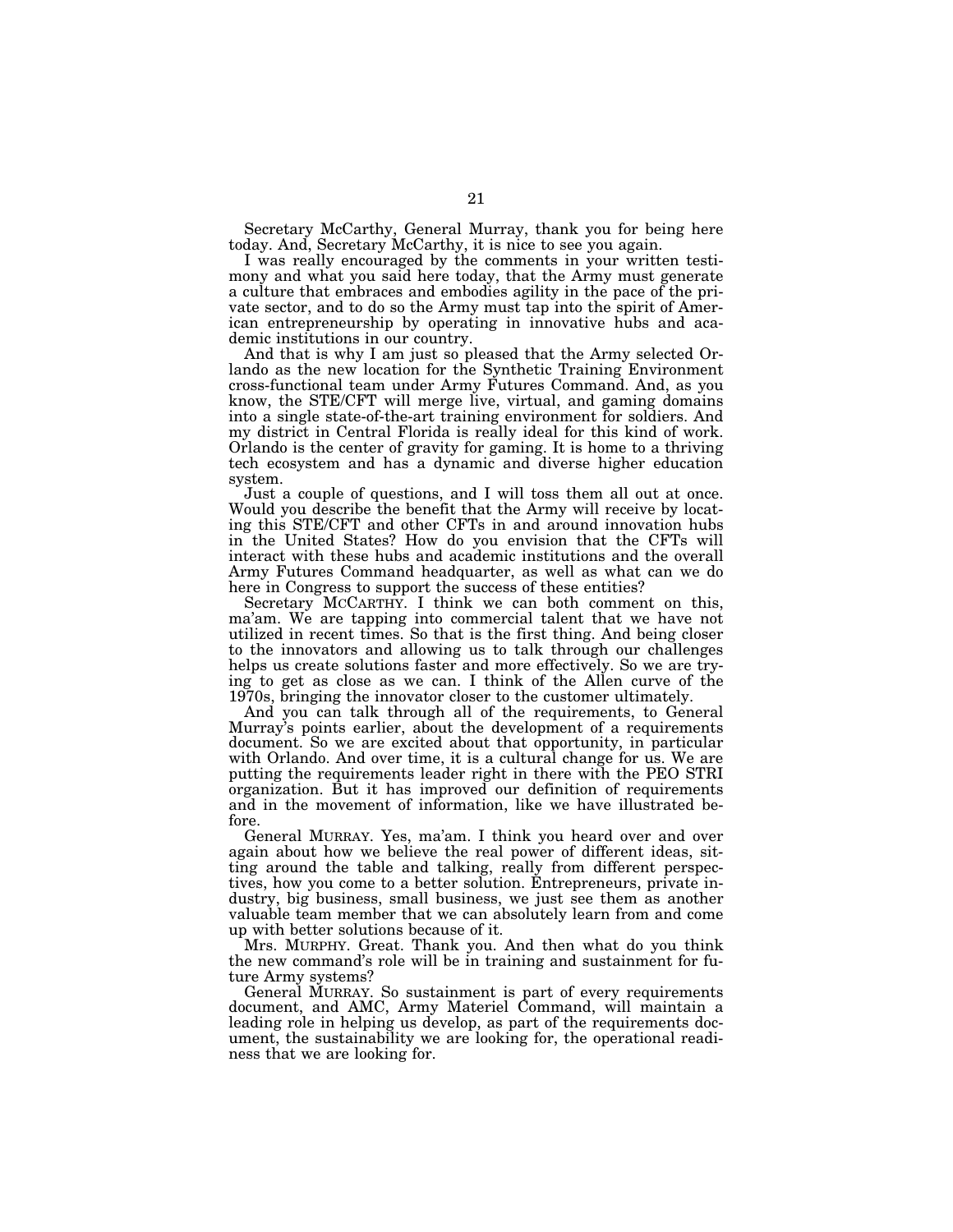Secretary McCarthy, General Murray, thank you for being here today. And, Secretary McCarthy, it is nice to see you again.

I was really encouraged by the comments in your written testimony and what you said here today, that the Army must generate a culture that embraces and embodies agility in the pace of the private sector, and to do so the Army must tap into the spirit of American entrepreneurship by operating in innovative hubs and academic institutions in our country.

And that is why I am just so pleased that the Army selected Orlando as the new location for the Synthetic Training Environment cross-functional team under Army Futures Command. And, as you know, the STE/CFT will merge live, virtual, and gaming domains into a single state-of-the-art training environment for soldiers. And my district in Central Florida is really ideal for this kind of work. Orlando is the center of gravity for gaming. It is home to a thriving tech ecosystem and has a dynamic and diverse higher education system.

Just a couple of questions, and I will toss them all out at once. Would you describe the benefit that the Army will receive by locating this STE/CFT and other CFTs in and around innovation hubs in the United States? How do you envision that the CFTs will interact with these hubs and academic institutions and the overall Army Futures Command headquarter, as well as what can we do here in Congress to support the success of these entities?

Secretary MCCARTHY. I think we can both comment on this, ma'am. We are tapping into commercial talent that we have not utilized in recent times. So that is the first thing. And being closer to the innovators and allowing us to talk through our challenges helps us create solutions faster and more effectively. So we are trying to get as close as we can. I think of the Allen curve of the 1970s, bringing the innovator closer to the customer ultimately.

And you can talk through all of the requirements, to General Murray's points earlier, about the development of a requirements document. So we are excited about that opportunity, in particular with Orlando. And over time, it is a cultural change for us. We are putting the requirements leader right in there with the PEO STRI organization. But it has improved our definition of requirements and in the movement of information, like we have illustrated before.

General MURRAY. Yes, ma'am. I think you heard over and over again about how we believe the real power of different ideas, sitting around the table and talking, really from different perspectives, how you come to a better solution. Entrepreneurs, private industry, big business, small business, we just see them as another valuable team member that we can absolutely learn from and come up with better solutions because of it.

Mrs. MURPHY. Great. Thank you. And then what do you think the new command's role will be in training and sustainment for future Army systems?

General MURRAY. So sustainment is part of every requirements document, and AMC, Army Materiel Command, will maintain a leading role in helping us develop, as part of the requirements document, the sustainability we are looking for, the operational readiness that we are looking for.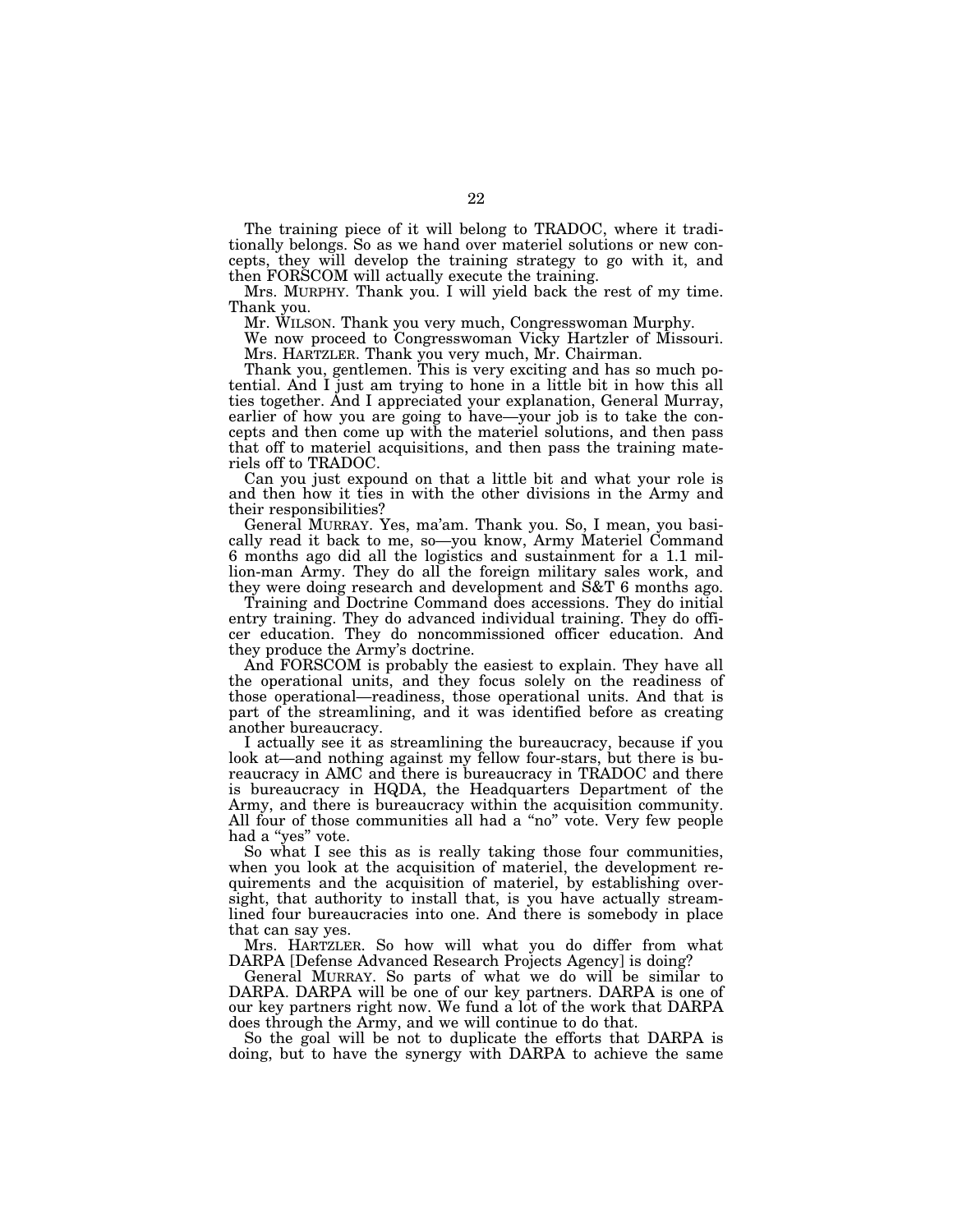The training piece of it will belong to TRADOC, where it traditionally belongs. So as we hand over materiel solutions or new concepts, they will develop the training strategy to go with it, and then FORSCOM will actually execute the training.

Mrs. MURPHY. Thank you. I will yield back the rest of my time. Thank you.

Mr. WILSON. Thank you very much, Congresswoman Murphy.

We now proceed to Congresswoman Vicky Hartzler of Missouri.

Mrs. HARTZLER. Thank you very much, Mr. Chairman.

Thank you, gentlemen. This is very exciting and has so much potential. And I just am trying to hone in a little bit in how this all ties together. And I appreciated your explanation, General Murray, earlier of how you are going to have—your job is to take the concepts and then come up with the materiel solutions, and then pass that off to materiel acquisitions, and then pass the training materiels off to TRADOC.

Can you just expound on that a little bit and what your role is and then how it ties in with the other divisions in the Army and their responsibilities?

General MURRAY. Yes, ma'am. Thank you. So, I mean, you basically read it back to me, so—you know, Army Materiel Command 6 months ago did all the logistics and sustainment for a 1.1 million-man Army. They do all the foreign military sales work, and they were doing research and development and S&T 6 months ago.

Training and Doctrine Command does accessions. They do initial entry training. They do advanced individual training. They do officer education. They do noncommissioned officer education. And they produce the Army's doctrine.

And FORSCOM is probably the easiest to explain. They have all the operational units, and they focus solely on the readiness of those operational—readiness, those operational units. And that is part of the streamlining, and it was identified before as creating another bureaucracy.

I actually see it as streamlining the bureaucracy, because if you look at—and nothing against my fellow four-stars, but there is bureaucracy in AMC and there is bureaucracy in TRADOC and there is bureaucracy in HQDA, the Headquarters Department of the Army, and there is bureaucracy within the acquisition community. All four of those communities all had a "no" vote. Very few people had a "yes" vote.

So what I see this as is really taking those four communities, when you look at the acquisition of materiel, the development requirements and the acquisition of materiel, by establishing oversight, that authority to install that, is you have actually streamlined four bureaucracies into one. And there is somebody in place that can say yes.

Mrs. HARTZLER. So how will what you do differ from what DARPA [Defense Advanced Research Projects Agency] is doing?

General MURRAY. So parts of what we do will be similar to DARPA. DARPA will be one of our key partners. DARPA is one of our key partners right now. We fund a lot of the work that DARPA does through the Army, and we will continue to do that.

So the goal will be not to duplicate the efforts that DARPA is doing, but to have the synergy with DARPA to achieve the same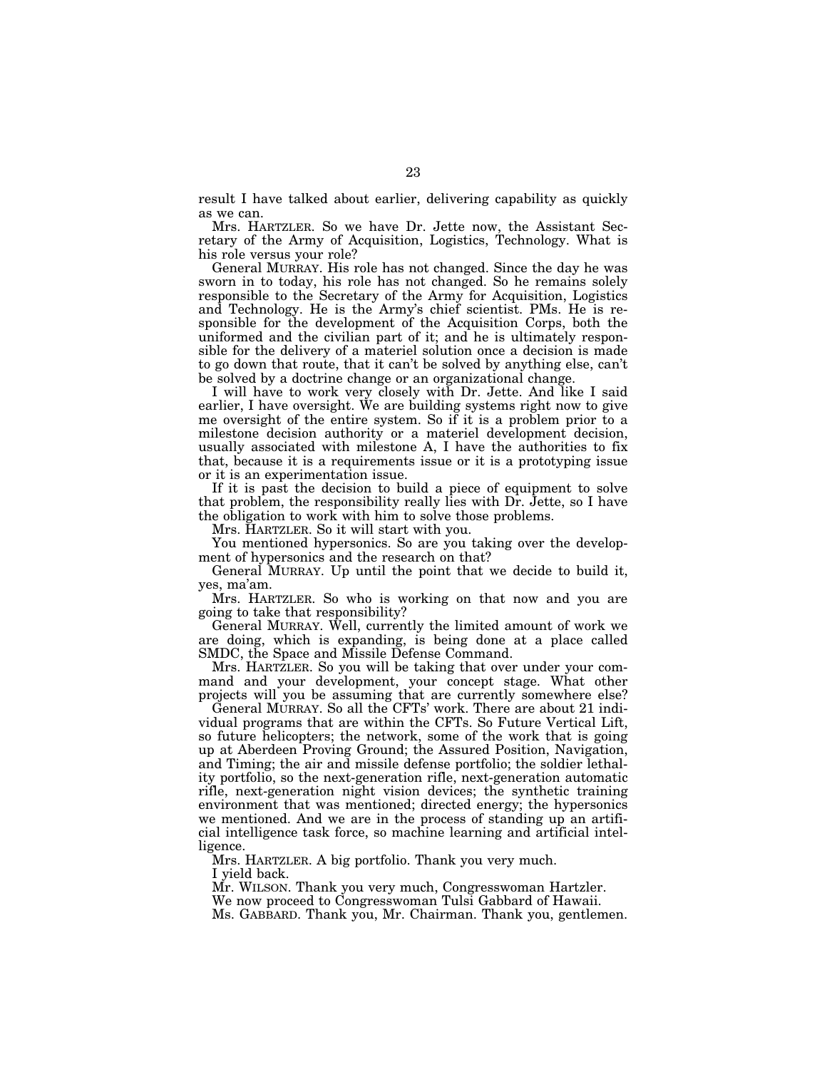result I have talked about earlier, delivering capability as quickly as we can.

Mrs. HARTZLER. So we have Dr. Jette now, the Assistant Secretary of the Army of Acquisition, Logistics, Technology. What is his role versus your role?

General MURRAY. His role has not changed. Since the day he was sworn in to today, his role has not changed. So he remains solely responsible to the Secretary of the Army for Acquisition, Logistics and Technology. He is the Army's chief scientist. PMs. He is responsible for the development of the Acquisition Corps, both the uniformed and the civilian part of it; and he is ultimately responsible for the delivery of a materiel solution once a decision is made to go down that route, that it can't be solved by anything else, can't be solved by a doctrine change or an organizational change.

I will have to work very closely with Dr. Jette. And like I said earlier, I have oversight. We are building systems right now to give me oversight of the entire system. So if it is a problem prior to a milestone decision authority or a materiel development decision, usually associated with milestone A, I have the authorities to fix that, because it is a requirements issue or it is a prototyping issue or it is an experimentation issue.

If it is past the decision to build a piece of equipment to solve that problem, the responsibility really lies with Dr. Jette, so I have the obligation to work with him to solve those problems.

Mrs. HARTZLER. So it will start with you.

You mentioned hypersonics. So are you taking over the development of hypersonics and the research on that?

General MURRAY. Up until the point that we decide to build it, yes, ma'am.

Mrs. HARTZLER. So who is working on that now and you are going to take that responsibility?

General MURRAY. Well, currently the limited amount of work we are doing, which is expanding, is being done at a place called SMDC, the Space and Missile Defense Command.

Mrs. HARTZLER. So you will be taking that over under your command and your development, your concept stage. What other projects will you be assuming that are currently somewhere else?

General MURRAY. So all the CFTs' work. There are about 21 individual programs that are within the CFTs. So Future Vertical Lift, so future helicopters; the network, some of the work that is going up at Aberdeen Proving Ground; the Assured Position, Navigation, and Timing; the air and missile defense portfolio; the soldier lethality portfolio, so the next-generation rifle, next-generation automatic rifle, next-generation night vision devices; the synthetic training environment that was mentioned; directed energy; the hypersonics we mentioned. And we are in the process of standing up an artificial intelligence task force, so machine learning and artificial intelligence.

Mrs. HARTZLER. A big portfolio. Thank you very much.

I yield back.

Mr. WILSON. Thank you very much, Congresswoman Hartzler.

We now proceed to Congresswoman Tulsi Gabbard of Hawaii.

Ms. GABBARD. Thank you, Mr. Chairman. Thank you, gentlemen.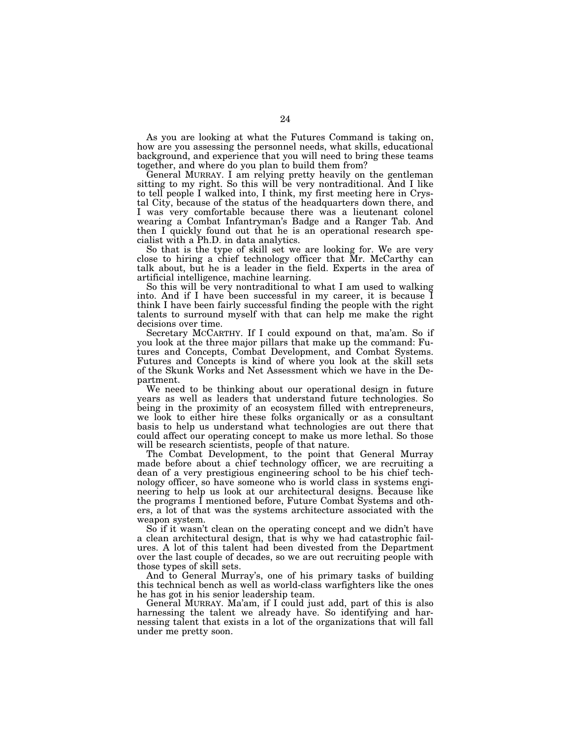As you are looking at what the Futures Command is taking on, how are you assessing the personnel needs, what skills, educational background, and experience that you will need to bring these teams together, and where do you plan to build them from?

General MURRAY. I am relying pretty heavily on the gentleman sitting to my right. So this will be very nontraditional. And I like to tell people I walked into, I think, my first meeting here in Crystal City, because of the status of the headquarters down there, and I was very comfortable because there was a lieutenant colonel wearing a Combat Infantryman's Badge and a Ranger Tab. And then I quickly found out that he is an operational research specialist with a Ph.D. in data analytics.

So that is the type of skill set we are looking for. We are very close to hiring a chief technology officer that Mr. McCarthy can talk about, but he is a leader in the field. Experts in the area of artificial intelligence, machine learning.

So this will be very nontraditional to what I am used to walking into. And if I have been successful in my career, it is because I think I have been fairly successful finding the people with the right talents to surround myself with that can help me make the right decisions over time.

Secretary MCCARTHY. If I could expound on that, ma'am. So if you look at the three major pillars that make up the command: Futures and Concepts, Combat Development, and Combat Systems. Futures and Concepts is kind of where you look at the skill sets of the Skunk Works and Net Assessment which we have in the Department.

We need to be thinking about our operational design in future years as well as leaders that understand future technologies. So being in the proximity of an ecosystem filled with entrepreneurs, we look to either hire these folks organically or as a consultant basis to help us understand what technologies are out there that could affect our operating concept to make us more lethal. So those will be research scientists, people of that nature.

The Combat Development, to the point that General Murray made before about a chief technology officer, we are recruiting a dean of a very prestigious engineering school to be his chief technology officer, so have someone who is world class in systems engineering to help us look at our architectural designs. Because like the programs I mentioned before, Future Combat Systems and others, a lot of that was the systems architecture associated with the weapon system.

So if it wasn't clean on the operating concept and we didn't have a clean architectural design, that is why we had catastrophic failures. A lot of this talent had been divested from the Department over the last couple of decades, so we are out recruiting people with those types of skill sets.

And to General Murray's, one of his primary tasks of building this technical bench as well as world-class warfighters like the ones he has got in his senior leadership team.

General MURRAY. Ma'am, if I could just add, part of this is also harnessing the talent we already have. So identifying and harnessing talent that exists in a lot of the organizations that will fall under me pretty soon.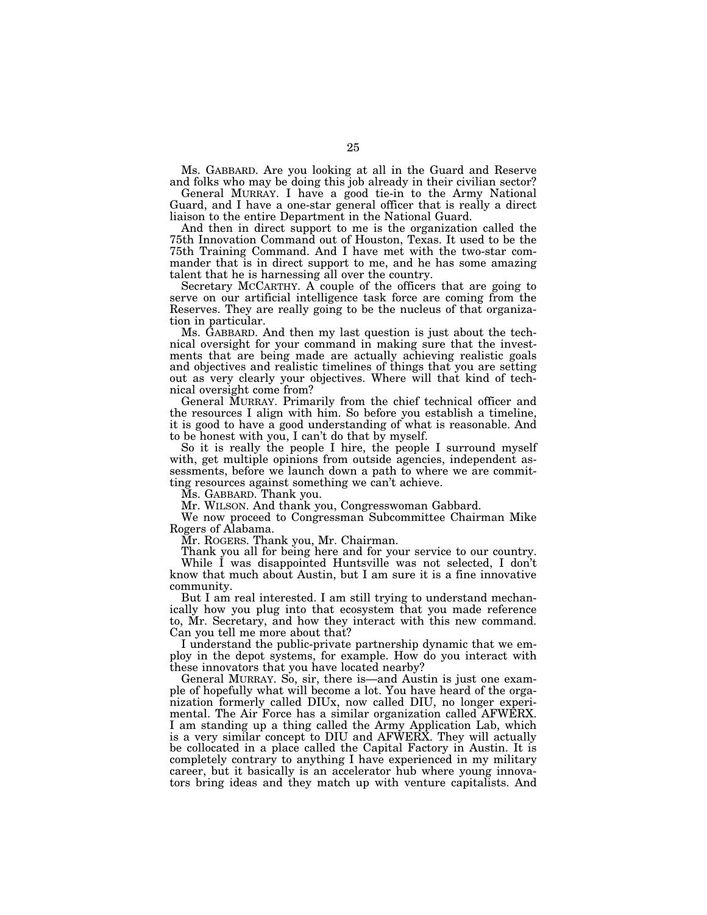Ms. GABBARD. Are you looking at all in the Guard and Reserve and folks who may be doing this job already in their civilian sector?

General MURRAY. I have a good tie-in to the Army National Guard, and I have a one-star general officer that is really a direct liaison to the entire Department in the National Guard.

And then in direct support to me is the organization called the 75th Innovation Command out of Houston, Texas. It used to be the 75th Training Command. And I have met with the two-star commander that is in direct support to me, and he has some amazing talent that he is harnessing all over the country.

Secretary MCCARTHY. A couple of the officers that are going to serve on our artificial intelligence task force are coming from the Reserves. They are really going to be the nucleus of that organization in particular.

Ms. GABBARD. And then my last question is just about the technical oversight for your command in making sure that the investments that are being made are actually achieving realistic goals and objectives and realistic timelines of things that you are setting out as very clearly your objectives. Where will that kind of technical oversight come from?

General MURRAY. Primarily from the chief technical officer and the resources I align with him. So before you establish a timeline, it is good to have a good understanding of what is reasonable. And to be honest with you, I can't do that by myself.

So it is really the people I hire, the people I surround myself with, get multiple opinions from outside agencies, independent assessments, before we launch down a path to where we are committing resources against something we can't achieve.

Ms. GABBARD. Thank you.

Mr. WILSON. And thank you, Congresswoman Gabbard.

We now proceed to Congressman Subcommittee Chairman Mike Rogers of Alabama.

Mr. ROGERS. Thank you, Mr. Chairman.

Thank you all for being here and for your service to our country.

While I was disappointed Huntsville was not selected, I don't know that much about Austin, but I am sure it is a fine innovative community.

But I am real interested. I am still trying to understand mechanically how you plug into that ecosystem that you made reference to, Mr. Secretary, and how they interact with this new command. Can you tell me more about that?

I understand the public-private partnership dynamic that we employ in the depot systems, for example. How do you interact with these innovators that you have located nearby?

General MURRAY. So, sir, there is—and Austin is just one example of hopefully what will become a lot. You have heard of the organization formerly called DIUx, now called DIU, no longer experimental. The Air Force has a similar organization called AFWERX. I am standing up a thing called the Army Application Lab, which is a very similar concept to DIU and AFWERX. They will actually be collocated in a place called the Capital Factory in Austin. It is completely contrary to anything I have experienced in my military career, but it basically is an accelerator hub where young innovators bring ideas and they match up with venture capitalists. And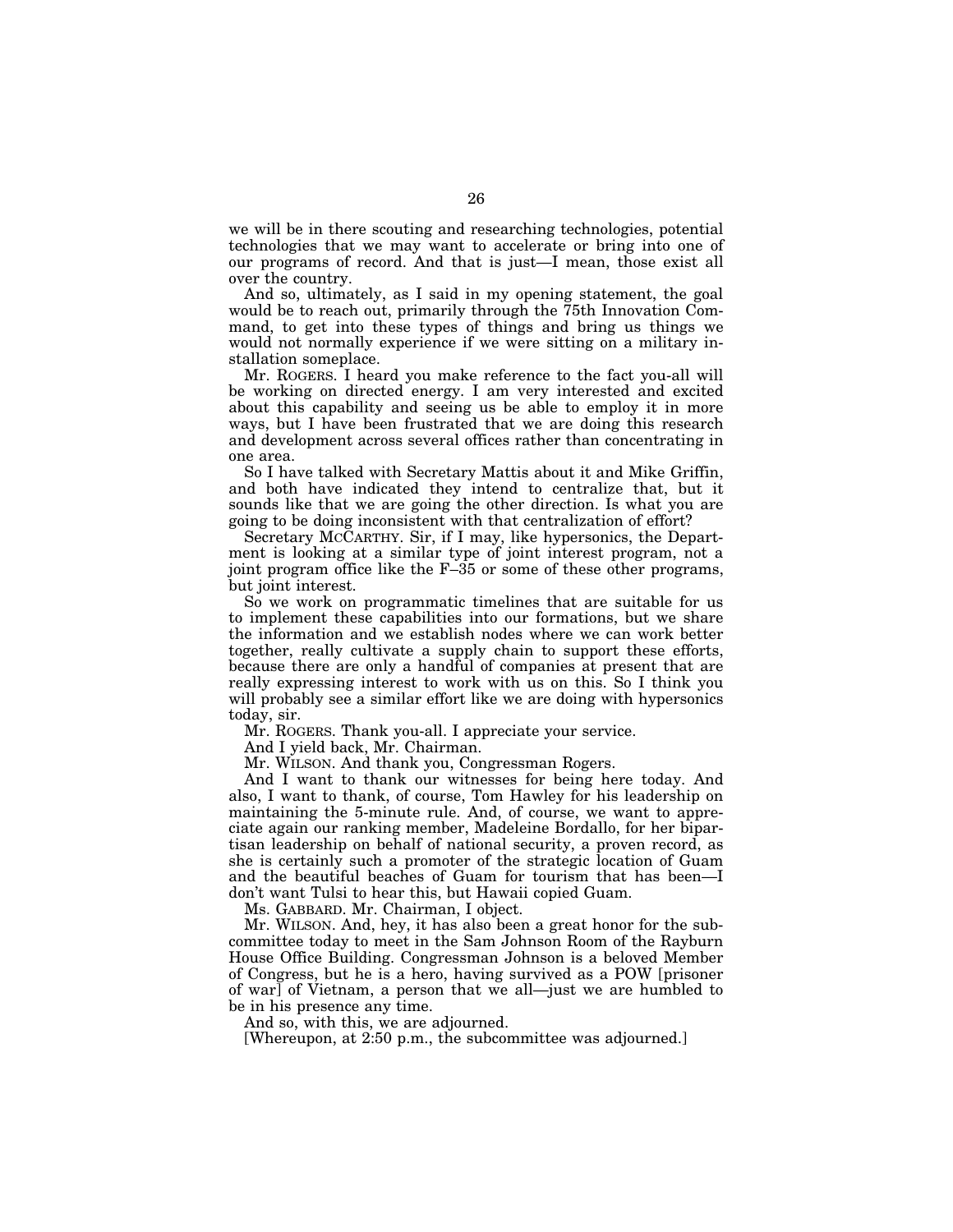we will be in there scouting and researching technologies, potential technologies that we may want to accelerate or bring into one of our programs of record. And that is just—I mean, those exist all over the country.

And so, ultimately, as I said in my opening statement, the goal would be to reach out, primarily through the 75th Innovation Command, to get into these types of things and bring us things we would not normally experience if we were sitting on a military installation someplace.

Mr. ROGERS. I heard you make reference to the fact you-all will be working on directed energy. I am very interested and excited about this capability and seeing us be able to employ it in more ways, but I have been frustrated that we are doing this research and development across several offices rather than concentrating in one area.

So I have talked with Secretary Mattis about it and Mike Griffin, and both have indicated they intend to centralize that, but it sounds like that we are going the other direction. Is what you are going to be doing inconsistent with that centralization of effort?

Secretary MCCARTHY. Sir, if I may, like hypersonics, the Department is looking at a similar type of joint interest program, not a joint program office like the F–35 or some of these other programs, but joint interest.

So we work on programmatic timelines that are suitable for us to implement these capabilities into our formations, but we share the information and we establish nodes where we can work better together, really cultivate a supply chain to support these efforts, because there are only a handful of companies at present that are really expressing interest to work with us on this. So I think you will probably see a similar effort like we are doing with hypersonics today, sir.

Mr. ROGERS. Thank you-all. I appreciate your service.

And I yield back, Mr. Chairman.

Mr. WILSON. And thank you, Congressman Rogers.

And I want to thank our witnesses for being here today. And also, I want to thank, of course, Tom Hawley for his leadership on maintaining the 5-minute rule. And, of course, we want to appreciate again our ranking member, Madeleine Bordallo, for her bipartisan leadership on behalf of national security, a proven record, as she is certainly such a promoter of the strategic location of Guam and the beautiful beaches of Guam for tourism that has been—I don't want Tulsi to hear this, but Hawaii copied Guam.

Ms. GABBARD. Mr. Chairman, I object.

Mr. WILSON. And, hey, it has also been a great honor for the subcommittee today to meet in the Sam Johnson Room of the Rayburn House Office Building. Congressman Johnson is a beloved Member of Congress, but he is a hero, having survived as a POW [prisoner of war] of Vietnam, a person that we all—just we are humbled to be in his presence any time.

And so, with this, we are adjourned.

[Whereupon, at 2:50 p.m., the subcommittee was adjourned.]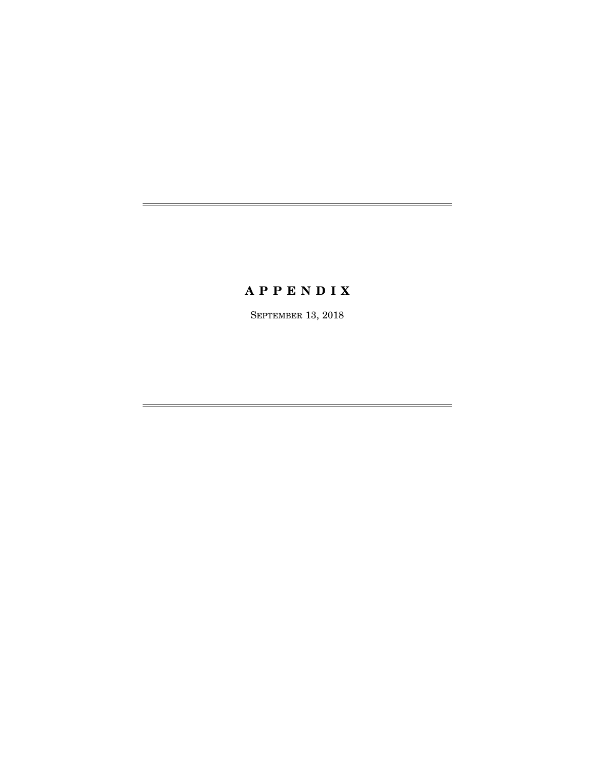# A P P E N D I X

SEPTEMBER 13, 2018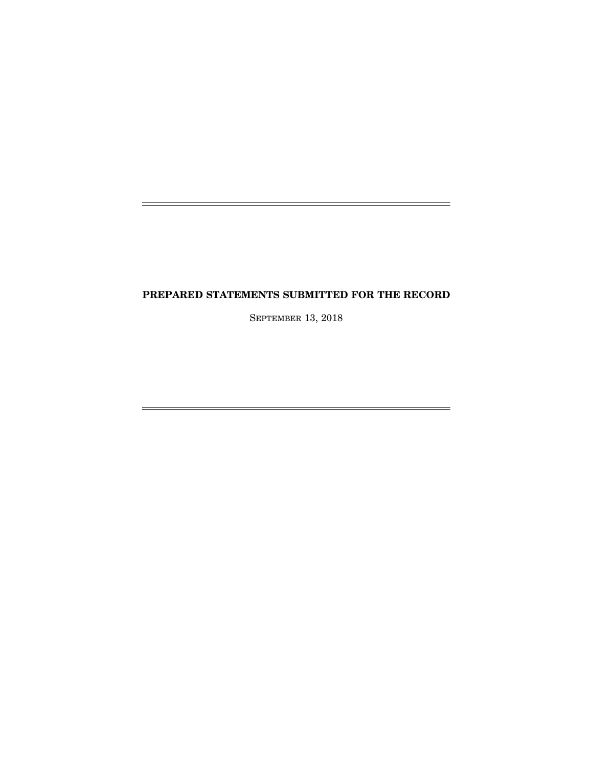# PREPARED STATEMENTS SUBMITTED FOR THE RECORD

SEPTEMBER 13, 2018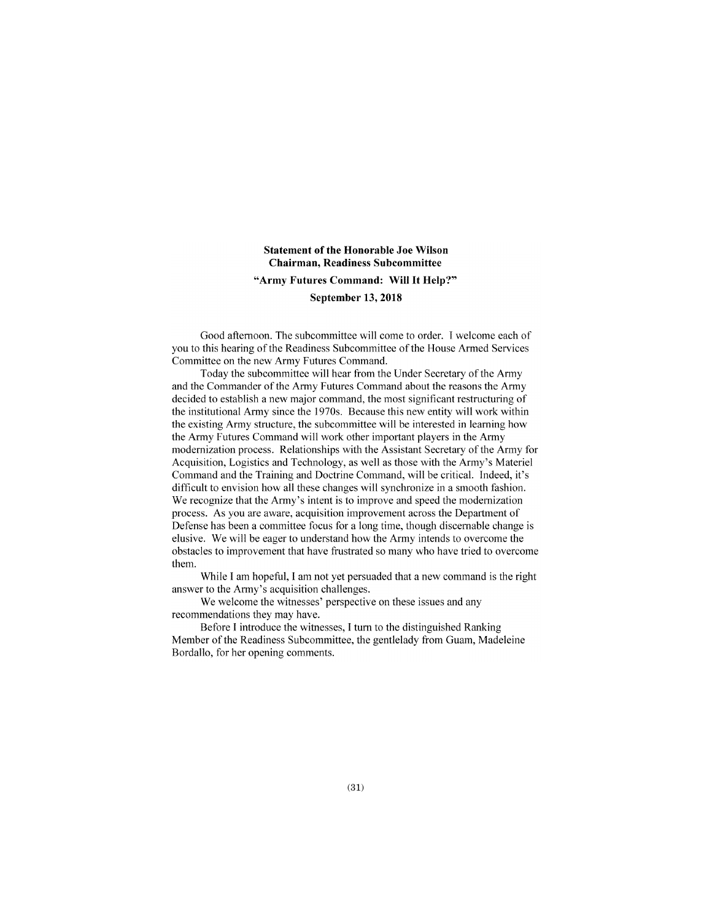**Statement of the Honorable Joe Wilson**
**Chairman, Readiness Subcommittee**
**"Army Futures Command: Will It Help?"**
**September 13, 2018**

Good afternoon. The subcommittee will come to order. I welcome each of you to this hearing of the Readiness Subcommittee of the House Armed Services Committee on the new Army Futures Command.

Today the subcommittee will hear from the Under Secretary of the Army and the Commander of the Army Futures Command about the reasons the Army decided to establish a new major command, the most significant restructuring of the institutional Army since the 1970s. Because this new entity will work within the existing Army structure, the subcommittee will be interested in learning how the Army Futures Command will work other important players in the Army modernization process. Relationships with the Assistant Secretary of the Army for Acquisition, Logistics and Technology, as well as those with the Army's Materiel Command and the Training and Doctrine Command, will be critical. Indeed, it's difficult to envision how all these changes will synchronize in a smooth fashion. We recognize that the Army's intent is to improve and speed the modernization process. As you are aware, acquisition improvement across the Department of Defense has been a committee focus for a long time, though discernable change is elusive. We will be eager to understand how the Army intends to overcome the obstacles to improvement that have frustrated so many who have tried to overcome them.

While I am hopeful, I am not yet persuaded that a new command is the right answer to the Army's acquisition challenges.

We welcome the witnesses' perspective on these issues and any recommendations they may have.

Before I introduce the witnesses, I turn to the distinguished Ranking Member of the Readiness Subcommittee, the gentlelady from Guam, Madeleine Bordallo, for her opening comments.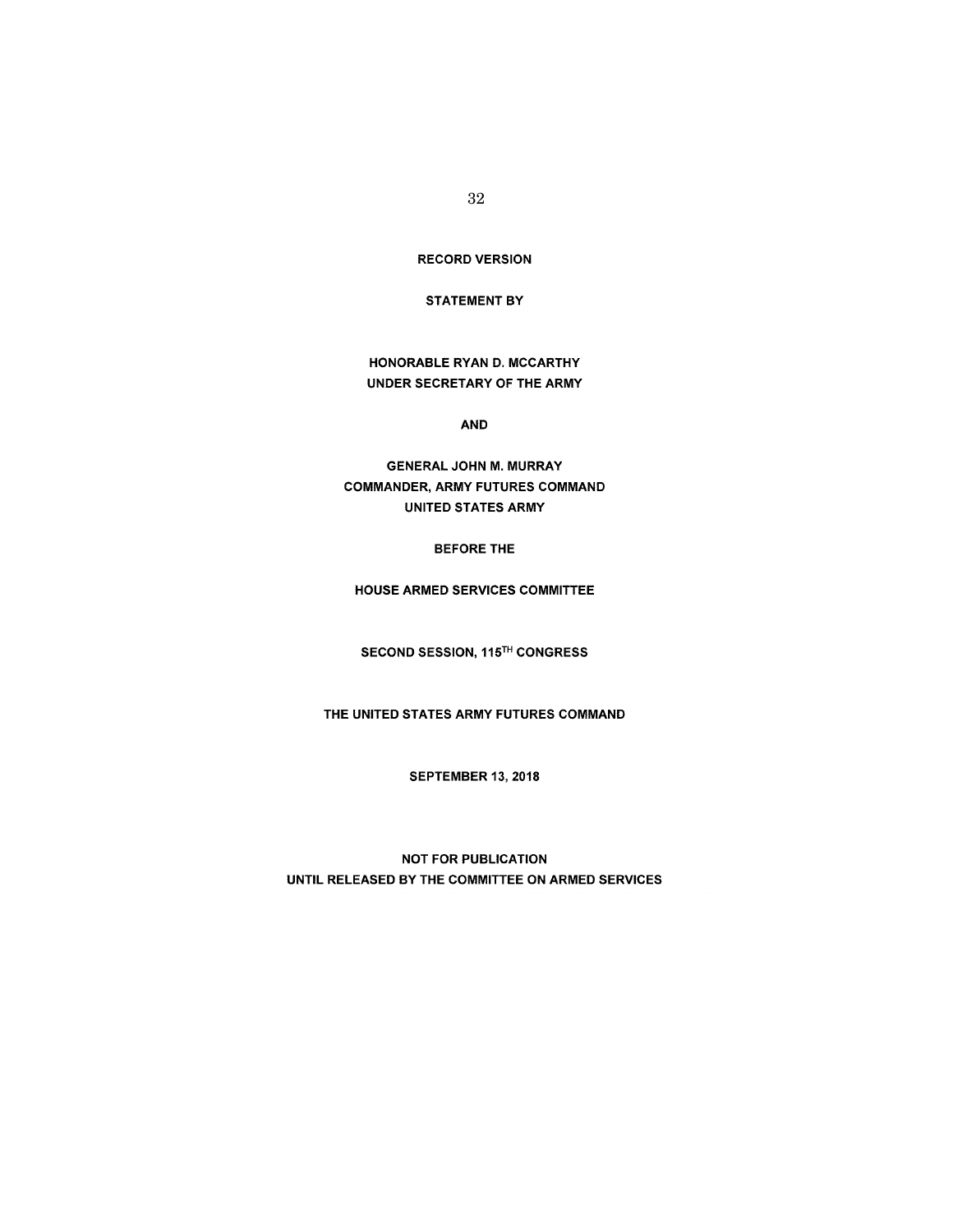RECORD VERSION

STATEMENT BY

HONORABLE RYAN D. MCCARTHY
UNDER SECRETARY OF THE ARMY

AND

GENERAL JOHN M. MURRAY
COMMANDER, ARMY FUTURES COMMAND
UNITED STATES ARMY

BEFORE THE

HOUSE ARMED SERVICES COMMITTEE

SECOND SESSION, 115TH CONGRESS

THE UNITED STATES ARMY FUTURES COMMAND

SEPTEMBER 13, 2018

NOT FOR PUBLICATION
UNTIL RELEASED BY THE COMMITTEE ON ARMED SERVICES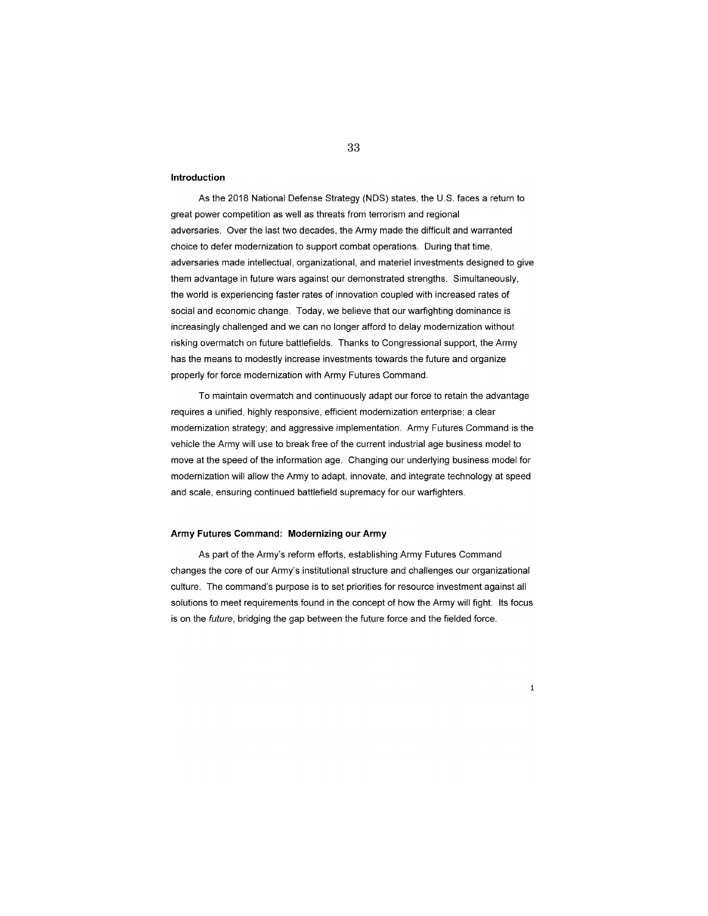## Introduction

As the 2018 National Defense Strategy (NDS) states, the U.S. faces a return to great power competition as well as threats from terrorism and regional adversaries. Over the last two decades, the Army made the difficult and warranted choice to defer modernization to support combat operations. During that time, adversaries made intellectual, organizational, and materiel investments designed to give them advantage in future wars against our demonstrated strengths. Simultaneously, the world is experiencing faster rates of innovation coupled with increased rates of social and economic change. Today, we believe that our warfighting dominance is increasingly challenged and we can no longer afford to delay modernization without risking overmatch on future battlefields. Thanks to Congressional support, the Army has the means to modestly increase investments towards the future and organize properly for force modernization with Army Futures Command.

To maintain overmatch and continuously adapt our force to retain the advantage requires a unified, highly responsive, efficient modernization enterprise; a clear modernization strategy; and aggressive implementation. Army Futures Command is the vehicle the Army will use to break free of the current industrial age business model to move at the speed of the information age. Changing our underlying business model for modernization will allow the Army to adapt, innovate, and integrate technology at speed and scale, ensuring continued battlefield supremacy for our warfighters.

## Army Futures Command: Modernizing our Army

As part of the Army's reform efforts, establishing Army Futures Command changes the core of our Army's institutional structure and challenges our organizational culture. The command's purpose is to set priorities for resource investment against all solutions to meet requirements found in the concept of how the Army will fight. Its focus is on the *future*, bridging the gap between the future force and the fielded force.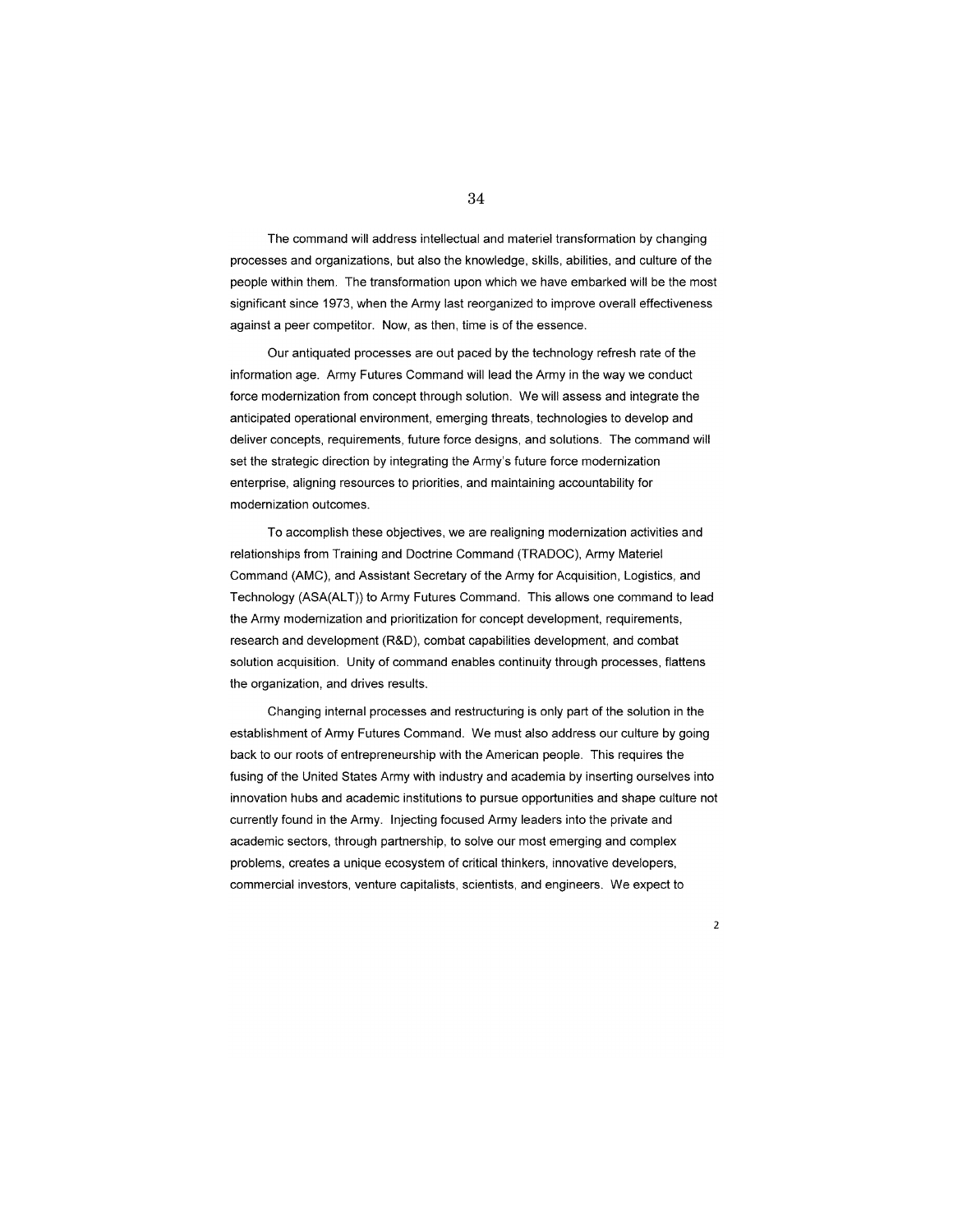The command will address intellectual and materiel transformation by changing processes and organizations, but also the knowledge, skills, abilities, and culture of the people within them. The transformation upon which we have embarked will be the most significant since 1973, when the Army last reorganized to improve overall effectiveness against a peer competitor. Now, as then, time is of the essence.

Our antiquated processes are out paced by the technology refresh rate of the information age. Army Futures Command will lead the Army in the way we conduct force modernization from concept through solution. We will assess and integrate the anticipated operational environment, emerging threats, technologies to develop and deliver concepts, requirements, future force designs, and solutions. The command will set the strategic direction by integrating the Army's future force modernization enterprise, aligning resources to priorities, and maintaining accountability for modernization outcomes.

To accomplish these objectives, we are realigning modernization activities and relationships from Training and Doctrine Command (TRADOC), Army Materiel Command (AMC), and Assistant Secretary of the Army for Acquisition, Logistics, and Technology (ASA(ALT)) to Army Futures Command. This allows one command to lead the Army modernization and prioritization for concept development, requirements, research and development (R&D), combat capabilities development, and combat solution acquisition. Unity of command enables continuity through processes, flattens the organization, and drives results.

Changing internal processes and restructuring is only part of the solution in the establishment of Army Futures Command. We must also address our culture by going back to our roots of entrepreneurship with the American people. This requires the fusing of the United States Army with industry and academia by inserting ourselves into innovation hubs and academic institutions to pursue opportunities and shape culture not currently found in the Army. Injecting focused Army leaders into the private and academic sectors, through partnership, to solve our most emerging and complex problems, creates a unique ecosystem of critical thinkers, innovative developers, commercial investors, venture capitalists, scientists, and engineers. We expect to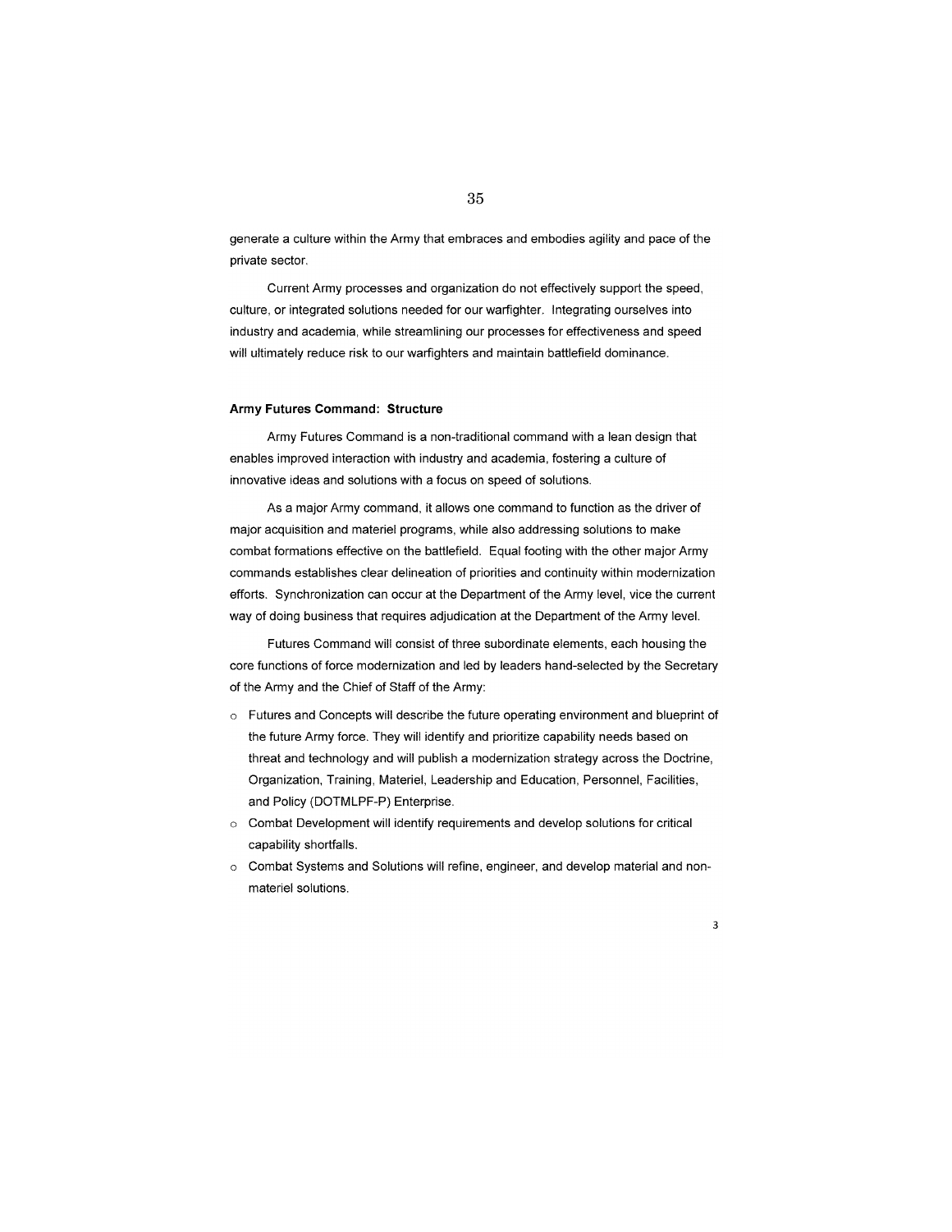generate a culture within the Army that embraces and embodies agility and pace of the private sector.

Current Army processes and organization do not effectively support the speed, culture, or integrated solutions needed for our warfighter. Integrating ourselves into industry and academia, while streamlining our processes for effectiveness and speed will ultimately reduce risk to our warfighters and maintain battlefield dominance.

**Army Futures Command: Structure**

Army Futures Command is a non-traditional command with a lean design that enables improved interaction with industry and academia, fostering a culture of innovative ideas and solutions with a focus on speed of solutions.

As a major Army command, it allows one command to function as the driver of major acquisition and materiel programs, while also addressing solutions to make combat formations effective on the battlefield. Equal footing with the other major Army commands establishes clear delineation of priorities and continuity within modernization efforts. Synchronization can occur at the Department of the Army level, vice the current way of doing business that requires adjudication at the Department of the Army level.

Futures Command will consist of three subordinate elements, each housing the core functions of force modernization and led by leaders hand-selected by the Secretary of the Army and the Chief of Staff of the Army:

- Futures and Concepts will describe the future operating environment and blueprint of the future Army force. They will identify and prioritize capability needs based on threat and technology and will publish a modernization strategy across the Doctrine, Organization, Training, Materiel, Leadership and Education, Personnel, Facilities, and Policy (DOTMLPF-P) Enterprise.
- Combat Development will identify requirements and develop solutions for critical capability shortfalls.
- Combat Systems and Solutions will refine, engineer, and develop material and non-materiel solutions.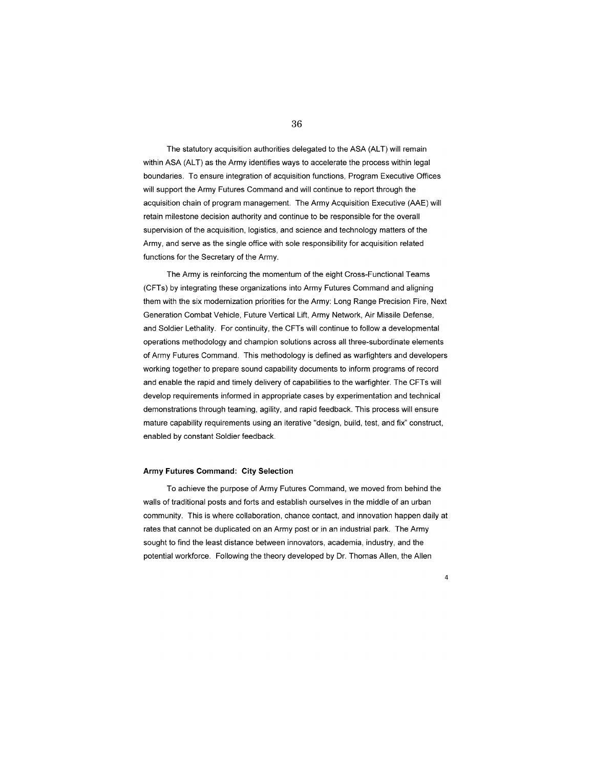The statutory acquisition authorities delegated to the ASA (ALT) will remain within ASA (ALT) as the Army identifies ways to accelerate the process within legal boundaries. To ensure integration of acquisition functions, Program Executive Offices will support the Army Futures Command and will continue to report through the acquisition chain of program management. The Army Acquisition Executive (AAE) will retain milestone decision authority and continue to be responsible for the overall supervision of the acquisition, logistics, and science and technology matters of the Army, and serve as the single office with sole responsibility for acquisition related functions for the Secretary of the Army.

The Army is reinforcing the momentum of the eight Cross-Functional Teams (CFTs) by integrating these organizations into Army Futures Command and aligning them with the six modernization priorities for the Army: Long Range Precision Fire, Next Generation Combat Vehicle, Future Vertical Lift, Army Network, Air Missile Defense, and Soldier Lethality. For continuity, the CFTs will continue to follow a developmental operations methodology and champion solutions across all three-subordinate elements of Army Futures Command. This methodology is defined as warfighters and developers working together to prepare sound capability documents to inform programs of record and enable the rapid and timely delivery of capabilities to the warfighter. The CFTs will develop requirements informed in appropriate cases by experimentation and technical demonstrations through teaming, agility, and rapid feedback. This process will ensure mature capability requirements using an iterative "design, build, test, and fix" construct, enabled by constant Soldier feedback.

**Army Futures Command: City Selection**

To achieve the purpose of Army Futures Command, we moved from behind the walls of traditional posts and forts and establish ourselves in the middle of an urban community. This is where collaboration, chance contact, and innovation happen daily at rates that cannot be duplicated on an Army post or in an industrial park. The Army sought to find the least distance between innovators, academia, industry, and the potential workforce. Following the theory developed by Dr. Thomas Allen, the Allen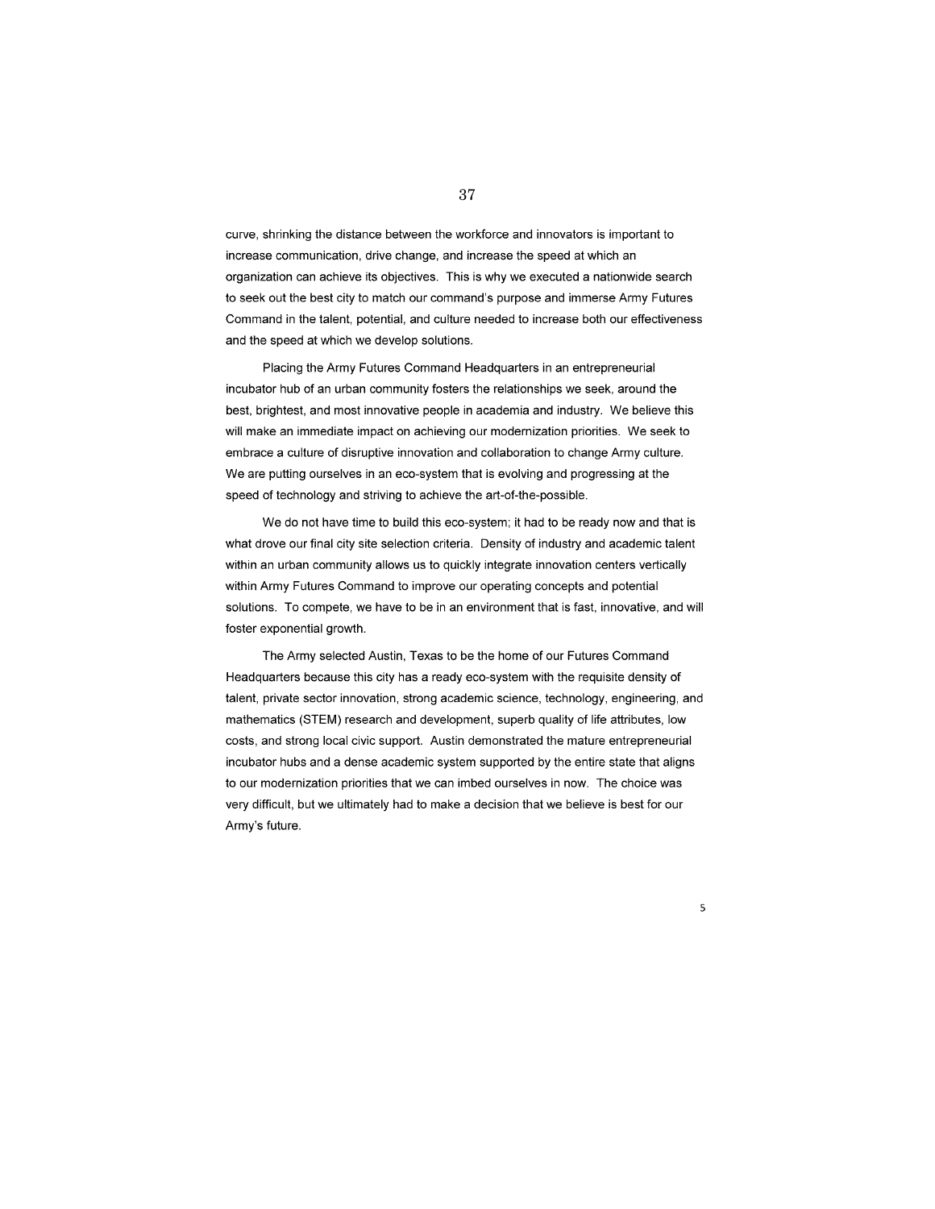curve, shrinking the distance between the workforce and innovators is important to increase communication, drive change, and increase the speed at which an organization can achieve its objectives. This is why we executed a nationwide search to seek out the best city to match our command's purpose and immerse Army Futures Command in the talent, potential, and culture needed to increase both our effectiveness and the speed at which we develop solutions.

Placing the Army Futures Command Headquarters in an entrepreneurial incubator hub of an urban community fosters the relationships we seek, around the best, brightest, and most innovative people in academia and industry. We believe this will make an immediate impact on achieving our modernization priorities. We seek to embrace a culture of disruptive innovation and collaboration to change Army culture. We are putting ourselves in an eco-system that is evolving and progressing at the speed of technology and striving to achieve the art-of-the-possible.

We do not have time to build this eco-system; it had to be ready now and that is what drove our final city site selection criteria. Density of industry and academic talent within an urban community allows us to quickly integrate innovation centers vertically within Army Futures Command to improve our operating concepts and potential solutions. To compete, we have to be in an environment that is fast, innovative, and will foster exponential growth.

The Army selected Austin, Texas to be the home of our Futures Command Headquarters because this city has a ready eco-system with the requisite density of talent, private sector innovation, strong academic science, technology, engineering, and mathematics (STEM) research and development, superb quality of life attributes, low costs, and strong local civic support. Austin demonstrated the mature entrepreneurial incubator hubs and a dense academic system supported by the entire state that aligns to our modernization priorities that we can imbed ourselves in now. The choice was very difficult, but we ultimately had to make a decision that we believe is best for our Army's future.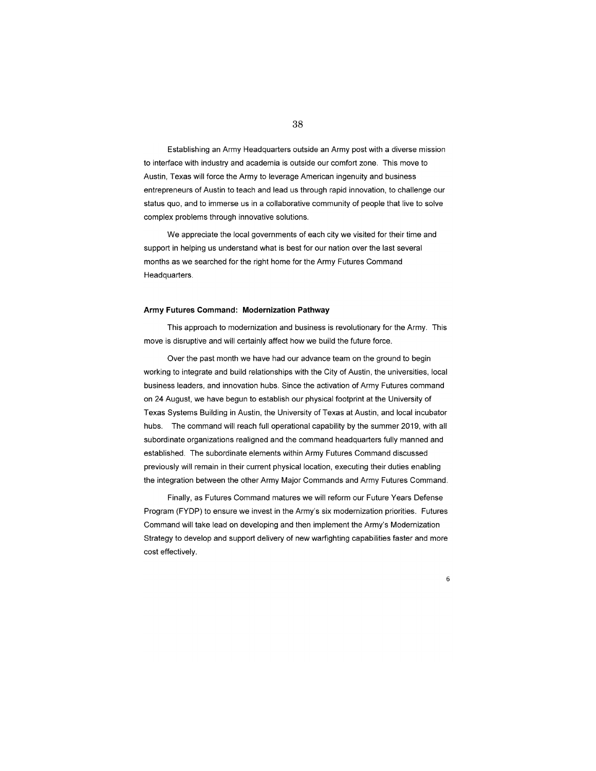Establishing an Army Headquarters outside an Army post with a diverse mission to interface with industry and academia is outside our comfort zone. This move to Austin, Texas will force the Army to leverage American ingenuity and business entrepreneurs of Austin to teach and lead us through rapid innovation, to challenge our status quo, and to immerse us in a collaborative community of people that live to solve complex problems through innovative solutions.

We appreciate the local governments of each city we visited for their time and support in helping us understand what is best for our nation over the last several months as we searched for the right home for the Army Futures Command Headquarters.

**Army Futures Command: Modernization Pathway**

This approach to modernization and business is revolutionary for the Army. This move is disruptive and will certainly affect how we build the future force.

Over the past month we have had our advance team on the ground to begin working to integrate and build relationships with the City of Austin, the universities, local business leaders, and innovation hubs. Since the activation of Army Futures command on 24 August, we have begun to establish our physical footprint at the University of Texas Systems Building in Austin, the University of Texas at Austin, and local incubator hubs. The command will reach full operational capability by the summer 2019, with all subordinate organizations realigned and the command headquarters fully manned and established. The subordinate elements within Army Futures Command discussed previously will remain in their current physical location, executing their duties enabling the integration between the other Army Major Commands and Army Futures Command.

Finally, as Futures Command matures we will reform our Future Years Defense Program (FYDP) to ensure we invest in the Army's six modernization priorities. Futures Command will take lead on developing and then implement the Army's Modernization Strategy to develop and support delivery of new warfighting capabilities faster and more cost effectively.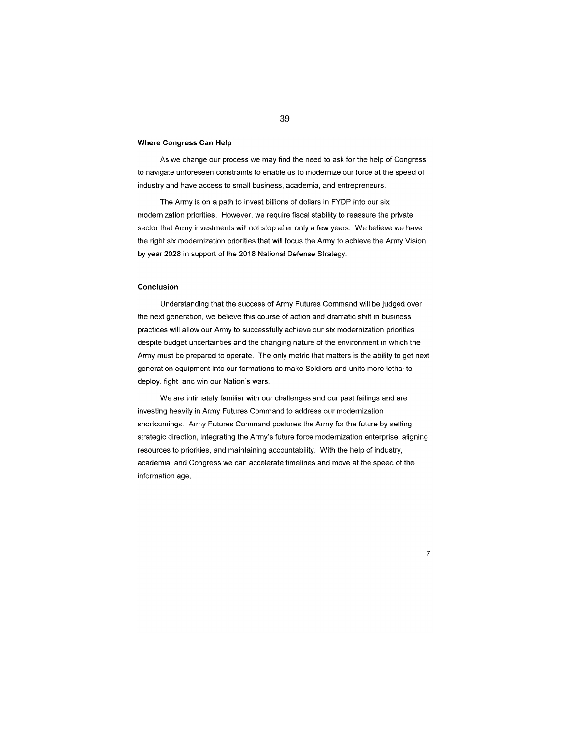### Where Congress Can Help

As we change our process we may find the need to ask for the help of Congress to navigate unforeseen constraints to enable us to modernize our force at the speed of industry and have access to small business, academia, and entrepreneurs.

The Army is on a path to invest billions of dollars in FYDP into our six modernization priorities. However, we require fiscal stability to reassure the private sector that Army investments will not stop after only a few years. We believe we have the right six modernization priorities that will focus the Army to achieve the Army Vision by year 2028 in support of the 2018 National Defense Strategy.

### Conclusion

Understanding that the success of Army Futures Command will be judged over the next generation, we believe this course of action and dramatic shift in business practices will allow our Army to successfully achieve our six modernization priorities despite budget uncertainties and the changing nature of the environment in which the Army must be prepared to operate. The only metric that matters is the ability to get next generation equipment into our formations to make Soldiers and units more lethal to deploy, fight, and win our Nation's wars.

We are intimately familiar with our challenges and our past failings and are investing heavily in Army Futures Command to address our modernization shortcomings. Army Futures Command postures the Army for the future by setting strategic direction, integrating the Army's future force modernization enterprise, aligning resources to priorities, and maintaining accountability. With the help of industry, academia, and Congress we can accelerate timelines and move at the speed of the information age.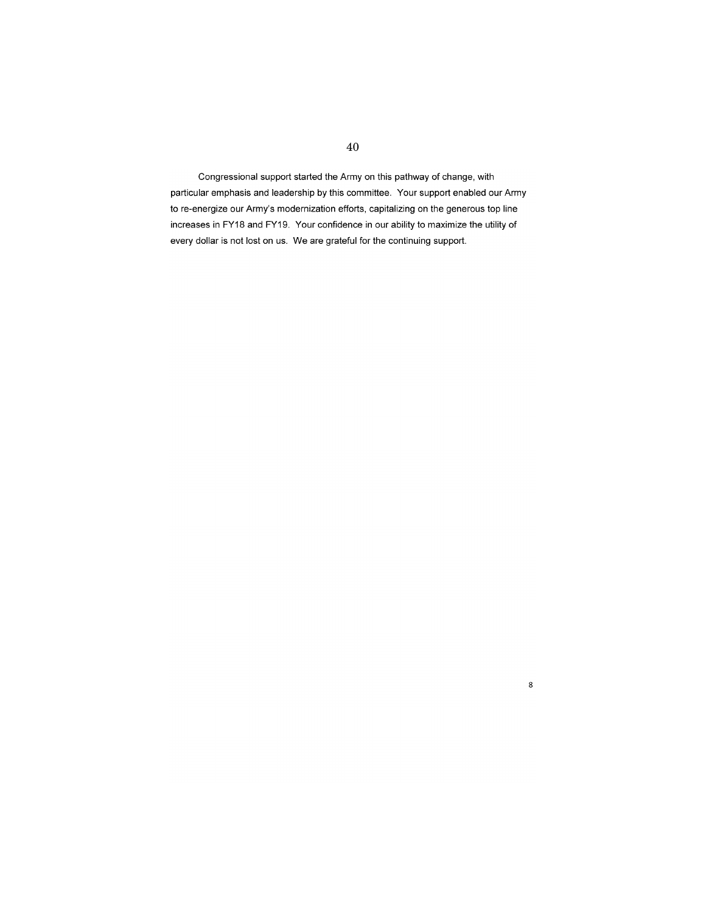Congressional support started the Army on this pathway of change, with particular emphasis and leadership by this committee. Your support enabled our Army to re-energize our Army's modernization efforts, capitalizing on the generous top line increases in FY18 and FY19. Your confidence in our ability to maximize the utility of every dollar is not lost on us. We are grateful for the continuing support.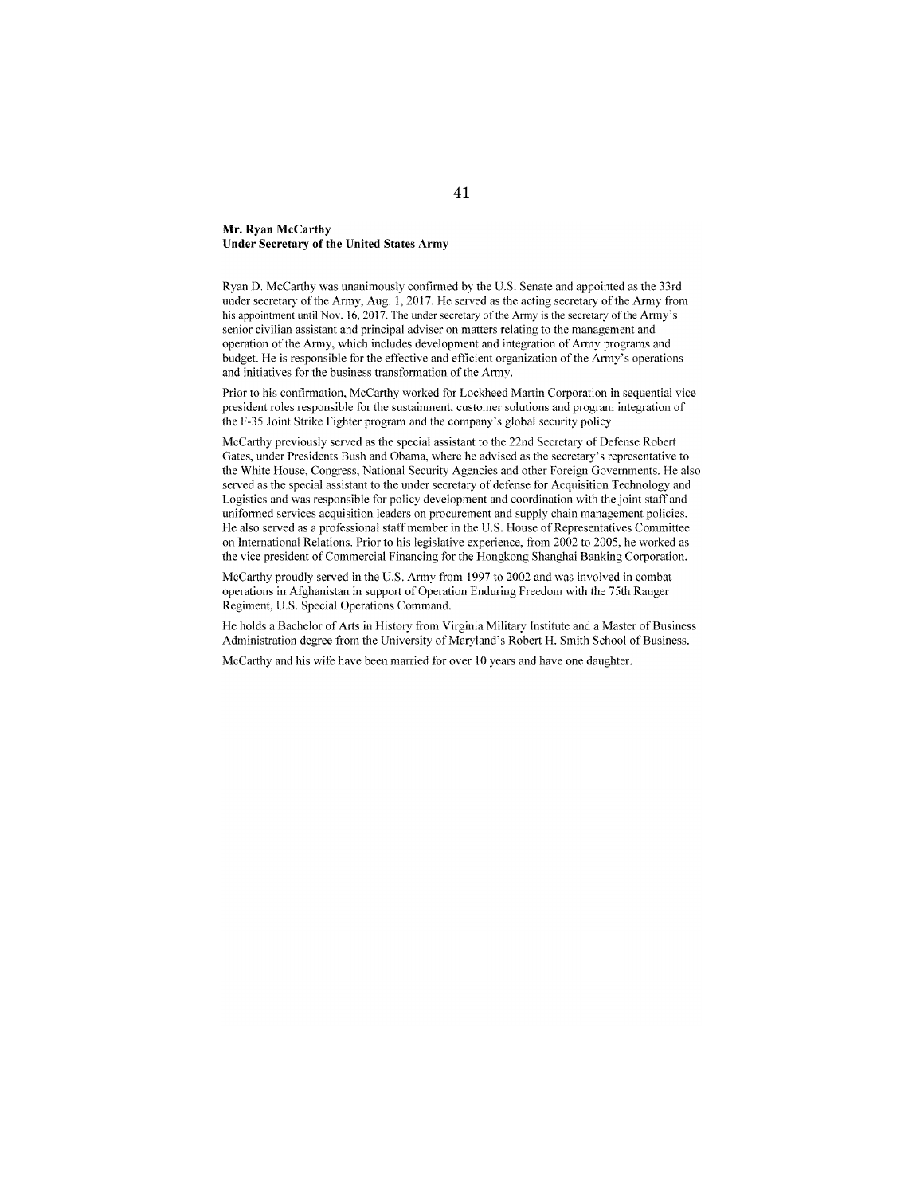**Mr. Ryan McCarthy**
**Under Secretary of the United States Army**

Ryan D. McCarthy was unanimously confirmed by the U.S. Senate and appointed as the 33rd under secretary of the Army, Aug. 1, 2017. He served as the acting secretary of the Army from his appointment until Nov. 16, 2017. The under secretary of the Army is the secretary of the Army's senior civilian assistant and principal adviser on matters relating to the management and operation of the Army, which includes development and integration of Army programs and budget. He is responsible for the effective and efficient organization of the Army's operations and initiatives for the business transformation of the Army.

Prior to his confirmation, McCarthy worked for Lockheed Martin Corporation in sequential vice president roles responsible for the sustainment, customer solutions and program integration of the F-35 Joint Strike Fighter program and the company's global security policy.

McCarthy previously served as the special assistant to the 22nd Secretary of Defense Robert Gates, under Presidents Bush and Obama, where he advised as the secretary's representative to the White House, Congress, National Security Agencies and other Foreign Governments. He also served as the special assistant to the under secretary of defense for Acquisition Technology and Logistics and was responsible for policy development and coordination with the joint staff and uniformed services acquisition leaders on procurement and supply chain management policies. He also served as a professional staff member in the U.S. House of Representatives Committee on International Relations. Prior to his legislative experience, from 2002 to 2005, he worked as the vice president of Commercial Financing for the Hongkong Shanghai Banking Corporation.

McCarthy proudly served in the U.S. Army from 1997 to 2002 and was involved in combat operations in Afghanistan in support of Operation Enduring Freedom with the 75th Ranger Regiment, U.S. Special Operations Command.

He holds a Bachelor of Arts in History from Virginia Military Institute and a Master of Business Administration degree from the University of Maryland's Robert H. Smith School of Business.

McCarthy and his wife have been married for over 10 years and have one daughter.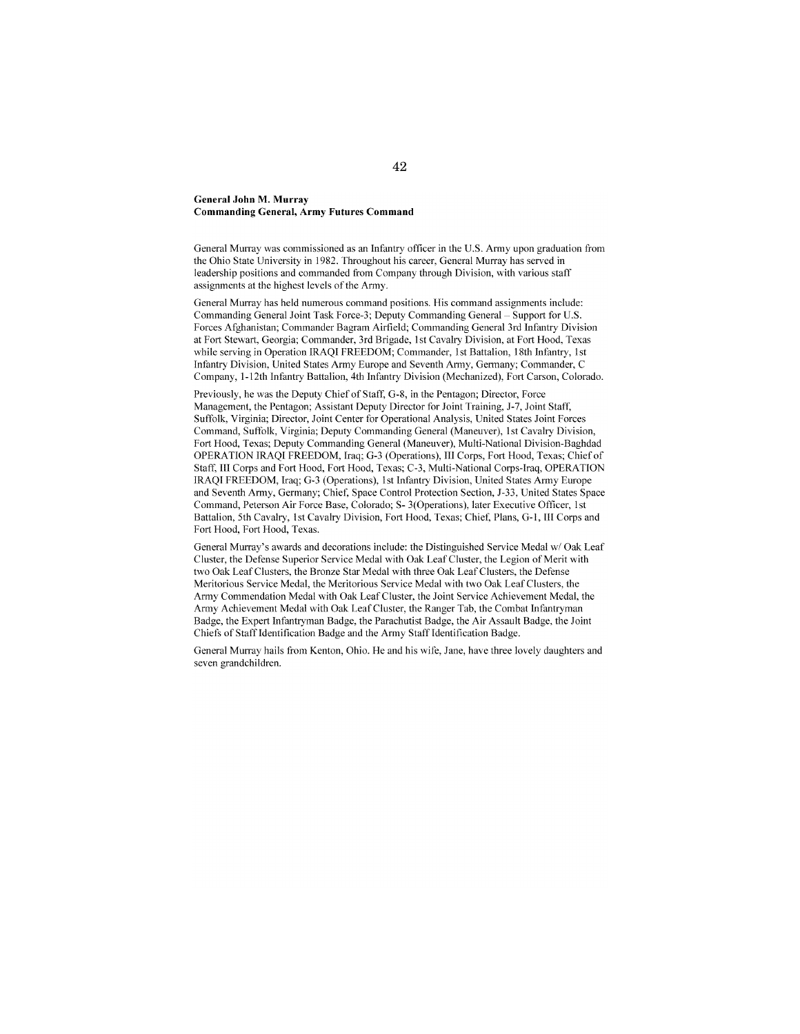**General John M. Murray**
**Commanding General, Army Futures Command**

General Murray was commissioned as an Infantry officer in the U.S. Army upon graduation from the Ohio State University in 1982. Throughout his career, General Murray has served in leadership positions and commanded from Company through Division, with various staff assignments at the highest levels of the Army.

General Murray has held numerous command positions. His command assignments include: Commanding General Joint Task Force-3; Deputy Commanding General – Support for U.S. Forces Afghanistan; Commander Bagram Airfield; Commanding General 3rd Infantry Division at Fort Stewart, Georgia; Commander, 3rd Brigade, 1st Cavalry Division, at Fort Hood, Texas while serving in Operation IRAQI FREEDOM; Commander, 1st Battalion, 18th Infantry, 1st Infantry Division, United States Army Europe and Seventh Army, Germany; Commander, C Company, 1-12th Infantry Battalion, 4th Infantry Division (Mechanized), Fort Carson, Colorado.

Previously, he was the Deputy Chief of Staff, G-8, in the Pentagon; Director, Force Management, the Pentagon; Assistant Deputy Director for Joint Training, J-7, Joint Staff, Suffolk, Virginia; Director, Joint Center for Operational Analysis, United States Joint Forces Command, Suffolk, Virginia; Deputy Commanding General (Maneuver), 1st Cavalry Division, Fort Hood, Texas; Deputy Commanding General (Maneuver), Multi-National Division-Baghdad OPERATION IRAQI FREEDOM, Iraq; G-3 (Operations), III Corps, Fort Hood, Texas; Chief of Staff, III Corps and Fort Hood, Fort Hood, Texas; C-3, Multi-National Corps-Iraq, OPERATION IRAQI FREEDOM, Iraq; G-3 (Operations), 1st Infantry Division, United States Army Europe and Seventh Army, Germany; Chief, Space Control Protection Section, J-33, United States Space Command, Peterson Air Force Base, Colorado; S- 3(Operations), later Executive Officer, 1st Battalion, 5th Cavalry, 1st Cavalry Division, Fort Hood, Texas; Chief, Plans, G-1, III Corps and Fort Hood, Fort Hood, Texas.

General Murray's awards and decorations include: the Distinguished Service Medal w/ Oak Leaf Cluster, the Defense Superior Service Medal with Oak Leaf Cluster, the Legion of Merit with two Oak Leaf Clusters, the Bronze Star Medal with three Oak Leaf Clusters, the Defense Meritorious Service Medal, the Meritorious Service Medal with two Oak Leaf Clusters, the Army Commendation Medal with Oak Leaf Cluster, the Joint Service Achievement Medal, the Army Achievement Medal with Oak Leaf Cluster, the Ranger Tab, the Combat Infantryman Badge, the Expert Infantryman Badge, the Parachutist Badge, the Air Assault Badge, the Joint Chiefs of Staff Identification Badge and the Army Staff Identification Badge.

General Murray hails from Kenton, Ohio. He and his wife, Jane, have three lovely daughters and seven grandchildren.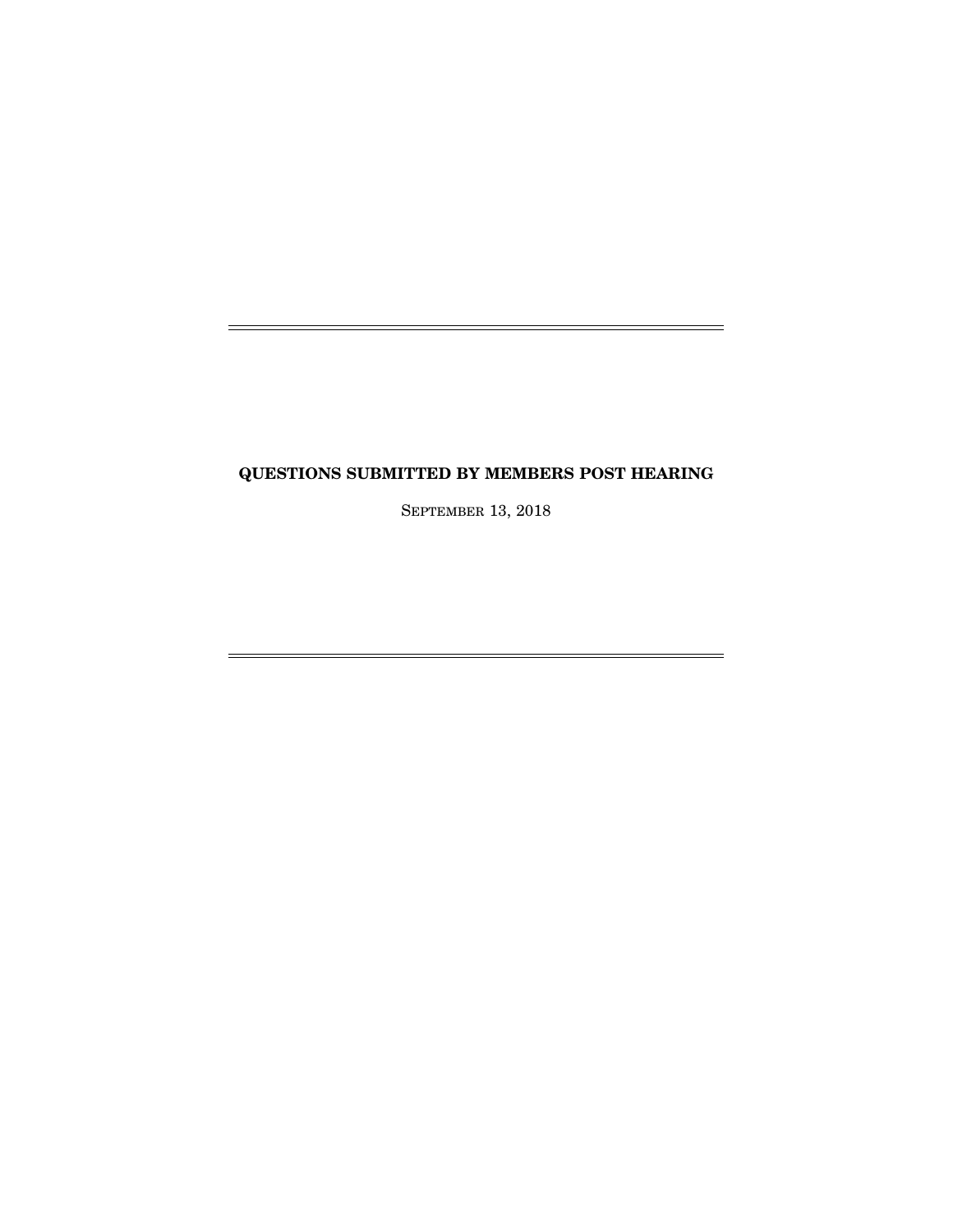# QUESTIONS SUBMITTED BY MEMBERS POST HEARING

September 13, 2018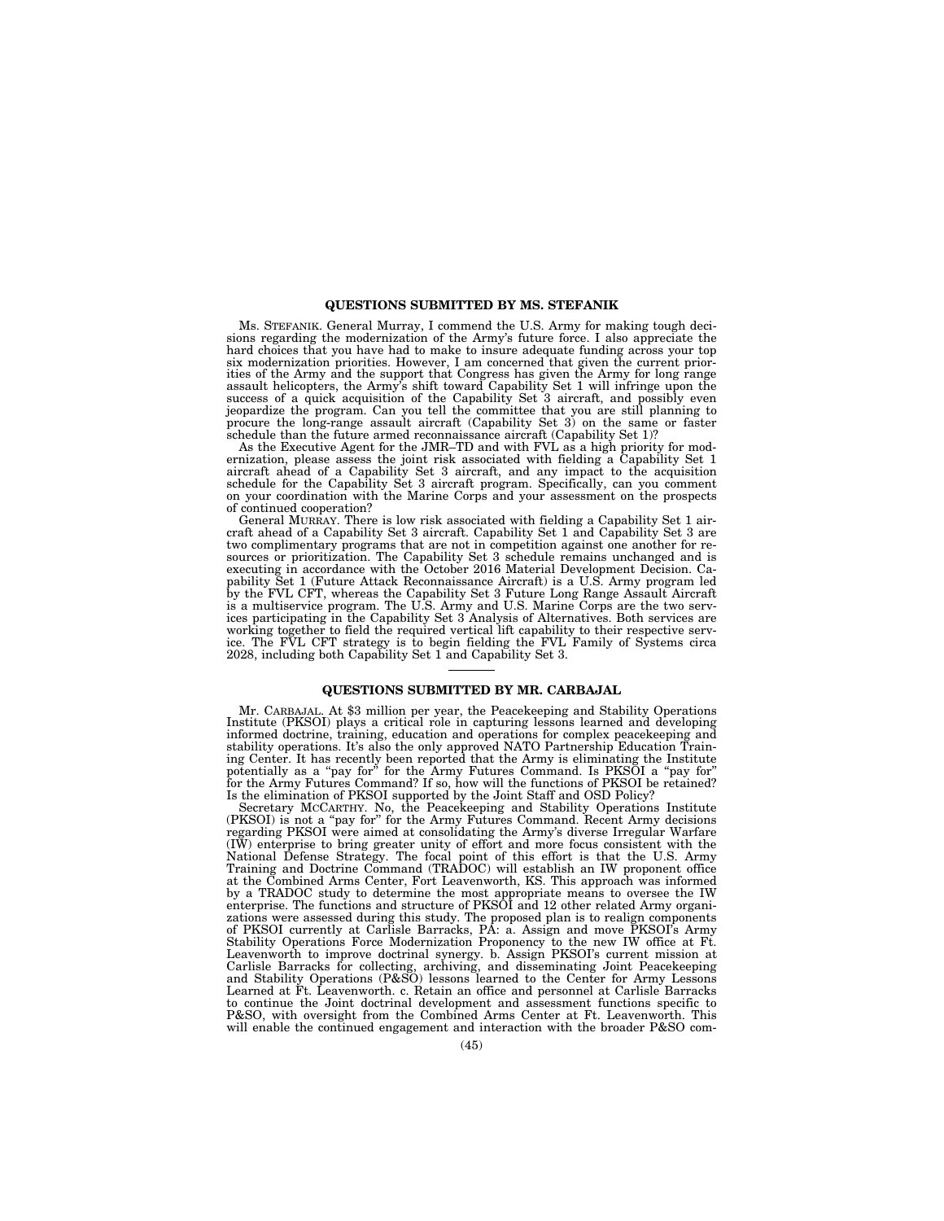## QUESTIONS SUBMITTED BY MS. STEFANIK

Ms. STEFANIK. General Murray, I commend the U.S. Army for making tough decisions regarding the modernization of the Army's future force. I also appreciate the hard choices that you have had to make to insure adequate funding across your top six modernization priorities. However, I am concerned that given the current priorities of the Army and the support that Congress has given the Army for long range assault helicopters, the Army's shift toward Capability Set 1 will infringe upon the success of a quick acquisition of the Capability Set 3 aircraft, and possibly even jeopardize the program. Can you tell the committee that you are still planning to procure the long-range assault aircraft (Capability Set 3) on the same or faster schedule than the future armed reconnaissance aircraft (Capability Set 1)?

As the Executive Agent for the JMR–TD and with FVL as a high priority for modernization, please assess the joint risk associated with fielding a Capability Set 1 aircraft ahead of a Capability Set 3 aircraft, and any impact to the acquisition schedule for the Capability Set 3 aircraft program. Specifically, can you comment on your coordination with the Marine Corps and your assessment on the prospects of continued cooperation?

General MURRAY. There is low risk associated with fielding a Capability Set 1 aircraft ahead of a Capability Set 3 aircraft. Capability Set 1 and Capability Set 3 are two complimentary programs that are not in competition against one another for resources or prioritization. The Capability Set 3 schedule remains unchanged and is executing in accordance with the October 2016 Material Development Decision. Capability Set 1 (Future Attack Reconnaissance Aircraft) is a U.S. Army program led by the FVL CFT, whereas the Capability Set 3 Future Long Range Assault Aircraft is a multiservice program. The U.S. Army and U.S. Marine Corps are the two services participating in the Capability Set 3 Analysis of Alternatives. Both services are working together to field the required vertical lift capability to their respective service. The FVL CFT strategy is to begin fielding the FVL Family of Systems circa 2028, including both Capability Set 1 and Capability Set 3.

## QUESTIONS SUBMITTED BY MR. CARBAJAL

Mr. CARBAJAL. At $3 million per year, the Peacekeeping and Stability Operations Institute (PKSOI) plays a critical role in capturing lessons learned and developing informed doctrine, training, education and operations for complex peacekeeping and stability operations. It's also the only approved NATO Partnership Education Training Center. It has recently been reported that the Army is eliminating the Institute potentially as a "pay for" for the Army Futures Command. Is PKSOI a "pay for" for the Army Futures Command? If so, how will the functions of PKSOI be retained? Is the elimination of PKSOI supported by the Joint Staff and OSD Policy?

Secretary MCCARTHY. No, the Peacekeeping and Stability Operations Institute (PKSOI) is not a "pay for" for the Army Futures Command. Recent Army decisions regarding PKSOI were aimed at consolidating the Army's diverse Irregular Warfare (IW) enterprise to bring greater unity of effort and more focus consistent with the National Defense Strategy. The focal point of this effort is that the U.S. Army Training and Doctrine Command (TRADOC) will establish an IW proponent office at the Combined Arms Center, Fort Leavenworth, KS. This approach was informed by a TRADOC study to determine the most appropriate means to oversee the IW enterprise. The functions and structure of PKSOI and 12 other related Army organizations were assessed during this study. The proposed plan is to realign components of PKSOI currently at Carlisle Barracks, PA: a. Assign and move PKSOI's Army Stability Operations Force Modernization Proponency to the new IW office at Ft. Leavenworth to improve doctrinal synergy. b. Assign PKSOI's current mission at Carlisle Barracks for collecting, archiving, and disseminating Joint Peacekeeping and Stability Operations (P&SO) lessons learned to the Center for Army Lessons Learned at Ft. Leavenworth. c. Retain an office and personnel at Carlisle Barracks to continue the Joint doctrinal development and assessment functions specific to P&SO, with oversight from the Combined Arms Center at Ft. Leavenworth. This will enable the continued engagement and interaction with the broader P&SO com-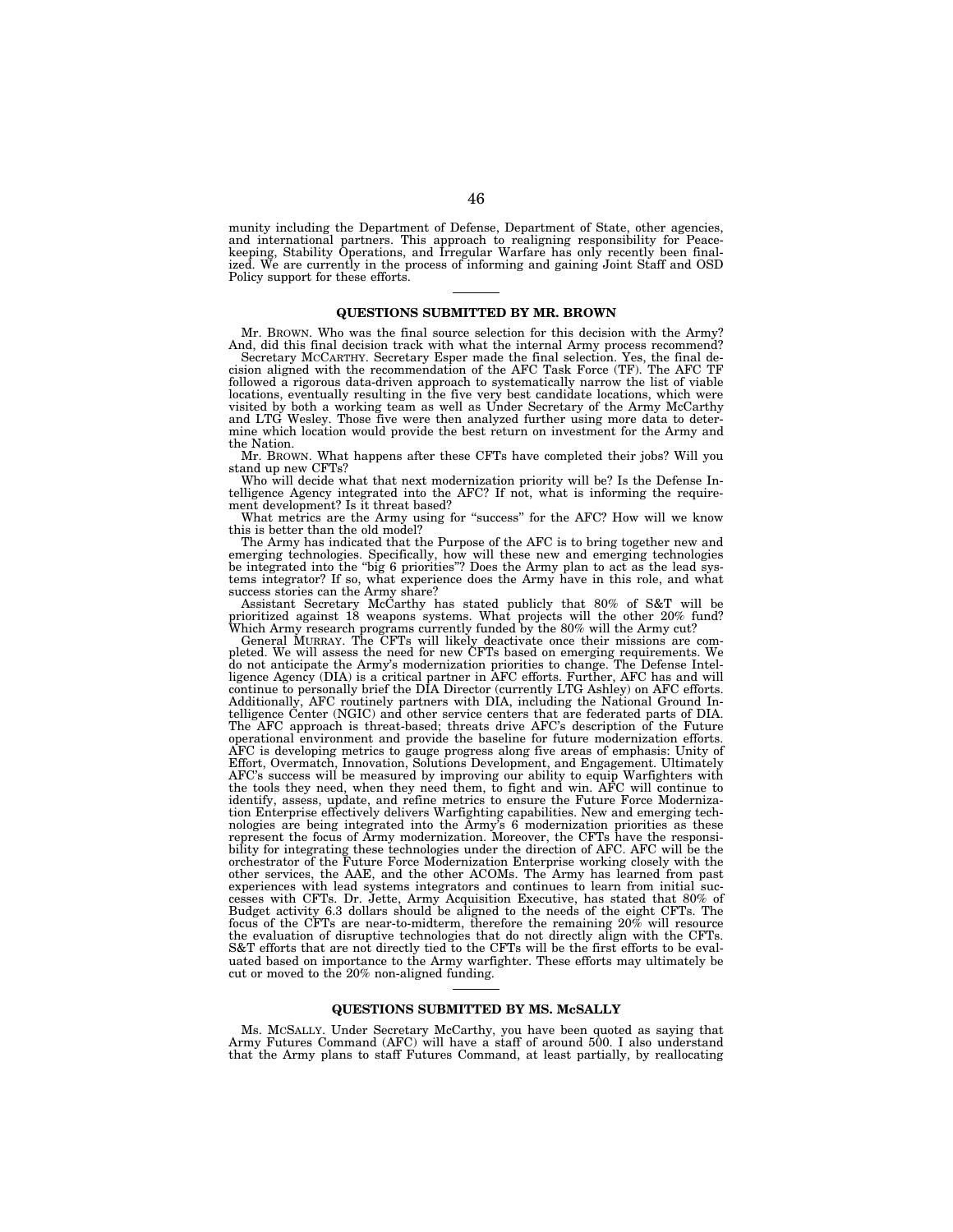munity including the Department of Defense, Department of State, other agencies, and international partners. This approach to realigning responsibility for Peacekeeping, Stability Operations, and Irregular Warfare has only recently been finalized. We are currently in the process of informing and gaining Joint Staff and OSD Policy support for these efforts.

---

## QUESTIONS SUBMITTED BY MR. BROWN

Mr. BROWN. Who was the final source selection for this decision with the Army? And, did this final decision track with what the internal Army process recommend?

Secretary MCCARTHY. Secretary Esper made the final selection. Yes, the final decision aligned with the recommendation of the AFC Task Force (TF). The AFC TF followed a rigorous data-driven approach to systematically narrow the list of viable locations, eventually resulting in the five very best candidate locations, which were visited by both a working team as well as Under Secretary of the Army McCarthy and LTG Wesley. Those five were then analyzed further using more data to determine which location would provide the best return on investment for the Army and the Nation.

Mr. BROWN. What happens after these CFTs have completed their jobs? Will you stand up new CFTs?

Who will decide what that next modernization priority will be? Is the Defense Intelligence Agency integrated into the AFC? If not, what is informing the requirement development? Is it threat based?

What metrics are the Army using for "success" for the AFC? How will we know this is better than the old model?

The Army has indicated that the Purpose of the AFC is to bring together new and emerging technologies. Specifically, how will these new and emerging technologies be integrated into the "big 6 priorities"? Does the Army plan to act as the lead systems integrator? If so, what experience does the Army have in this role, and what success stories can the Army share?

Assistant Secretary McCarthy has stated publicly that 80% of S&T will be prioritized against 18 weapons systems. What projects will the other 20% fund? Which Army research programs currently funded by the 80% will the Army cut?

General MURRAY. The CFTs will likely deactivate once their missions are completed. We will assess the need for new CFTs based on emerging requirements. We do not anticipate the Army's modernization priorities to change. The Defense Intelligence Agency (DIA) is a critical partner in AFC efforts. Further, AFC has and will continue to personally brief the DIA Director (currently LTG Ashley) on AFC efforts. Additionally, AFC routinely partners with DIA, including the National Ground Intelligence Center (NGIC) and other service centers that are federated parts of DIA. The AFC approach is threat-based; threats drive AFC's description of the Future operational environment and provide the baseline for future modernization efforts. AFC is developing metrics to gauge progress along five areas of emphasis: Unity of Effort, Overmatch, Innovation, Solutions Development, and Engagement. Ultimately AFC's success will be measured by improving our ability to equip Warfighters with the tools they need, when they need them, to fight and win. AFC will continue to identify, assess, update, and refine metrics to ensure the Future Force Modernization Enterprise effectively delivers Warfighting capabilities. New and emerging technologies are being integrated into the Army's 6 modernization priorities as these represent the focus of Army modernization. Moreover, the CFTs have the responsibility for integrating these technologies under the direction of AFC. AFC will be the orchestrator of the Future Force Modernization Enterprise working closely with the other services, the AAE, and the other ACOMs. The Army has learned from past experiences with lead systems integrators and continues to learn from initial successes with CFTs. Dr. Jette, Army Acquisition Executive, has stated that 80% of Budget activity 6.3 dollars should be aligned to the needs of the eight CFTs. The focus of the CFTs are near-to-midterm, therefore the remaining 20% will resource the evaluation of disruptive technologies that do not directly align with the CFTs. S&T efforts that are not directly tied to the CFTs will be the first efforts to be evaluated based on importance to the Army warfighter. These efforts may ultimately be cut or moved to the 20% non-aligned funding.

---

## QUESTIONS SUBMITTED BY MS. McSALLY

Ms. MCSALLY. Under Secretary McCarthy, you have been quoted as saying that Army Futures Command (AFC) will have a staff of around 500. I also understand that the Army plans to staff Futures Command, at least partially, by reallocating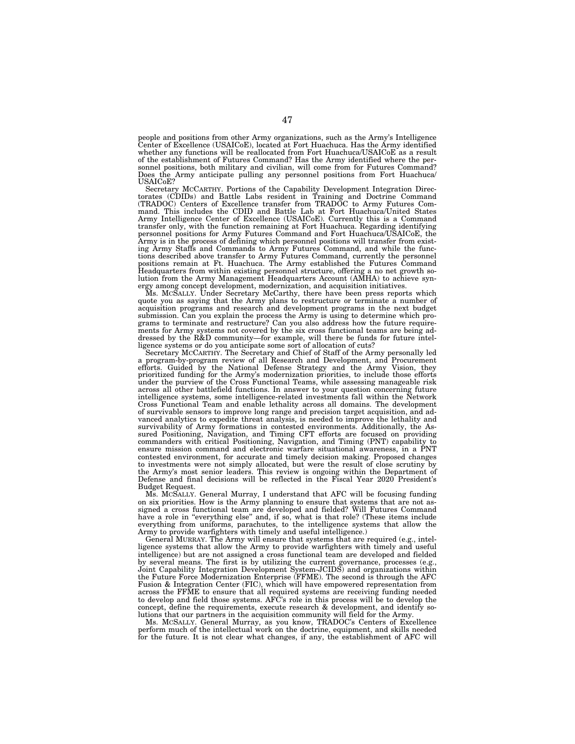people and positions from other Army organizations, such as the Army's Intelligence Center of Excellence (USAICoE), located at Fort Huachuca. Has the Army identified whether any functions will be reallocated from Fort Huachuca/USAICoE as a result of the establishment of Futures Command? Has the Army identified where the personnel positions, both military and civilian, will come from for Futures Command? Does the Army anticipate pulling any personnel positions from Fort Huachuca/USAICoE?

Secretary MCCARTHY. Portions of the Capability Development Integration Directorates (CDIDs) and Battle Labs resident in Training and Doctrine Command (TRADOC) Centers of Excellence transfer from TRADOC to Army Futures Command. This includes the CDID and Battle Lab at Fort Huachuca/United States Army Intelligence Center of Excellence (USAICoE). Currently this is a Command transfer only, with the function remaining at Fort Huachuca. Regarding identifying personnel positions for Army Futures Command and Fort Huachuca/USAICoE, the Army is in the process of defining which personnel positions will transfer from existing Army Staffs and Commands to Army Futures Command, and while the functions described above transfer to Army Futures Command, currently the personnel positions remain at Ft. Huachuca. The Army established the Futures Command Headquarters from within existing personnel structure, offering a no net growth solution from the Army Management Headquarters Account (AMHA) to achieve synergy among concept development, modernization, and acquisition initiatives.

Ms. MCSALLY. Under Secretary McCarthy, there have been press reports which quote you as saying that the Army plans to restructure or terminate a number of acquisition programs and research and development programs in the next budget submission. Can you explain the process the Army is using to determine which programs to terminate and restructure? Can you also address how the future requirements for Army systems not covered by the six cross functional teams are being addressed by the R&D community—for example, will there be funds for future intelligence systems or do you anticipate some sort of allocation of cuts?

Secretary MCCARTHY. The Secretary and Chief of Staff of the Army personally led a program-by-program review of all Research and Development, and Procurement efforts. Guided by the National Defense Strategy and the Army Vision, they prioritized funding for the Army's modernization priorities, to include those efforts under the purview of the Cross Functional Teams, while assessing manageable risk across all other battlefield functions. In answer to your question concerning future intelligence systems, some intelligence-related investments fall within the Network Cross Functional Team and enable lethality across all domains. The development of survivable sensors to improve long range and precision target acquisition, and advanced analytics to expedite threat analysis, is needed to improve the lethality and survivability of Army formations in contested environments. Additionally, the Assured Positioning, Navigation, and Timing CFT efforts are focused on providing commanders with critical Positioning, Navigation, and Timing (PNT) capability to ensure mission command and electronic warfare situational awareness, in a PNT contested environment, for accurate and timely decision making. Proposed changes to investments were not simply allocated, but were the result of close scrutiny by the Army's most senior leaders. This review is ongoing within the Department of Defense and final decisions will be reflected in the Fiscal Year 2020 President's Budget Request.

Ms. MCSALLY. General Murray, I understand that AFC will be focusing funding on six priorities. How is the Army planning to ensure that systems that are not assigned a cross functional team are developed and fielded? Will Futures Command have a role in "everything else" and, if so, what is that role? (These items include everything from uniforms, parachutes, to the intelligence systems that allow the Army to provide warfighters with timely and useful intelligence.)

General MURRAY. The Army will ensure that systems that are required (e.g., intelligence systems that allow the Army to provide warfighters with timely and useful intelligence) but are not assigned a cross functional team are developed and fielded by several means. The first is by utilizing the current governance, processes (e.g., Joint Capability Integration Development System-JCIDS) and organizations within the Future Force Modernization Enterprise (FFME). The second is through the AFC Fusion & Integration Center (FIC), which will have empowered representation from across the FFME to ensure that all required systems are receiving funding needed to develop and field those systems. AFC's role in this process will be to develop the concept, define the requirements, execute research & development, and identify solutions that our partners in the acquisition community will field for the Army.

Ms. MCSALLY. General Murray, as you know, TRADOC's Centers of Excellence perform much of the intellectual work on the doctrine, equipment, and skills needed for the future. It is not clear what changes, if any, the establishment of AFC will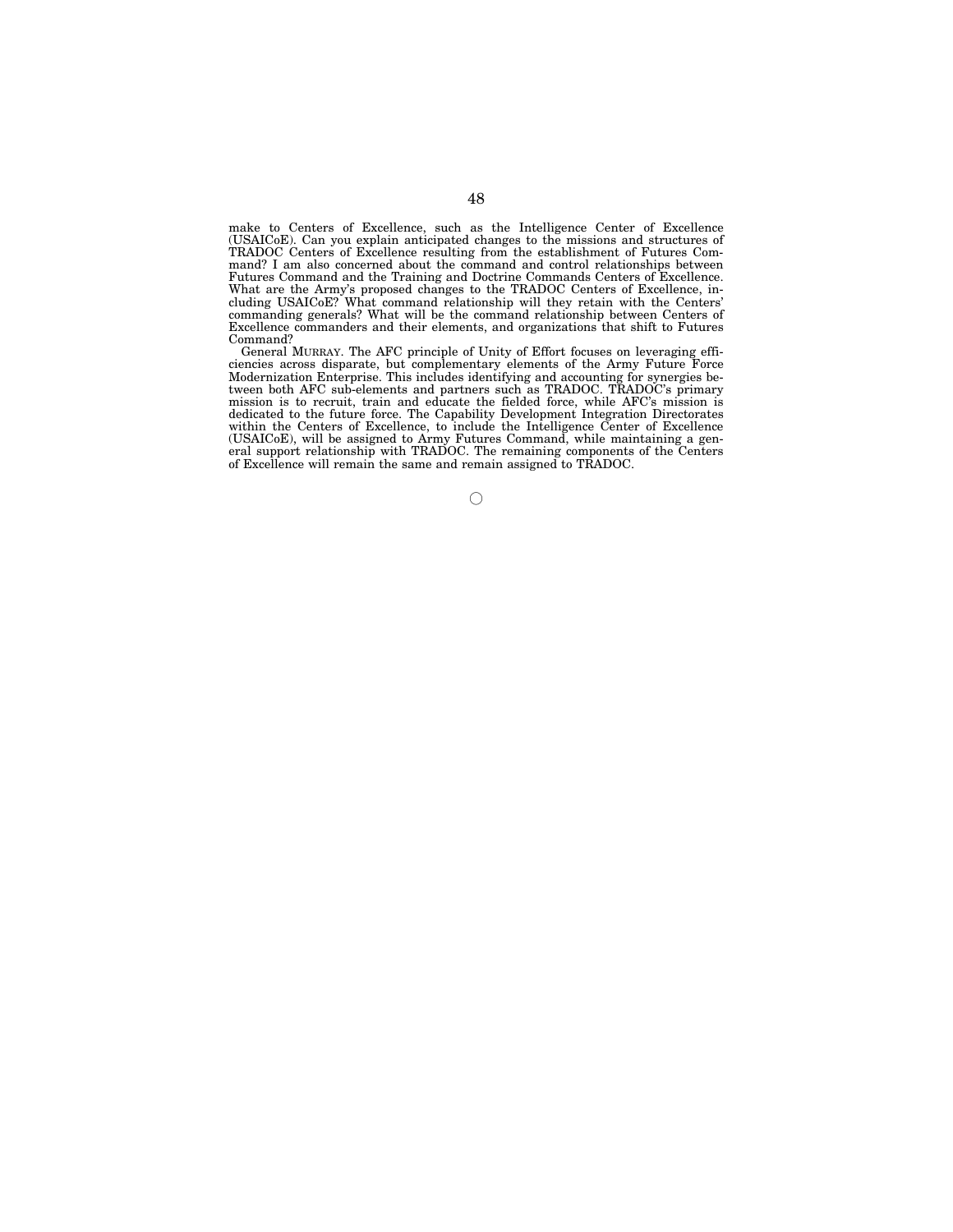make to Centers of Excellence, such as the Intelligence Center of Excellence (USAICoE). Can you explain anticipated changes to the missions and structures of TRADOC Centers of Excellence resulting from the establishment of Futures Command? I am also concerned about the command and control relationships between Futures Command and the Training and Doctrine Commands Centers of Excellence. What are the Army's proposed changes to the TRADOC Centers of Excellence, including USAICoE? What command relationship will they retain with the Centers' commanding generals? What will be the command relationship between Centers of Excellence commanders and their elements, and organizations that shift to Futures Command?

General MURRAY. The AFC principle of Unity of Effort focuses on leveraging efficiencies across disparate, but complementary elements of the Army Future Force Modernization Enterprise. This includes identifying and accounting for synergies between both AFC sub-elements and partners such as TRADOC. TRADOC's primary mission is to recruit, train and educate the fielded force, while AFC's mission is dedicated to the future force. The Capability Development Integration Directorates within the Centers of Excellence, to include the Intelligence Center of Excellence (USAICoE), will be assigned to Army Futures Command, while maintaining a general support relationship with TRADOC. The remaining components of the Centers of Excellence will remain the same and remain assigned to TRADOC.

○